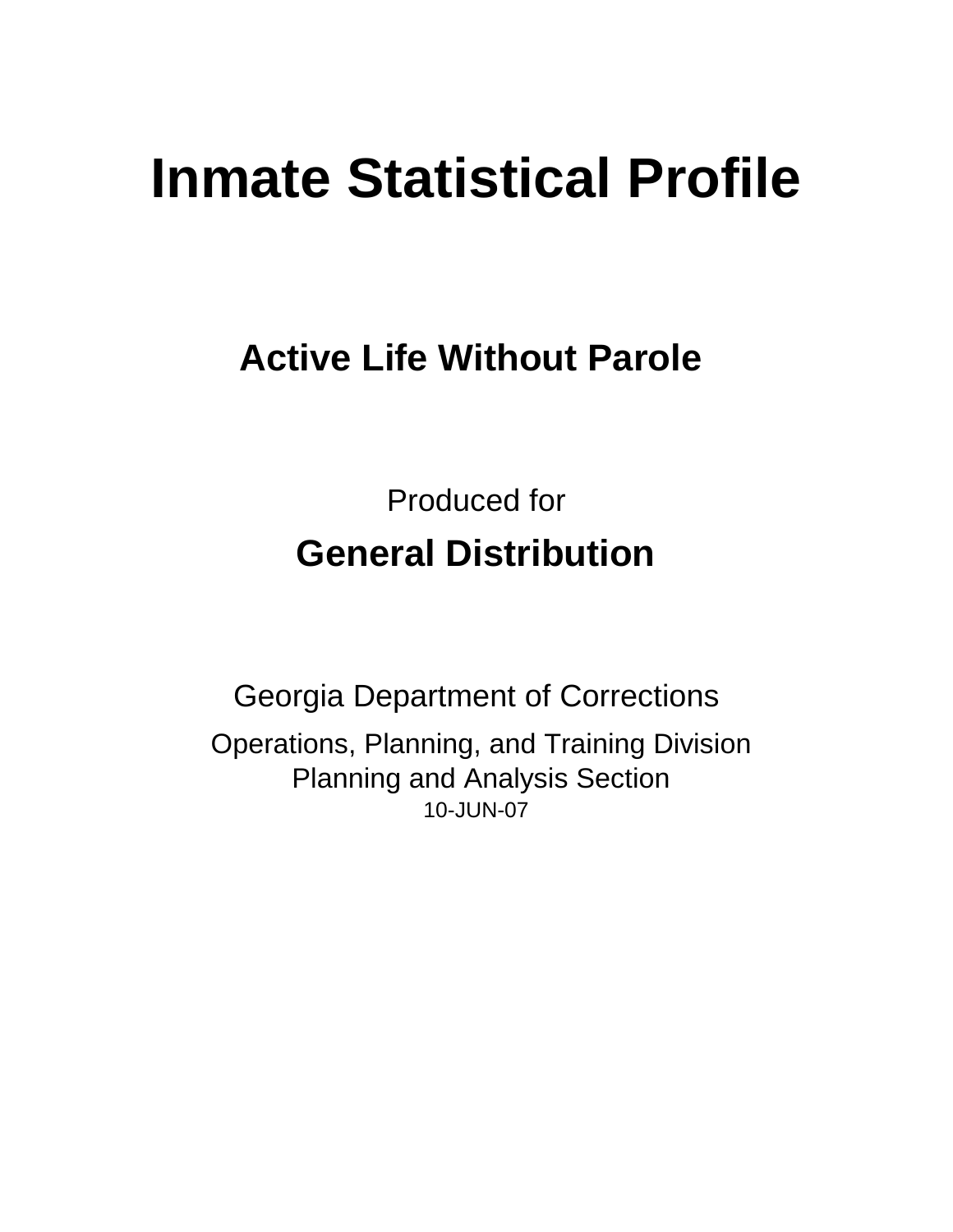# Inmate Statistical Profile

## Active Life Without Parole

Produced for

**General Distribution**

Georgia Department of Corrections

Operations, Planning, and Training Division
Planning and Analysis Section
10-JUN-07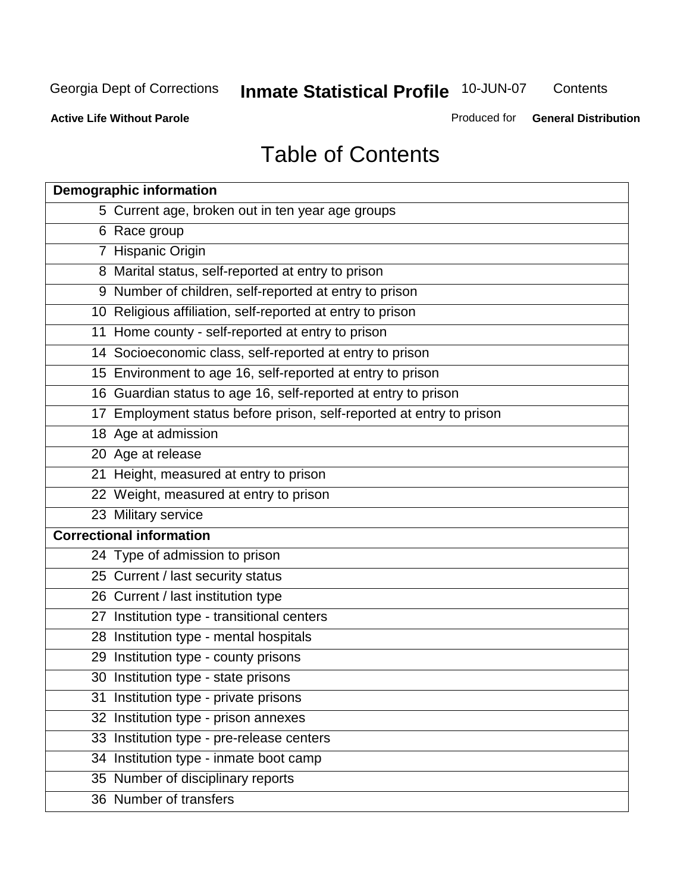# Table of Contents

| Demographic information | |
|---|---|
| 5 | Current age, broken out in ten year age groups |
| 6 | Race group |
| 7 | Hispanic Origin |
| 8 | Marital status, self-reported at entry to prison |
| 9 | Number of children, self-reported at entry to prison |
| 10 | Religious affiliation, self-reported at entry to prison |
| 11 | Home county - self-reported at entry to prison |
| 14 | Socioeconomic class, self-reported at entry to prison |
| 15 | Environment to age 16, self-reported at entry to prison |
| 16 | Guardian status to age 16, self-reported at entry to prison |
| 17 | Employment status before prison, self-reported at entry to prison |
| 18 | Age at admission |
| 20 | Age at release |
| 21 | Height, measured at entry to prison |
| 22 | Weight, measured at entry to prison |
| 23 | Military service |
| **Correctional information** | |
| 24 | Type of admission to prison |
| 25 | Current / last security status |
| 26 | Current / last institution type |
| 27 | Institution type - transitional centers |
| 28 | Institution type - mental hospitals |
| 29 | Institution type - county prisons |
| 30 | Institution type - state prisons |
| 31 | Institution type - private prisons |
| 32 | Institution type - prison annexes |
| 33 | Institution type - pre-release centers |
| 34 | Institution type - inmate boot camp |
| 35 | Number of disciplinary reports |
| 36 | Number of transfers |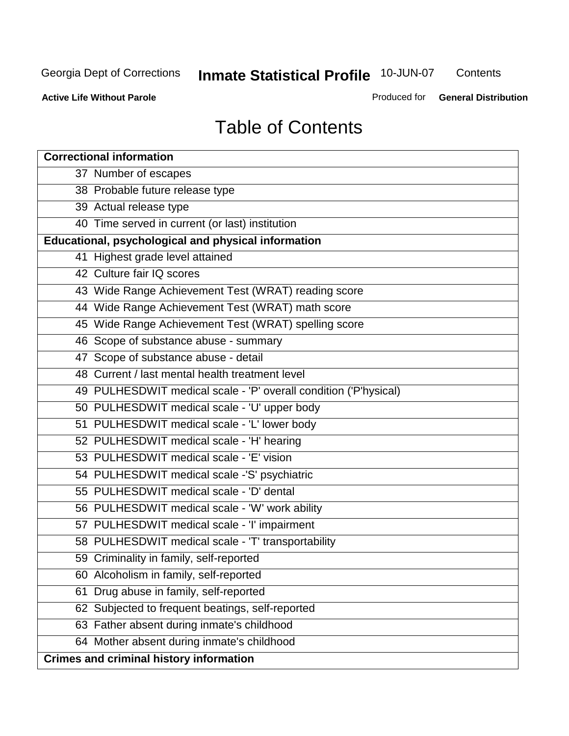# Table of Contents

| Correctional information |
|---|
| 37 Number of escapes |
| 38 Probable future release type |
| 39 Actual release type |
| 40 Time served in current (or last) institution |
| **Educational, psychological and physical information** |
| 41 Highest grade level attained |
| 42 Culture fair IQ scores |
| 43 Wide Range Achievement Test (WRAT) reading score |
| 44 Wide Range Achievement Test (WRAT) math score |
| 45 Wide Range Achievement Test (WRAT) spelling score |
| 46 Scope of substance abuse - summary |
| 47 Scope of substance abuse - detail |
| 48 Current / last mental health treatment level |
| 49 PULHESDWIT medical scale - 'P' overall condition ('P'hysical) |
| 50 PULHESDWIT medical scale - 'U' upper body |
| 51 PULHESDWIT medical scale - 'L' lower body |
| 52 PULHESDWIT medical scale - 'H' hearing |
| 53 PULHESDWIT medical scale - 'E' vision |
| 54 PULHESDWIT medical scale -'S' psychiatric |
| 55 PULHESDWIT medical scale - 'D' dental |
| 56 PULHESDWIT medical scale - 'W' work ability |
| 57 PULHESDWIT medical scale - 'I' impairment |
| 58 PULHESDWIT medical scale - 'T' transportability |
| 59 Criminality in family, self-reported |
| 60 Alcoholism in family, self-reported |
| 61 Drug abuse in family, self-reported |
| 62 Subjected to frequent beatings, self-reported |
| 63 Father absent during inmate's childhood |
| 64 Mother absent during inmate's childhood |
| **Crimes and criminal history information** |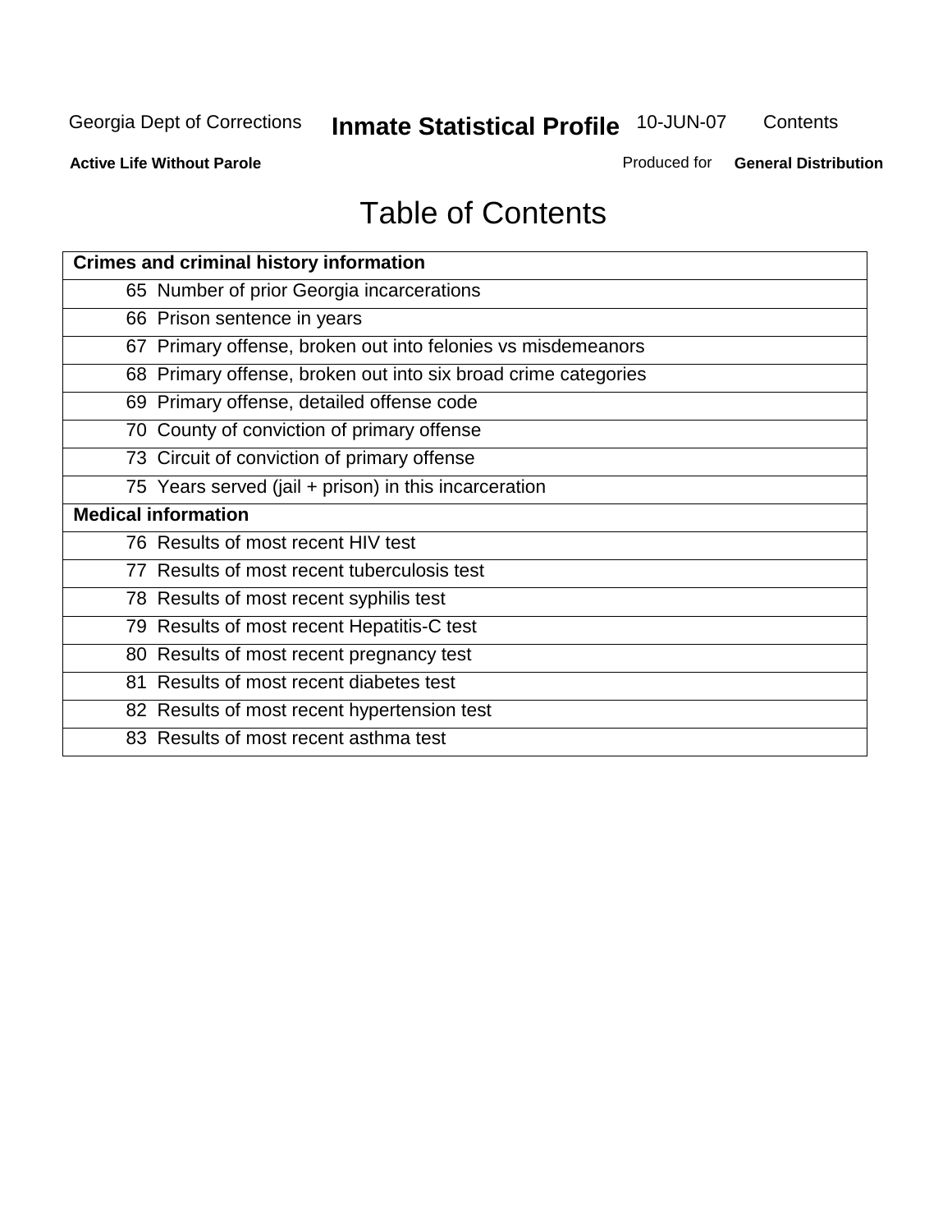# Table of Contents

| Crimes and criminal history information |
|---|
| 65 Number of prior Georgia incarcerations |
| 66 Prison sentence in years |
| 67 Primary offense, broken out into felonies vs misdemeanors |
| 68 Primary offense, broken out into six broad crime categories |
| 69 Primary offense, detailed offense code |
| 70 County of conviction of primary offense |
| 73 Circuit of conviction of primary offense |
| 75 Years served (jail + prison) in this incarceration |
| **Medical information** |
| 76 Results of most recent HIV test |
| 77 Results of most recent tuberculosis test |
| 78 Results of most recent syphilis test |
| 79 Results of most recent Hepatitis-C test |
| 80 Results of most recent pregnancy test |
| 81 Results of most recent diabetes test |
| 82 Results of most recent hypertension test |
| 83 Results of most recent asthma test |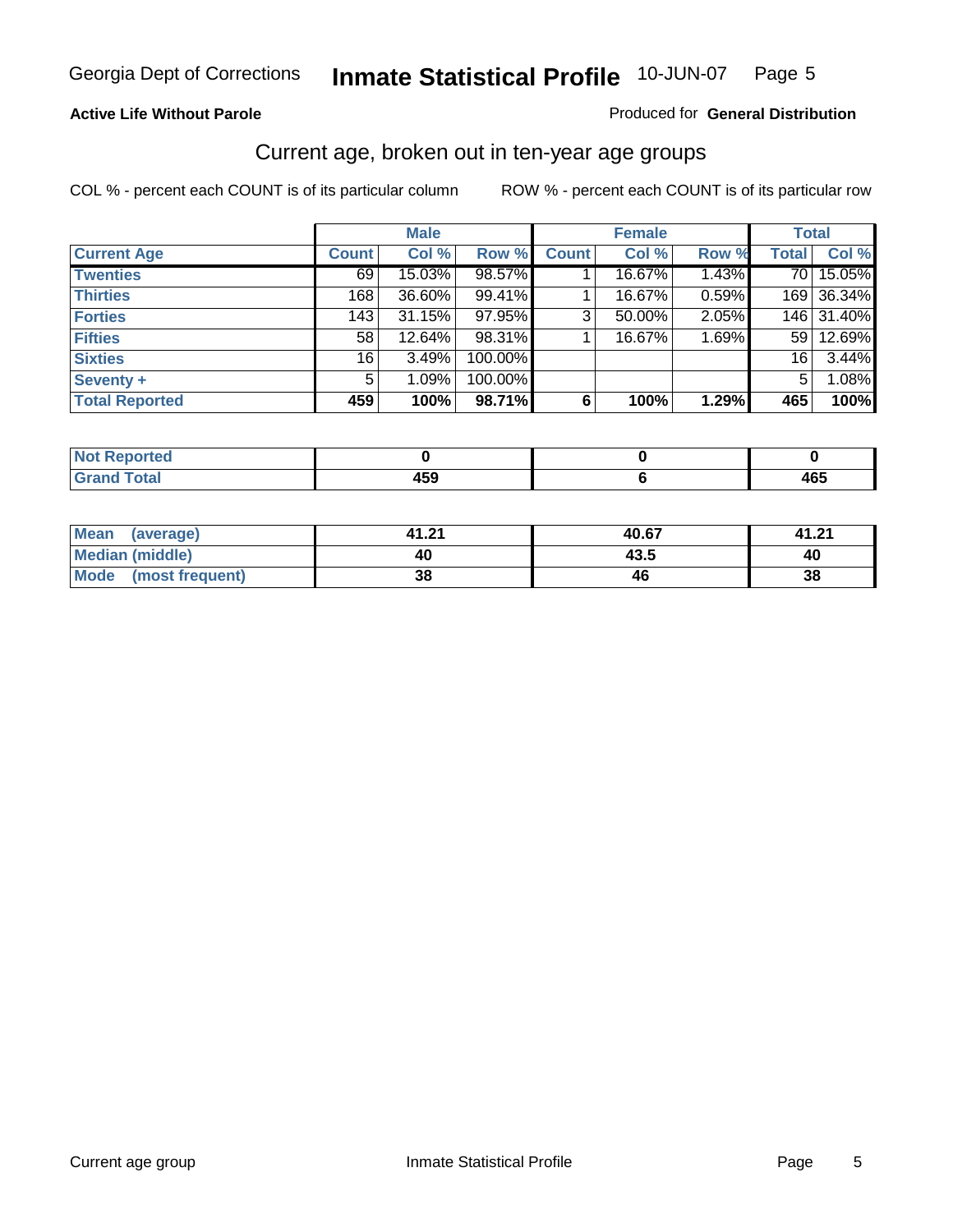Georgia Dept of Corrections **Inmate Statistical Profile** 10-JUN-07

**Active Life Without Parole**

Produced for **General Distribution**

## Current age, broken out in ten-year age groups

COL % - percent each COUNT is of its particular column ROW % - percent each COUNT is of its particular row

| | Male | | | Female | | | Total | |
|---|---|---|---|---|---|---|---|---|
| **Current Age** | **Count** | **Col %** | **Row %** | **Count** | **Col %** | **Row %** | **Total** | **Col %** |
| **Twenties** | 69 | 15.03% | 98.57% | 1 | 16.67% | 1.43% | 70 | 15.05% |
| **Thirties** | 168 | 36.60% | 99.41% | 1 | 16.67% | 0.59% | 169 | 36.34% |
| **Forties** | 143 | 31.15% | 97.95% | 3 | 50.00% | 2.05% | 146 | 31.40% |
| **Fifties** | 58 | 12.64% | 98.31% | 1 | 16.67% | 1.69% | 59 | 12.69% |
| **Sixties** | 16 | 3.49% | 100.00% | | | | 16 | 3.44% |
| **Seventy +** | 5 | 1.09% | 100.00% | | | | 5 | 1.08% |
| **Total Reported** | **459** | **100%** | **98.71%** | **6** | **100%** | **1.29%** | **465** | **100%** |

| | Male | Female | Total |
|---|---|---|---|
| **Not Reported** | **0** | **0** | **0** |
| **Grand Total** | **459** | **6** | **465** |

| | Male | Female | Total |
|---|---|---|---|
| **Mean (average)** | **41.21** | **40.67** | **41.21** |
| **Median (middle)** | **40** | **43.5** | **40** |
| **Mode (most frequent)** | **38** | **46** | **38** |

Current age group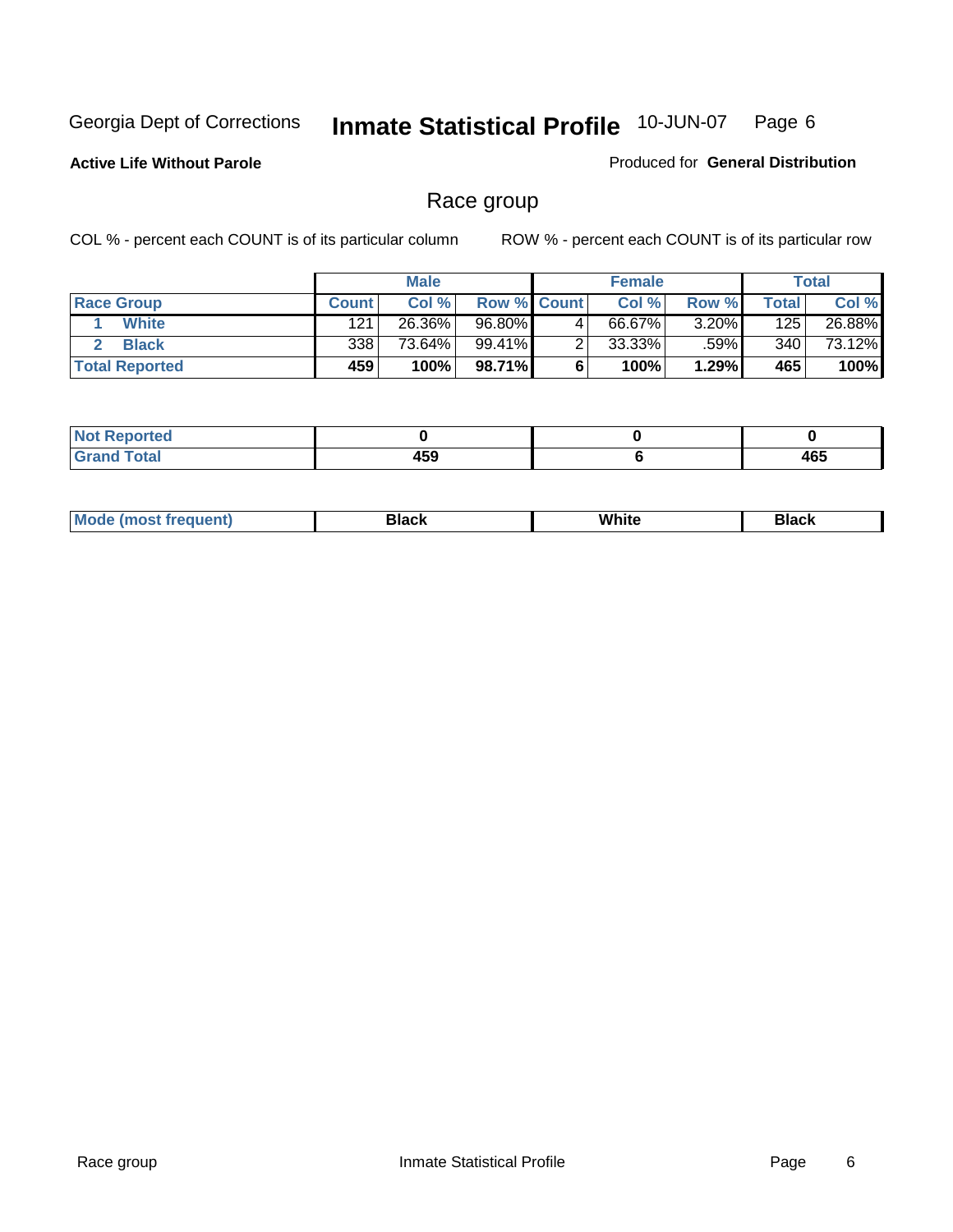Georgia Dept of Corrections **Inmate Statistical Profile** 10-JUN-07 Page 6

**Active Life Without Parole**

Produced for **General Distribution**

## Race group

COL % - percent each COUNT is of its particular column ROW % - percent each COUNT is of its particular row

| | Male | | | Female | | | Total | |
|---|---|---|---|---|---|---|---|---|
| Race Group | Count | Col % | Row % | Count | Col % | Row % | Total | Col % |
| 1 White | 121 | 26.36% | 96.80% | 4 | 66.67% | 3.20% | 125 | 26.88% |
| 2 Black | 338 | 73.64% | 99.41% | 2 | 33.33% | .59% | 340 | 73.12% |
| **Total Reported** | **459** | **100%** | **98.71%** | **6** | **100%** | **1.29%** | **465** | **100%** |

| | Male | Female | Total |
|---|---|---|---|
| Not Reported | 0 | 0 | 0 |
| Grand Total | 459 | 6 | 465 |

| | Male | Female | Total |
|---|---|---|---|
| Mode (most frequent) | Black | White | Black |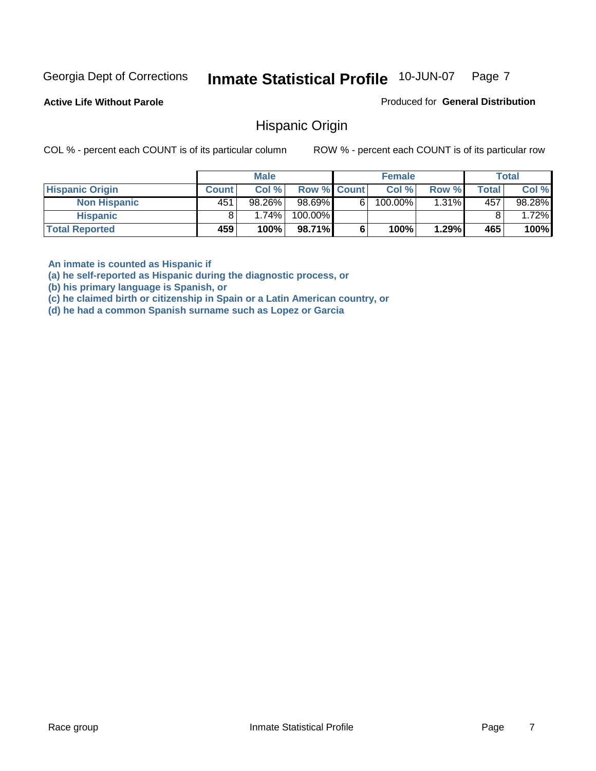Georgia Dept of Corrections **Inmate Statistical Profile** 10-JUN-07

**Active Life Without Parole**

Produced for **General Distribution**

## Hispanic Origin

COL % - percent each COUNT is of its particular column ROW % - percent each COUNT is of its particular row

| | Male | | | Female | | | Total | |
|---|---|---|---|---|---|---|---|---|
| **Hispanic Origin** | **Count** | **Col %** | **Row %** | **Count** | **Col %** | **Row %** | **Total** | **Col %** |
| **Non Hispanic** | 451 | 98.26% | 98.69% | 6 | 100.00% | 1.31% | 457 | 98.28% |
| **Hispanic** | 8 | 1.74% | 100.00% | | | | 8 | 1.72% |
| **Total Reported** | **459** | **100%** | **98.71%** | **6** | **100%** | **1.29%** | **465** | **100%** |

**An inmate is counted as Hispanic if**
**(a) he self-reported as Hispanic during the diagnostic process, or**
**(b) his primary language is Spanish, or**
**(c) he claimed birth or citizenship in Spain or a Latin American country, or**
**(d) he had a common Spanish surname such as Lopez or Garcia**

Race group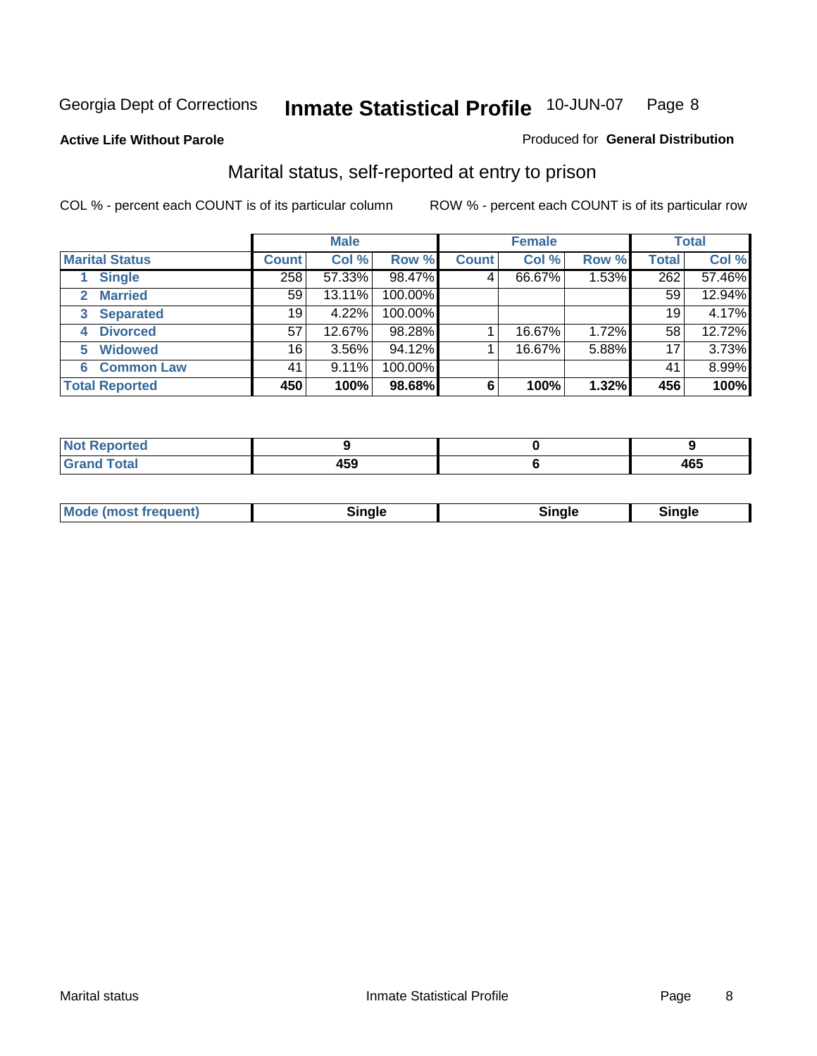Georgia Dept of Corrections **Inmate Statistical Profile** 10-JUN-07

**Active Life Without Parole**

Produced for **General Distribution**

## Marital status, self-reported at entry to prison

COL % - percent each COUNT is of its particular column

ROW % - percent each COUNT is of its particular row

| | Male | | | Female | | | Total | |
|---|---|---|---|---|---|---|---|---|
| **Marital Status** | **Count** | **Col %** | **Row %** | **Count** | **Col %** | **Row %** | **Total** | **Col %** |
| 1 Single | 258 | 57.33% | 98.47% | 4 | 66.67% | 1.53% | 262 | 57.46% |
| 2 Married | 59 | 13.11% | 100.00% | | | | 59 | 12.94% |
| 3 Separated | 19 | 4.22% | 100.00% | | | | 19 | 4.17% |
| 4 Divorced | 57 | 12.67% | 98.28% | 1 | 16.67% | 1.72% | 58 | 12.72% |
| 5 Widowed | 16 | 3.56% | 94.12% | 1 | 16.67% | 5.88% | 17 | 3.73% |
| 6 Common Law | 41 | 9.11% | 100.00% | | | | 41 | 8.99% |
| **Total Reported** | **450** | **100%** | **98.68%** | **6** | **100%** | **1.32%** | **456** | **100%** |

| | Male | Female | Total |
|---|---|---|---|
| Not Reported | 9 | 0 | 9 |
| Grand Total | 459 | 6 | 465 |

| | Male | Female | Total |
|---|---|---|---|
| Mode (most frequent) | Single | Single | Single |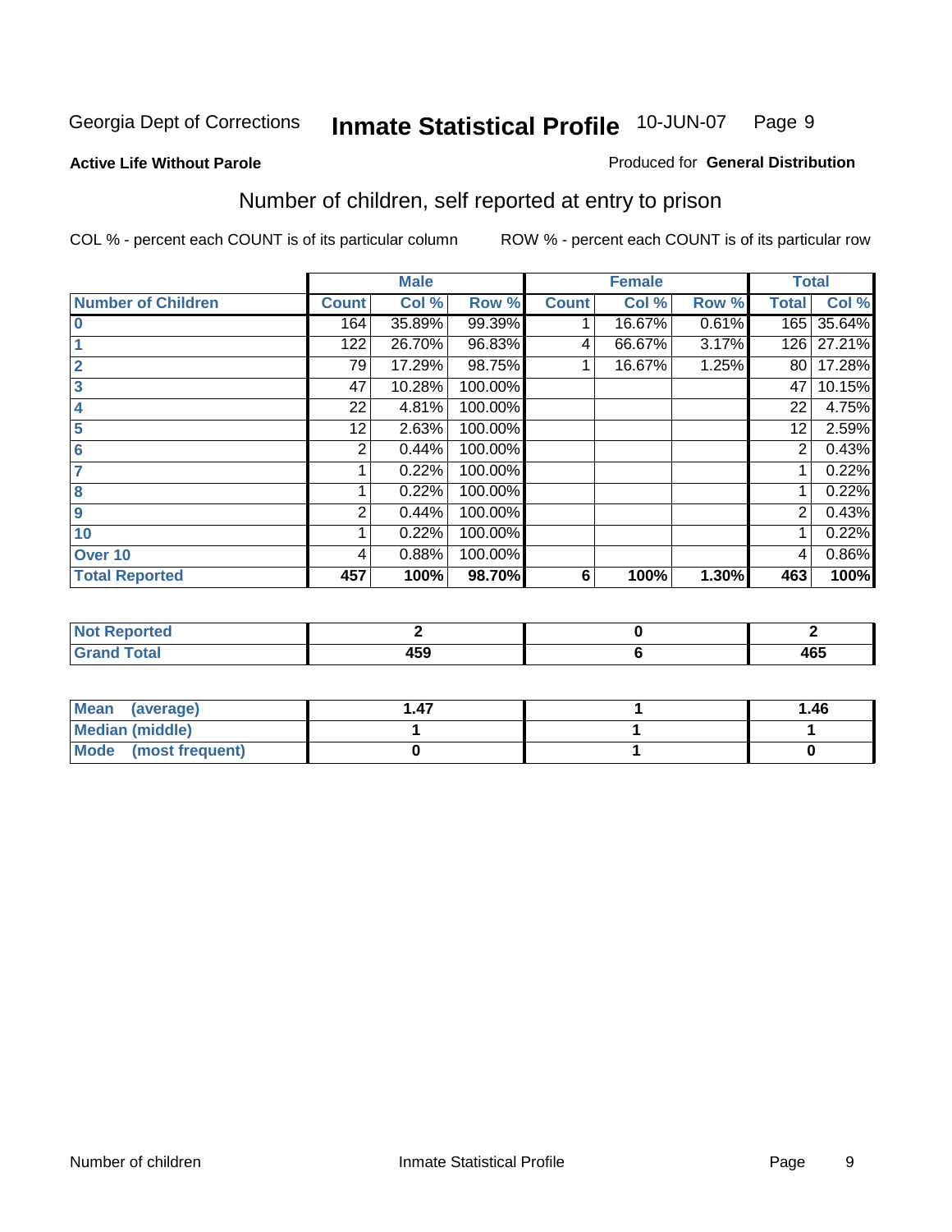Georgia Dept of Corrections **Inmate Statistical Profile** 10-JUN-07

**Active Life Without Parole**

Produced for **General Distribution**

## Number of children, self reported at entry to prison

COL % - percent each COUNT is of its particular column

ROW % - percent each COUNT is of its particular row

| | Male | | | Female | | | Total | |
|---|---|---|---|---|---|---|---|---|
| **Number of Children** | **Count** | **Col %** | **Row %** | **Count** | **Col %** | **Row %** | **Total** | **Col %** |
| **0** | 164 | 35.89% | 99.39% | 1 | 16.67% | 0.61% | 165 | 35.64% |
| **1** | 122 | 26.70% | 96.83% | 4 | 66.67% | 3.17% | 126 | 27.21% |
| **2** | 79 | 17.29% | 98.75% | 1 | 16.67% | 1.25% | 80 | 17.28% |
| **3** | 47 | 10.28% | 100.00% | | | | 47 | 10.15% |
| **4** | 22 | 4.81% | 100.00% | | | | 22 | 4.75% |
| **5** | 12 | 2.63% | 100.00% | | | | 12 | 2.59% |
| **6** | 2 | 0.44% | 100.00% | | | | 2 | 0.43% |
| **7** | 1 | 0.22% | 100.00% | | | | 1 | 0.22% |
| **8** | 1 | 0.22% | 100.00% | | | | 1 | 0.22% |
| **9** | 2 | 0.44% | 100.00% | | | | 2 | 0.43% |
| **10** | 1 | 0.22% | 100.00% | | | | 1 | 0.22% |
| **Over 10** | 4 | 0.88% | 100.00% | | | | 4 | 0.86% |
| **Total Reported** | **457** | **100%** | **98.70%** | **6** | **100%** | **1.30%** | **463** | **100%** |

| | Male | Female | Total |
|---|---|---|---|
| **Not Reported** | **2** | **0** | **2** |
| **Grand Total** | **459** | **6** | **465** |

| | Male | Female | Total |
|---|---|---|---|
| **Mean (average)** | **1.47** | **1** | **1.46** |
| **Median (middle)** | **1** | **1** | **1** |
| **Mode (most frequent)** | **0** | **1** | **0** |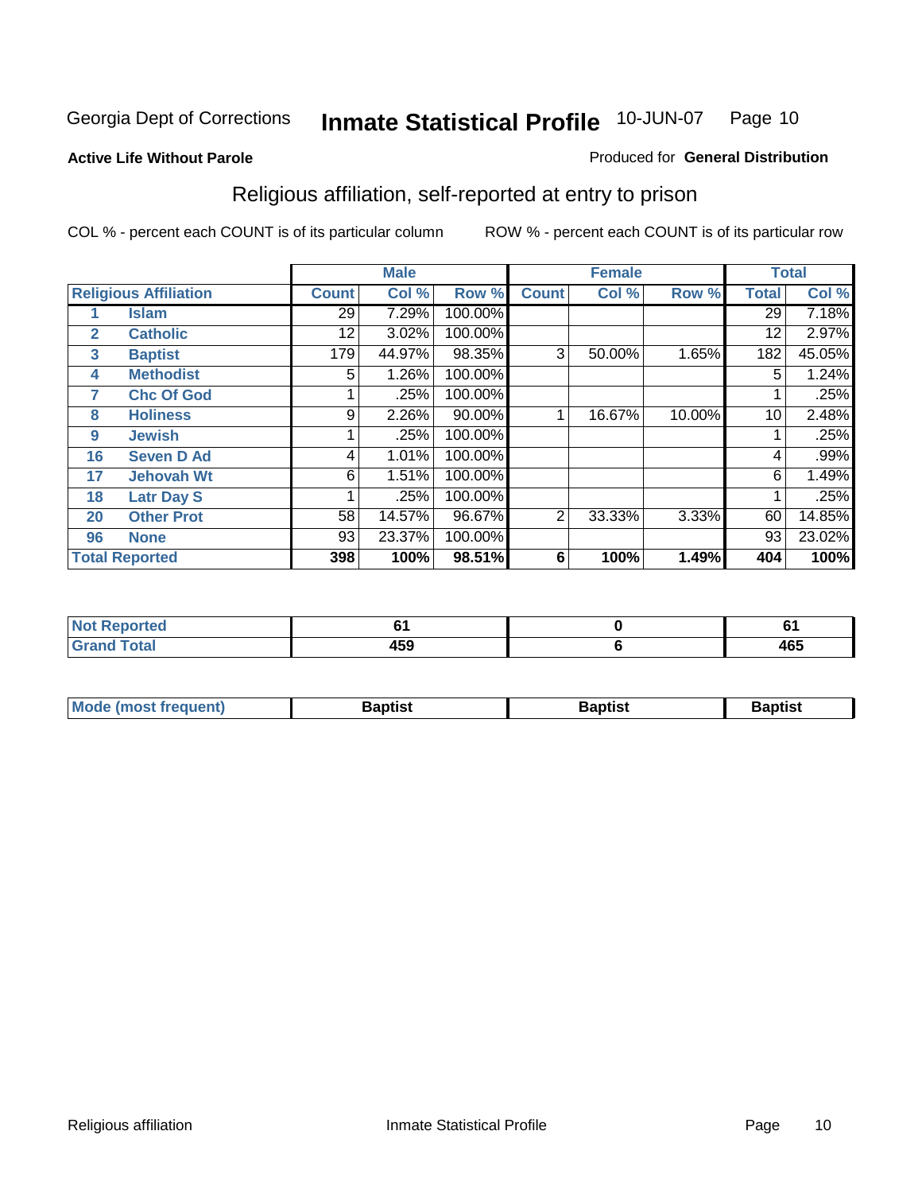Georgia Dept of Corrections **Inmate Statistical Profile** 10-JUN-07

**Active Life Without Parole**

Produced for **General Distribution**

## Religious affiliation, self-reported at entry to prison

COL % - percent each COUNT is of its particular column

ROW % - percent each COUNT is of its particular row

| Religious Affiliation | | Male | | | Female | | | Total | |
|---|---|---|---|---|---|---|---|---|---|
| | | Count | Col % | Row % | Count | Col % | Row % | Total | Col % |
| 1 | Islam | 29 | 7.29% | 100.00% | | | | 29 | 7.18% |
| 2 | Catholic | 12 | 3.02% | 100.00% | | | | 12 | 2.97% |
| 3 | Baptist | 179 | 44.97% | 98.35% | 3 | 50.00% | 1.65% | 182 | 45.05% |
| 4 | Methodist | 5 | 1.26% | 100.00% | | | | 5 | 1.24% |
| 7 | Chc Of God | 1 | .25% | 100.00% | | | | 1 | .25% |
| 8 | Holiness | 9 | 2.26% | 90.00% | 1 | 16.67% | 10.00% | 10 | 2.48% |
| 9 | Jewish | 1 | .25% | 100.00% | | | | 1 | .25% |
| 16 | Seven D Ad | 4 | 1.01% | 100.00% | | | | 4 | .99% |
| 17 | Jehovah Wt | 6 | 1.51% | 100.00% | | | | 6 | 1.49% |
| 18 | Latr Day S | 1 | .25% | 100.00% | | | | 1 | .25% |
| 20 | Other Prot | 58 | 14.57% | 96.67% | 2 | 33.33% | 3.33% | 60 | 14.85% |
| 96 | None | 93 | 23.37% | 100.00% | | | | 93 | 23.02% |
| **Total Reported** | | **398** | **100%** | **98.51%** | **6** | **100%** | **1.49%** | **404** | **100%** |

| | Male | Female | Total |
|---|---|---|---|
| Not Reported | 61 | 0 | 61 |
| Grand Total | 459 | 6 | 465 |

| | Male | Female | Total |
|---|---|---|---|
| Mode (most frequent) | Baptist | Baptist | Baptist |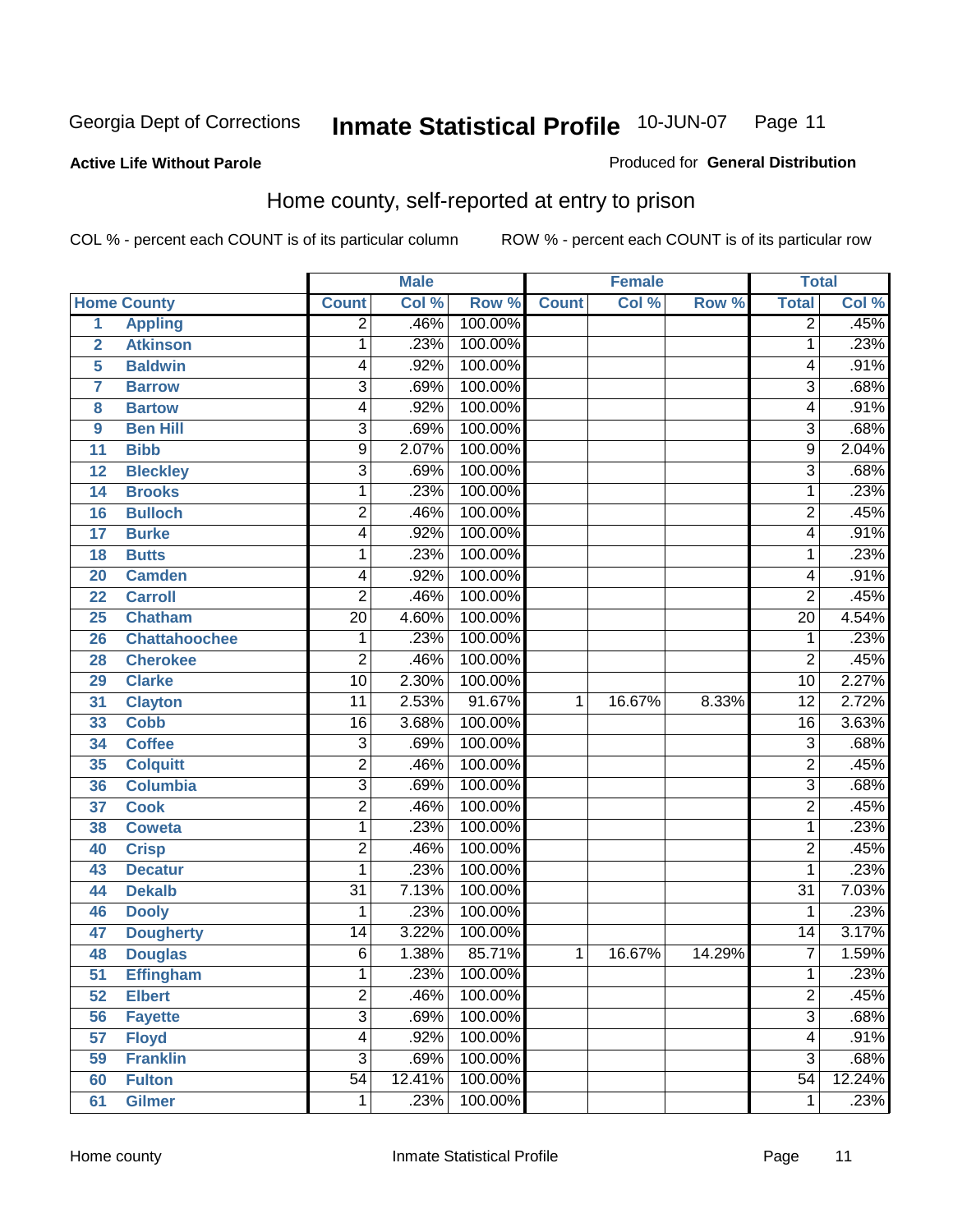Georgia Dept of Corrections **Inmate Statistical Profile** 10-JUN-07

**Active Life Without Parole**

Produced for **General Distribution**

## Home county, self-reported at entry to prison

COL % - percent each COUNT is of its particular column     ROW % - percent each COUNT is of its particular row

| | | Male | | | Female | | | Total | |
|---|---|---|---|---|---|---|---|---|---|
| Home County | | Count | Col % | Row % | Count | Col % | Row % | Total | Col % |
| 1 | Appling | 2 | .46% | 100.00% | | | | 2 | .45% |
| 2 | Atkinson | 1 | .23% | 100.00% | | | | 1 | .23% |
| 5 | Baldwin | 4 | .92% | 100.00% | | | | 4 | .91% |
| 7 | Barrow | 3 | .69% | 100.00% | | | | 3 | .68% |
| 8 | Bartow | 4 | .92% | 100.00% | | | | 4 | .91% |
| 9 | Ben Hill | 3 | .69% | 100.00% | | | | 3 | .68% |
| 11 | Bibb | 9 | 2.07% | 100.00% | | | | 9 | 2.04% |
| 12 | Bleckley | 3 | .69% | 100.00% | | | | 3 | .68% |
| 14 | Brooks | 1 | .23% | 100.00% | | | | 1 | .23% |
| 16 | Bulloch | 2 | .46% | 100.00% | | | | 2 | .45% |
| 17 | Burke | 4 | .92% | 100.00% | | | | 4 | .91% |
| 18 | Butts | 1 | .23% | 100.00% | | | | 1 | .23% |
| 20 | Camden | 4 | .92% | 100.00% | | | | 4 | .91% |
| 22 | Carroll | 2 | .46% | 100.00% | | | | 2 | .45% |
| 25 | Chatham | 20 | 4.60% | 100.00% | | | | 20 | 4.54% |
| 26 | Chattahoochee | 1 | .23% | 100.00% | | | | 1 | .23% |
| 28 | Cherokee | 2 | .46% | 100.00% | | | | 2 | .45% |
| 29 | Clarke | 10 | 2.30% | 100.00% | | | | 10 | 2.27% |
| 31 | Clayton | 11 | 2.53% | 91.67% | 1 | 16.67% | 8.33% | 12 | 2.72% |
| 33 | Cobb | 16 | 3.68% | 100.00% | | | | 16 | 3.63% |
| 34 | Coffee | 3 | .69% | 100.00% | | | | 3 | .68% |
| 35 | Colquitt | 2 | .46% | 100.00% | | | | 2 | .45% |
| 36 | Columbia | 3 | .69% | 100.00% | | | | 3 | .68% |
| 37 | Cook | 2 | .46% | 100.00% | | | | 2 | .45% |
| 38 | Coweta | 1 | .23% | 100.00% | | | | 1 | .23% |
| 40 | Crisp | 2 | .46% | 100.00% | | | | 2 | .45% |
| 43 | Decatur | 1 | .23% | 100.00% | | | | 1 | .23% |
| 44 | Dekalb | 31 | 7.13% | 100.00% | | | | 31 | 7.03% |
| 46 | Dooly | 1 | .23% | 100.00% | | | | 1 | .23% |
| 47 | Dougherty | 14 | 3.22% | 100.00% | | | | 14 | 3.17% |
| 48 | Douglas | 6 | 1.38% | 85.71% | 1 | 16.67% | 14.29% | 7 | 1.59% |
| 51 | Effingham | 1 | .23% | 100.00% | | | | 1 | .23% |
| 52 | Elbert | 2 | .46% | 100.00% | | | | 2 | .45% |
| 56 | Fayette | 3 | .69% | 100.00% | | | | 3 | .68% |
| 57 | Floyd | 4 | .92% | 100.00% | | | | 4 | .91% |
| 59 | Franklin | 3 | .69% | 100.00% | | | | 3 | .68% |
| 60 | Fulton | 54 | 12.41% | 100.00% | | | | 54 | 12.24% |
| 61 | Gilmer | 1 | .23% | 100.00% | | | | 1 | .23% |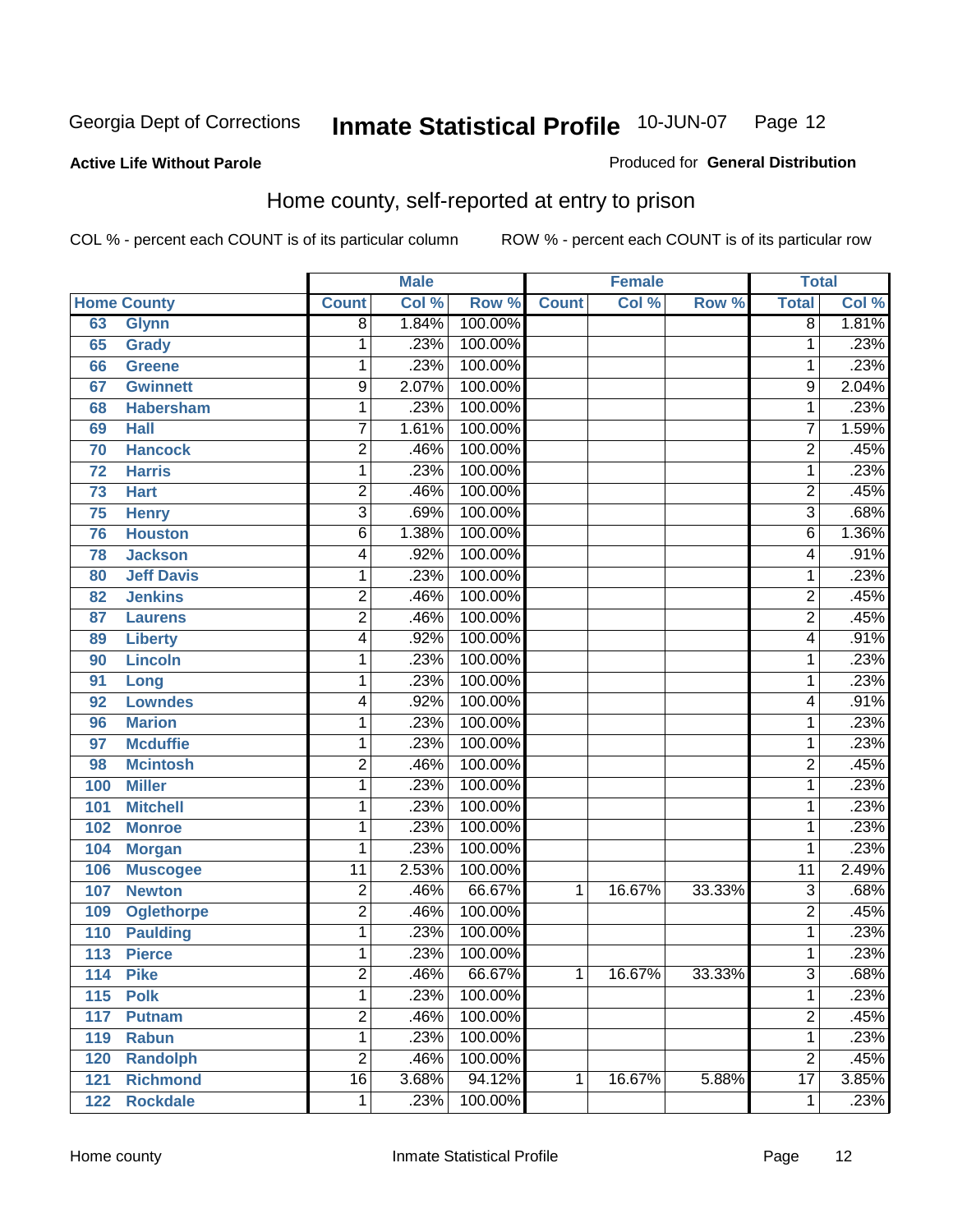Georgia Dept of Corrections **Inmate Statistical Profile** 10-JUN-07

**Active Life Without Parole**

Produced for **General Distribution**

## Home county, self-reported at entry to prison

COL % - percent each COUNT is of its particular column ROW % - percent each COUNT is of its particular row

| Home County | | Male | | | Female | | | Total | |
|---|---|---|---|---|---|---|---|---|---|
| | | Count | Col % | Row % | Count | Col % | Row % | Total | Col % |
| 63 | Glynn | 8 | 1.84% | 100.00% | | | | 8 | 1.81% |
| 65 | Grady | 1 | .23% | 100.00% | | | | 1 | .23% |
| 66 | Greene | 1 | .23% | 100.00% | | | | 1 | .23% |
| 67 | Gwinnett | 9 | 2.07% | 100.00% | | | | 9 | 2.04% |
| 68 | Habersham | 1 | .23% | 100.00% | | | | 1 | .23% |
| 69 | Hall | 7 | 1.61% | 100.00% | | | | 7 | 1.59% |
| 70 | Hancock | 2 | .46% | 100.00% | | | | 2 | .45% |
| 72 | Harris | 1 | .23% | 100.00% | | | | 1 | .23% |
| 73 | Hart | 2 | .46% | 100.00% | | | | 2 | .45% |
| 75 | Henry | 3 | .69% | 100.00% | | | | 3 | .68% |
| 76 | Houston | 6 | 1.38% | 100.00% | | | | 6 | 1.36% |
| 78 | Jackson | 4 | .92% | 100.00% | | | | 4 | .91% |
| 80 | Jeff Davis | 1 | .23% | 100.00% | | | | 1 | .23% |
| 82 | Jenkins | 2 | .46% | 100.00% | | | | 2 | .45% |
| 87 | Laurens | 2 | .46% | 100.00% | | | | 2 | .45% |
| 89 | Liberty | 4 | .92% | 100.00% | | | | 4 | .91% |
| 90 | Lincoln | 1 | .23% | 100.00% | | | | 1 | .23% |
| 91 | Long | 1 | .23% | 100.00% | | | | 1 | .23% |
| 92 | Lowndes | 4 | .92% | 100.00% | | | | 4 | .91% |
| 96 | Marion | 1 | .23% | 100.00% | | | | 1 | .23% |
| 97 | Mcduffie | 1 | .23% | 100.00% | | | | 1 | .23% |
| 98 | Mcintosh | 2 | .46% | 100.00% | | | | 2 | .45% |
| 100 | Miller | 1 | .23% | 100.00% | | | | 1 | .23% |
| 101 | Mitchell | 1 | .23% | 100.00% | | | | 1 | .23% |
| 102 | Monroe | 1 | .23% | 100.00% | | | | 1 | .23% |
| 104 | Morgan | 1 | .23% | 100.00% | | | | 1 | .23% |
| 106 | Muscogee | 11 | 2.53% | 100.00% | | | | 11 | 2.49% |
| 107 | Newton | 2 | .46% | 66.67% | 1 | 16.67% | 33.33% | 3 | .68% |
| 109 | Oglethorpe | 2 | .46% | 100.00% | | | | 2 | .45% |
| 110 | Paulding | 1 | .23% | 100.00% | | | | 1 | .23% |
| 113 | Pierce | 1 | .23% | 100.00% | | | | 1 | .23% |
| 114 | Pike | 2 | .46% | 66.67% | 1 | 16.67% | 33.33% | 3 | .68% |
| 115 | Polk | 1 | .23% | 100.00% | | | | 1 | .23% |
| 117 | Putnam | 2 | .46% | 100.00% | | | | 2 | .45% |
| 119 | Rabun | 1 | .23% | 100.00% | | | | 1 | .23% |
| 120 | Randolph | 2 | .46% | 100.00% | | | | 2 | .45% |
| 121 | Richmond | 16 | 3.68% | 94.12% | 1 | 16.67% | 5.88% | 17 | 3.85% |
| 122 | Rockdale | 1 | .23% | 100.00% | | | | 1 | .23% |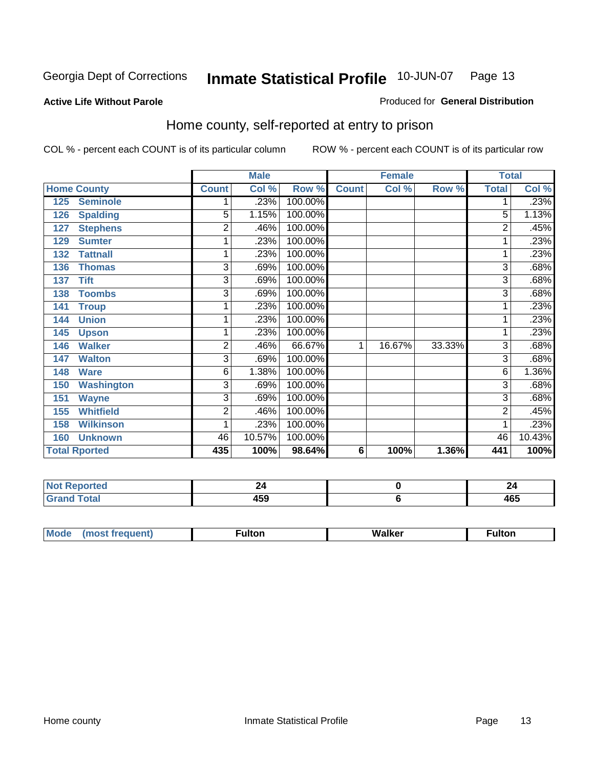Georgia Dept of Corrections **Inmate Statistical Profile** 10-JUN-07

**Active Life Without Parole**

Produced for **General Distribution**

## Home county, self-reported at entry to prison

COL % - percent each COUNT is of its particular column ROW % - percent each COUNT is of its particular row

| Home County | | Male | | | Female | | | Total | |
|---|---|---|---|---|---|---|---|---|---|
| | | Count | Col % | Row % | Count | Col % | Row % | Total | Col % |
| 125 | Seminole | 1 | .23% | 100.00% | | | | 1 | .23% |
| 126 | Spalding | 5 | 1.15% | 100.00% | | | | 5 | 1.13% |
| 127 | Stephens | 2 | .46% | 100.00% | | | | 2 | .45% |
| 129 | Sumter | 1 | .23% | 100.00% | | | | 1 | .23% |
| 132 | Tattnall | 1 | .23% | 100.00% | | | | 1 | .23% |
| 136 | Thomas | 3 | .69% | 100.00% | | | | 3 | .68% |
| 137 | Tift | 3 | .69% | 100.00% | | | | 3 | .68% |
| 138 | Toombs | 3 | .69% | 100.00% | | | | 3 | .68% |
| 141 | Troup | 1 | .23% | 100.00% | | | | 1 | .23% |
| 144 | Union | 1 | .23% | 100.00% | | | | 1 | .23% |
| 145 | Upson | 1 | .23% | 100.00% | | | | 1 | .23% |
| 146 | Walker | 2 | .46% | 66.67% | 1 | 16.67% | 33.33% | 3 | .68% |
| 147 | Walton | 3 | .69% | 100.00% | | | | 3 | .68% |
| 148 | Ware | 6 | 1.38% | 100.00% | | | | 6 | 1.36% |
| 150 | Washington | 3 | .69% | 100.00% | | | | 3 | .68% |
| 151 | Wayne | 3 | .69% | 100.00% | | | | 3 | .68% |
| 155 | Whitfield | 2 | .46% | 100.00% | | | | 2 | .45% |
| 158 | Wilkinson | 1 | .23% | 100.00% | | | | 1 | .23% |
| 160 | Unknown | 46 | 10.57% | 100.00% | | | | 46 | 10.43% |
| **Total Rported** | | **435** | **100%** | **98.64%** | **6** | **100%** | **1.36%** | **441** | **100%** |

| | Male | Female | Total |
|---|---|---|---|
| **Not Reported** | **24** | **0** | **24** |
| **Grand Total** | **459** | **6** | **465** |

| | Male | Female | Total |
|---|---|---|---|
| **Mode (most frequent)** | **Fulton** | **Walker** | **Fulton** |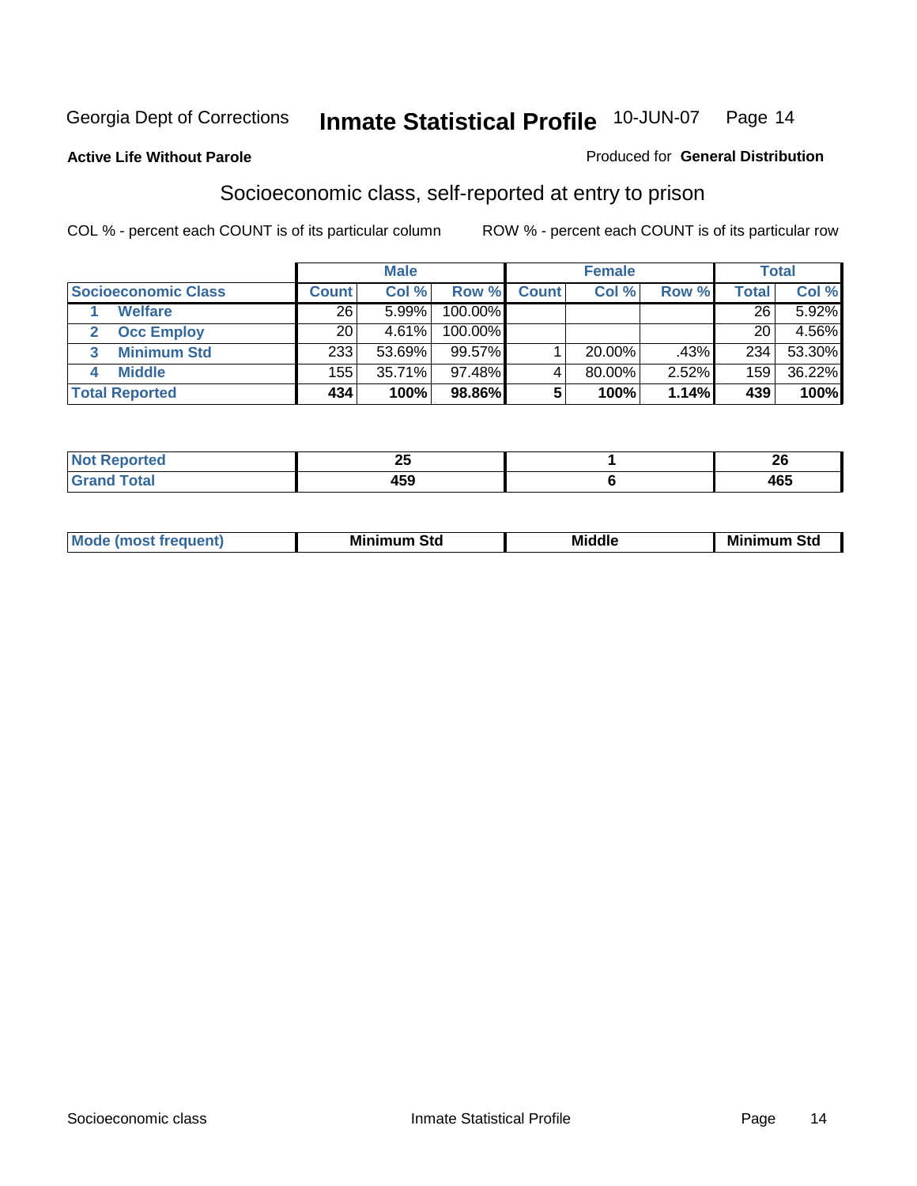**Active Life Without Parole**

Produced for **General Distribution**

## Socioeconomic class, self-reported at entry to prison

COL % - percent each COUNT is of its particular column

ROW % - percent each COUNT is of its particular row

| | Male | | | Female | | | Total | |
|---|---|---|---|---|---|---|---|---|
| **Socioeconomic Class** | **Count** | **Col %** | **Row %** | **Count** | **Col %** | **Row %** | **Total** | **Col %** |
| **1 Welfare** | 26 | 5.99% | 100.00% | | | | 26 | 5.92% |
| **2 Occ Employ** | 20 | 4.61% | 100.00% | | | | 20 | 4.56% |
| **3 Minimum Std** | 233 | 53.69% | 99.57% | 1 | 20.00% | .43% | 234 | 53.30% |
| **4 Middle** | 155 | 35.71% | 97.48% | 4 | 80.00% | 2.52% | 159 | 36.22% |
| **Total Reported** | **434** | **100%** | **98.86%** | **5** | **100%** | **1.14%** | **439** | **100%** |

| | Male | Female | Total |
|---|---|---|---|
| **Not Reported** | **25** | **1** | **26** |
| **Grand Total** | **459** | **6** | **465** |

| | Male | Female | Total |
|---|---|---|---|
| **Mode (most frequent)** | **Minimum Std** | **Middle** | **Minimum Std** |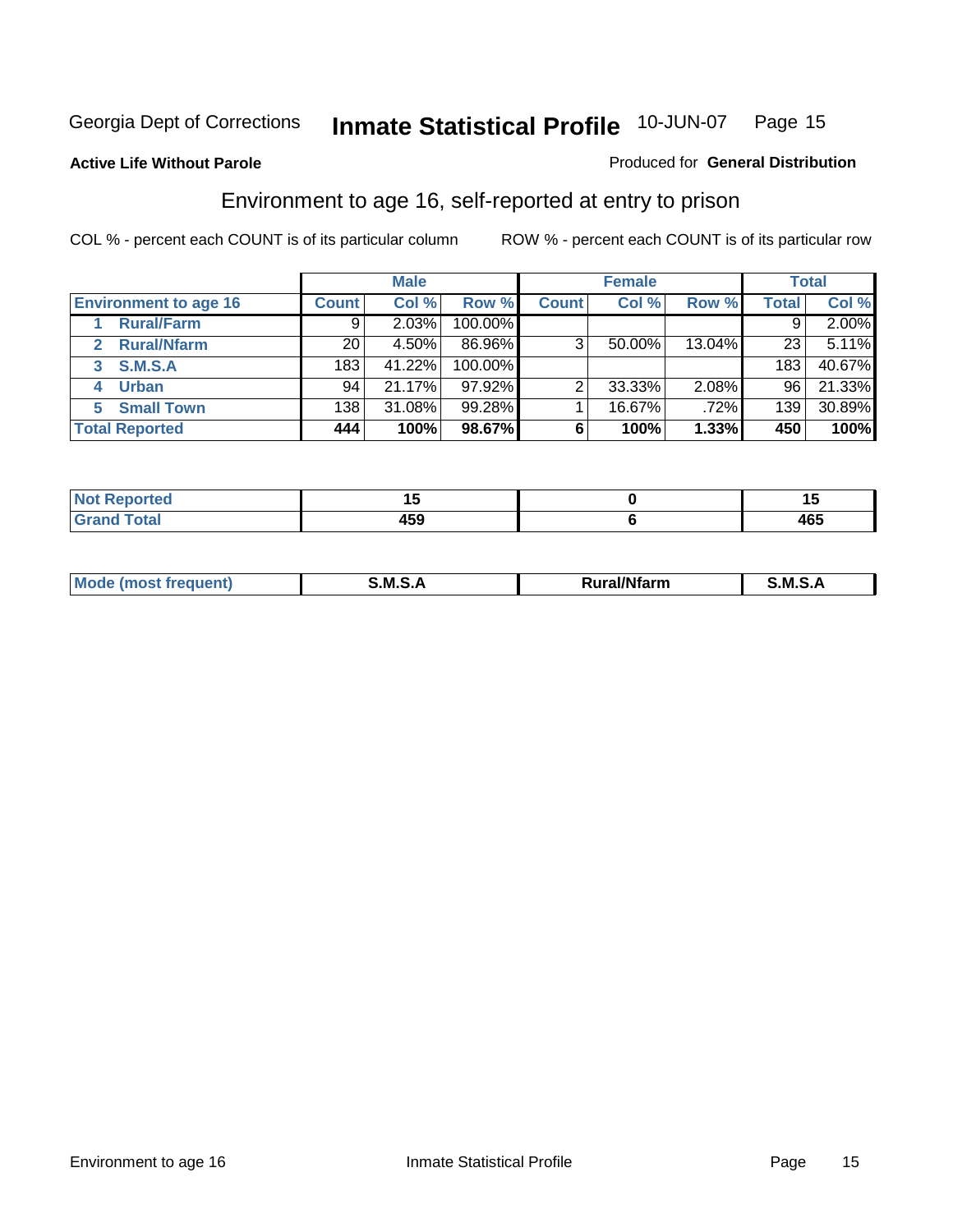Georgia Dept of Corrections **Inmate Statistical Profile** 10-JUN-07

**Active Life Without Parole**

Produced for **General Distribution**

## Environment to age 16, self-reported at entry to prison

COL % - percent each COUNT is of its particular column

ROW % - percent each COUNT is of its particular row

| | Male | | | Female | | | Total | |
|---|---|---|---|---|---|---|---|---|
| **Environment to age 16** | **Count** | **Col %** | **Row %** | **Count** | **Col %** | **Row %** | **Total** | **Col %** |
| 1 **Rural/Farm** | 9 | 2.03% | 100.00% | | | | 9 | 2.00% |
| 2 **Rural/Nfarm** | 20 | 4.50% | 86.96% | 3 | 50.00% | 13.04% | 23 | 5.11% |
| 3 **S.M.S.A** | 183 | 41.22% | 100.00% | | | | 183 | 40.67% |
| 4 **Urban** | 94 | 21.17% | 97.92% | 2 | 33.33% | 2.08% | 96 | 21.33% |
| 5 **Small Town** | 138 | 31.08% | 99.28% | 1 | 16.67% | .72% | 139 | 30.89% |
| **Total Reported** | **444** | **100%** | **98.67%** | **6** | **100%** | **1.33%** | **450** | **100%** |

| | Male | Female | Total |
|---|---|---|---|
| **Not Reported** | **15** | **0** | **15** |
| **Grand Total** | **459** | **6** | **465** |

| | Male | Female | Total |
|---|---|---|---|
| **Mode (most frequent)** | **S.M.S.A** | **Rural/Nfarm** | **S.M.S.A** |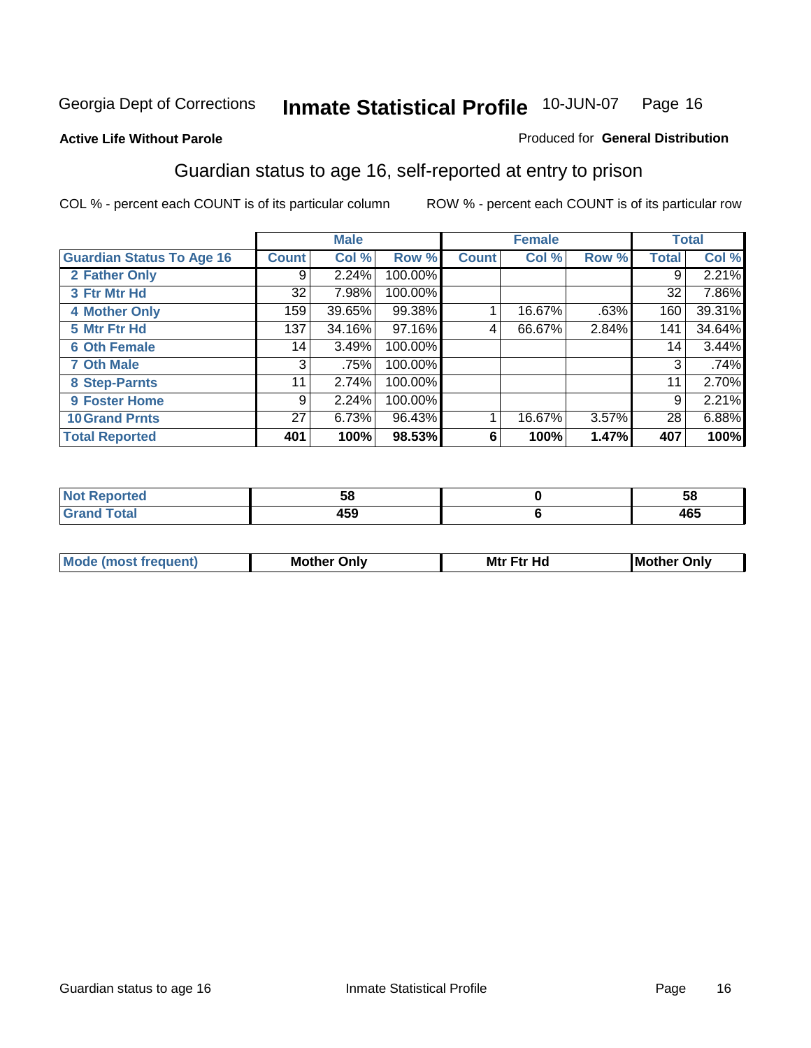Georgia Dept of Corrections **Inmate Statistical Profile** 10-JUN-07

**Active Life Without Parole**

Produced for **General Distribution**

## Guardian status to age 16, self-reported at entry to prison

COL % - percent each COUNT is of its particular column

ROW % - percent each COUNT is of its particular row

| | Male | | | Female | | | Total | |
|---|---|---|---|---|---|---|---|---|
| **Guardian Status To Age 16** | **Count** | **Col %** | **Row %** | **Count** | **Col %** | **Row %** | **Total** | **Col %** |
| 2 Father Only | 9 | 2.24% | 100.00% | | | | 9 | 2.21% |
| 3 Ftr Mtr Hd | 32 | 7.98% | 100.00% | | | | 32 | 7.86% |
| 4 Mother Only | 159 | 39.65% | 99.38% | 1 | 16.67% | .63% | 160 | 39.31% |
| 5 Mtr Ftr Hd | 137 | 34.16% | 97.16% | 4 | 66.67% | 2.84% | 141 | 34.64% |
| 6 Oth Female | 14 | 3.49% | 100.00% | | | | 14 | 3.44% |
| 7 Oth Male | 3 | .75% | 100.00% | | | | 3 | .74% |
| 8 Step-Parnts | 11 | 2.74% | 100.00% | | | | 11 | 2.70% |
| 9 Foster Home | 9 | 2.24% | 100.00% | | | | 9 | 2.21% |
| 10 Grand Prnts | 27 | 6.73% | 96.43% | 1 | 16.67% | 3.57% | 28 | 6.88% |
| **Total Reported** | **401** | **100%** | **98.53%** | **6** | **100%** | **1.47%** | **407** | **100%** |

| | Male | Female | Total |
|---|---|---|---|
| Not Reported | 58 | 0 | 58 |
| Grand Total | 459 | 6 | 465 |

| | Male | Female | Total |
|---|---|---|---|
| Mode (most frequent) | Mother Only | Mtr Ftr Hd | Mother Only |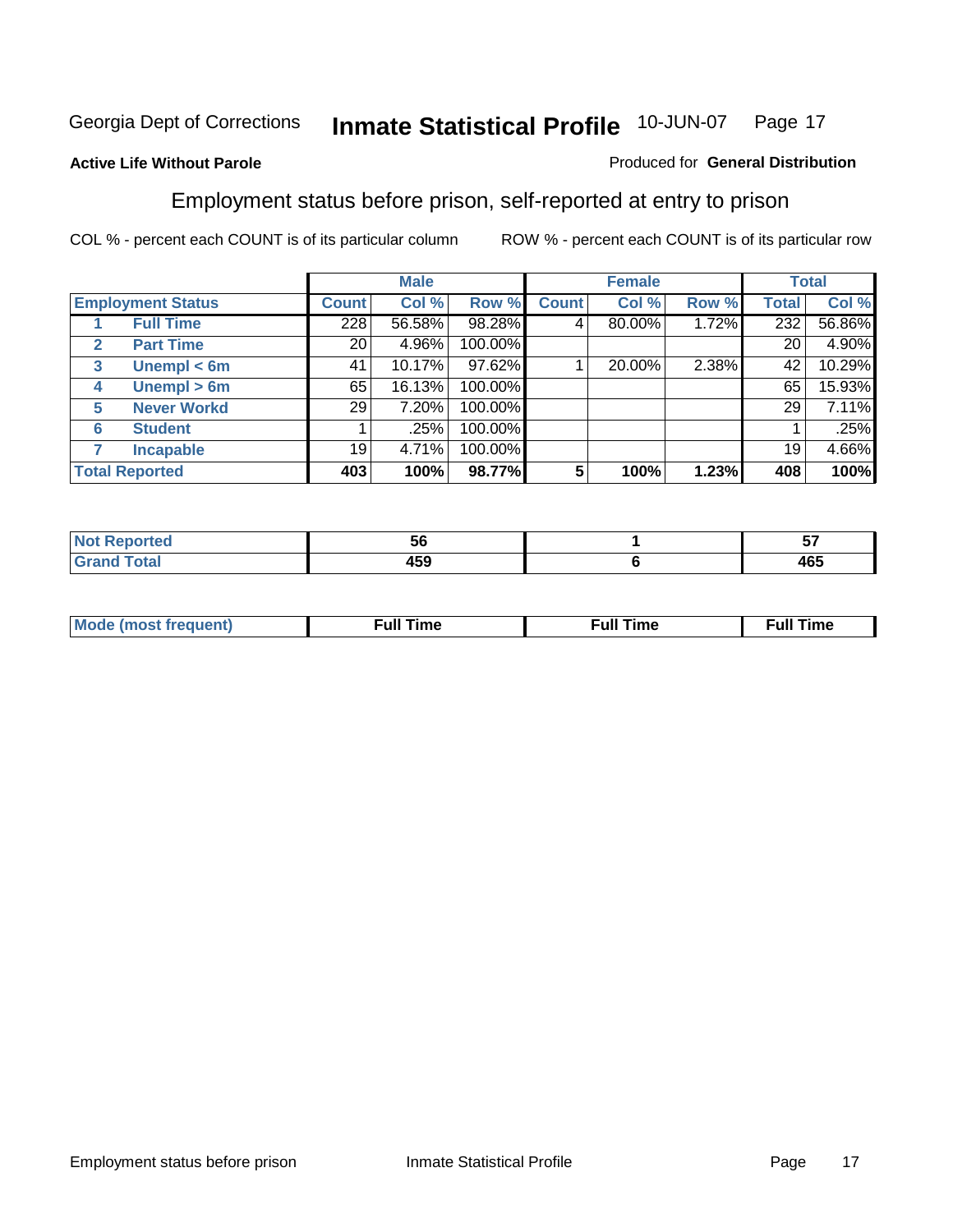Georgia Dept of Corrections **Inmate Statistical Profile** 10-JUN-07

**Active Life Without Parole**

Produced for **General Distribution**

## Employment status before prison, self-reported at entry to prison

COL % - percent each COUNT is of its particular column ROW % - percent each COUNT is of its particular row

| Employment Status | | Male | | | Female | | | Total | |
|---|---|---|---|---|---|---|---|---|---|
| | | Count | Col % | Row % | Count | Col % | Row % | Total | Col % |
| 1 | Full Time | 228 | 56.58% | 98.28% | 4 | 80.00% | 1.72% | 232 | 56.86% |
| 2 | Part Time | 20 | 4.96% | 100.00% | | | | 20 | 4.90% |
| 3 | Unempl < 6m | 41 | 10.17% | 97.62% | 1 | 20.00% | 2.38% | 42 | 10.29% |
| 4 | Unempl > 6m | 65 | 16.13% | 100.00% | | | | 65 | 15.93% |
| 5 | Never Workd | 29 | 7.20% | 100.00% | | | | 29 | 7.11% |
| 6 | Student | 1 | .25% | 100.00% | | | | 1 | .25% |
| 7 | Incapable | 19 | 4.71% | 100.00% | | | | 19 | 4.66% |
| **Total Reported** | | **403** | **100%** | **98.77%** | **5** | **100%** | **1.23%** | **408** | **100%** |

| | Male | Female | Total |
|---|---|---|---|
| Not Reported | 56 | 1 | 57 |
| Grand Total | 459 | 6 | 465 |

| | Male | Female | Total |
|---|---|---|---|
| Mode (most frequent) | Full Time | Full Time | Full Time |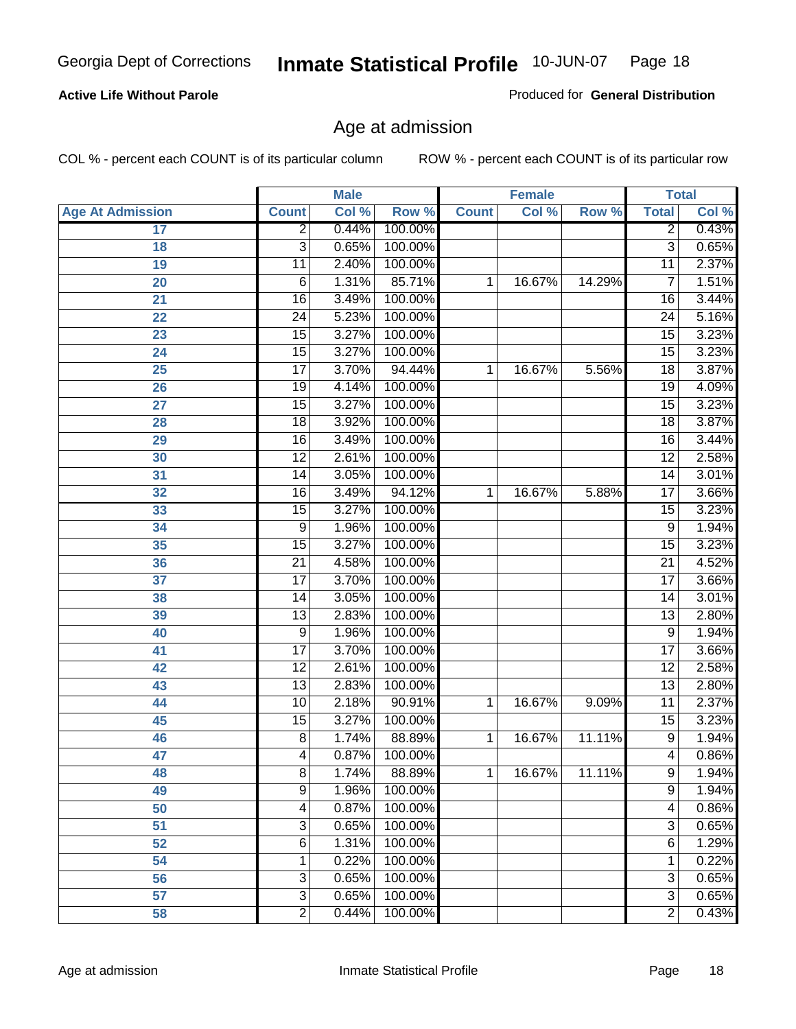**Active Life Without Parole**

Produced for **General Distribution**

## Age at admission

COL % - percent each COUNT is of its particular column

ROW % - percent each COUNT is of its particular row

| | Male | | | Female | | | Total | |
|---|---|---|---|---|---|---|---|---|
| **Age At Admission** | **Count** | **Col %** | **Row %** | **Count** | **Col %** | **Row %** | **Total** | **Col %** |
| 17 | 2 | 0.44% | 100.00% | | | | 2 | 0.43% |
| 18 | 3 | 0.65% | 100.00% | | | | 3 | 0.65% |
| 19 | 11 | 2.40% | 100.00% | | | | 11 | 2.37% |
| 20 | 6 | 1.31% | 85.71% | 1 | 16.67% | 14.29% | 7 | 1.51% |
| 21 | 16 | 3.49% | 100.00% | | | | 16 | 3.44% |
| 22 | 24 | 5.23% | 100.00% | | | | 24 | 5.16% |
| 23 | 15 | 3.27% | 100.00% | | | | 15 | 3.23% |
| 24 | 15 | 3.27% | 100.00% | | | | 15 | 3.23% |
| 25 | 17 | 3.70% | 94.44% | 1 | 16.67% | 5.56% | 18 | 3.87% |
| 26 | 19 | 4.14% | 100.00% | | | | 19 | 4.09% |
| 27 | 15 | 3.27% | 100.00% | | | | 15 | 3.23% |
| 28 | 18 | 3.92% | 100.00% | | | | 18 | 3.87% |
| 29 | 16 | 3.49% | 100.00% | | | | 16 | 3.44% |
| 30 | 12 | 2.61% | 100.00% | | | | 12 | 2.58% |
| 31 | 14 | 3.05% | 100.00% | | | | 14 | 3.01% |
| 32 | 16 | 3.49% | 94.12% | 1 | 16.67% | 5.88% | 17 | 3.66% |
| 33 | 15 | 3.27% | 100.00% | | | | 15 | 3.23% |
| 34 | 9 | 1.96% | 100.00% | | | | 9 | 1.94% |
| 35 | 15 | 3.27% | 100.00% | | | | 15 | 3.23% |
| 36 | 21 | 4.58% | 100.00% | | | | 21 | 4.52% |
| 37 | 17 | 3.70% | 100.00% | | | | 17 | 3.66% |
| 38 | 14 | 3.05% | 100.00% | | | | 14 | 3.01% |
| 39 | 13 | 2.83% | 100.00% | | | | 13 | 2.80% |
| 40 | 9 | 1.96% | 100.00% | | | | 9 | 1.94% |
| 41 | 17 | 3.70% | 100.00% | | | | 17 | 3.66% |
| 42 | 12 | 2.61% | 100.00% | | | | 12 | 2.58% |
| 43 | 13 | 2.83% | 100.00% | | | | 13 | 2.80% |
| 44 | 10 | 2.18% | 90.91% | 1 | 16.67% | 9.09% | 11 | 2.37% |
| 45 | 15 | 3.27% | 100.00% | | | | 15 | 3.23% |
| 46 | 8 | 1.74% | 88.89% | 1 | 16.67% | 11.11% | 9 | 1.94% |
| 47 | 4 | 0.87% | 100.00% | | | | 4 | 0.86% |
| 48 | 8 | 1.74% | 88.89% | 1 | 16.67% | 11.11% | 9 | 1.94% |
| 49 | 9 | 1.96% | 100.00% | | | | 9 | 1.94% |
| 50 | 4 | 0.87% | 100.00% | | | | 4 | 0.86% |
| 51 | 3 | 0.65% | 100.00% | | | | 3 | 0.65% |
| 52 | 6 | 1.31% | 100.00% | | | | 6 | 1.29% |
| 54 | 1 | 0.22% | 100.00% | | | | 1 | 0.22% |
| 56 | 3 | 0.65% | 100.00% | | | | 3 | 0.65% |
| 57 | 3 | 0.65% | 100.00% | | | | 3 | 0.65% |
| 58 | 2 | 0.44% | 100.00% | | | | 2 | 0.43% |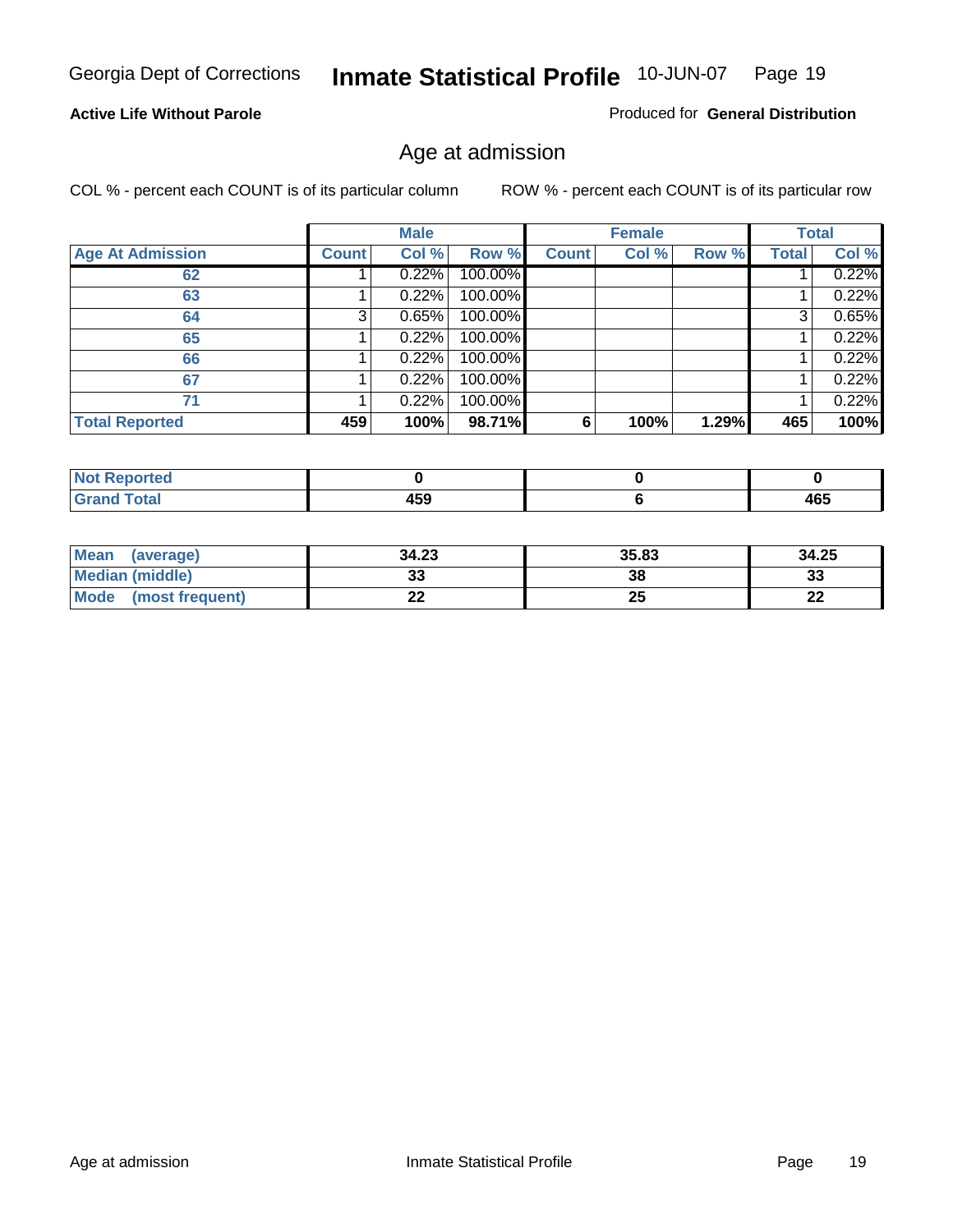Georgia Dept of Corrections **Inmate Statistical Profile** 10-JUN-07

**Active Life Without Parole**

Produced for **General Distribution**

## Age at admission

COL % - percent each COUNT is of its particular column

ROW % - percent each COUNT is of its particular row

| | Male | | | Female | | | Total | |
|---|---|---|---|---|---|---|---|---|
| **Age At Admission** | **Count** | **Col %** | **Row %** | **Count** | **Col %** | **Row %** | **Total** | **Col %** |
| 62 | 1 | 0.22% | 100.00% | | | | 1 | 0.22% |
| 63 | 1 | 0.22% | 100.00% | | | | 1 | 0.22% |
| 64 | 3 | 0.65% | 100.00% | | | | 3 | 0.65% |
| 65 | 1 | 0.22% | 100.00% | | | | 1 | 0.22% |
| 66 | 1 | 0.22% | 100.00% | | | | 1 | 0.22% |
| 67 | 1 | 0.22% | 100.00% | | | | 1 | 0.22% |
| 71 | 1 | 0.22% | 100.00% | | | | 1 | 0.22% |
| **Total Reported** | **459** | **100%** | **98.71%** | **6** | **100%** | **1.29%** | **465** | **100%** |

| | Male | Female | Total |
|---|---|---|---|
| **Not Reported** | **0** | **0** | **0** |
| **Grand Total** | **459** | **6** | **465** |

| | Male | Female | Total |
|---|---|---|---|
| **Mean (average)** | **34.23** | **35.83** | **34.25** |
| **Median (middle)** | **33** | **38** | **33** |
| **Mode (most frequent)** | **22** | **25** | **22** |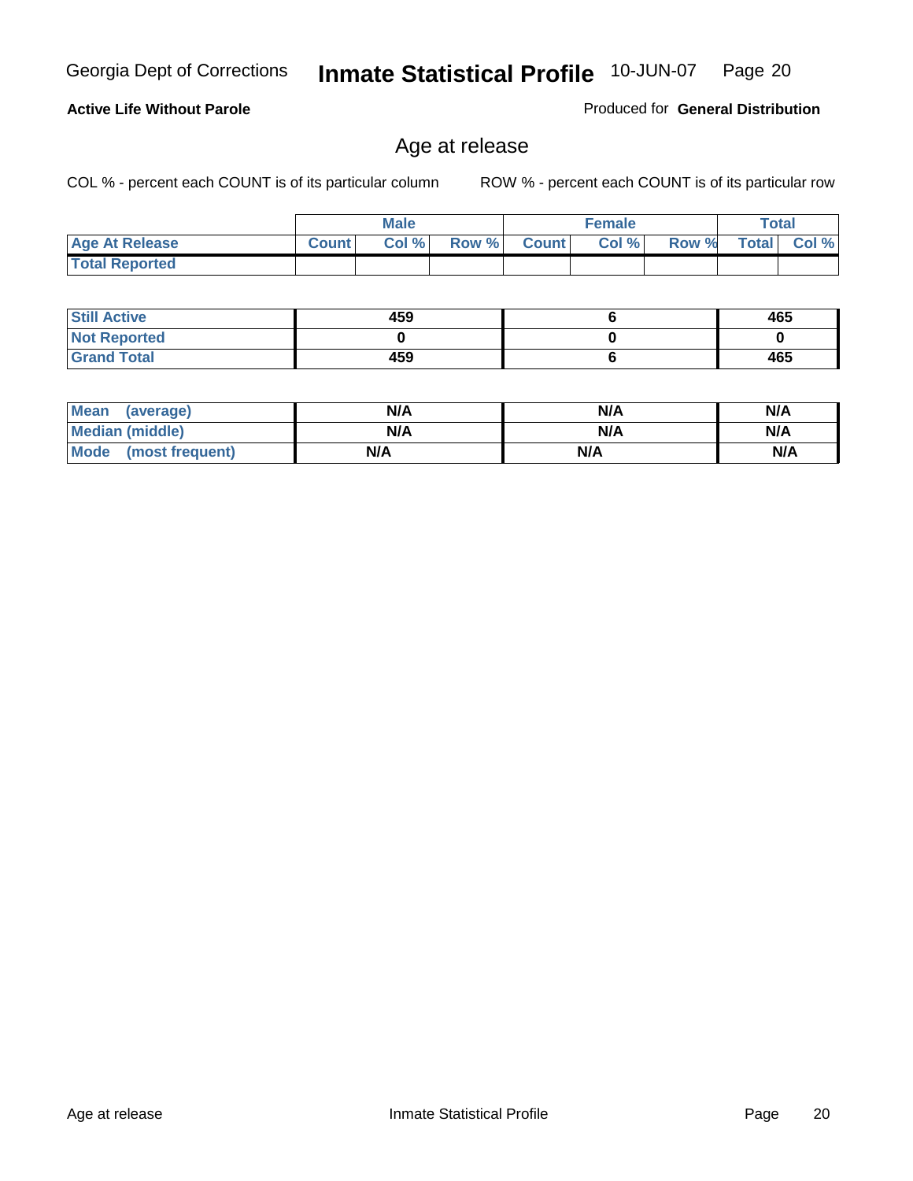**Active Life Without Parole** Produced for **General Distribution**

## Age at release

COL % - percent each COUNT is of its particular column ROW % - percent each COUNT is of its particular row

| | Male | | | Female | | | Total | |
|---|---|---|---|---|---|---|---|---|
| **Age At Release** | **Count** | **Col %** | **Row %** | **Count** | **Col %** | **Row %** | **Total** | **Col %** |
| **Total Reported** | | | | | | | | |

| | Male | Female | Total |
|---|---|---|---|
| **Still Active** | **459** | **6** | **465** |
| **Not Reported** | **0** | **0** | **0** |
| **Grand Total** | **459** | **6** | **465** |

| | Male | Female | Total |
|---|---|---|---|
| **Mean (average)** | **N/A** | **N/A** | **N/A** |
| **Median (middle)** | **N/A** | **N/A** | **N/A** |
| **Mode (most frequent)** | **N/A** | **N/A** | **N/A** |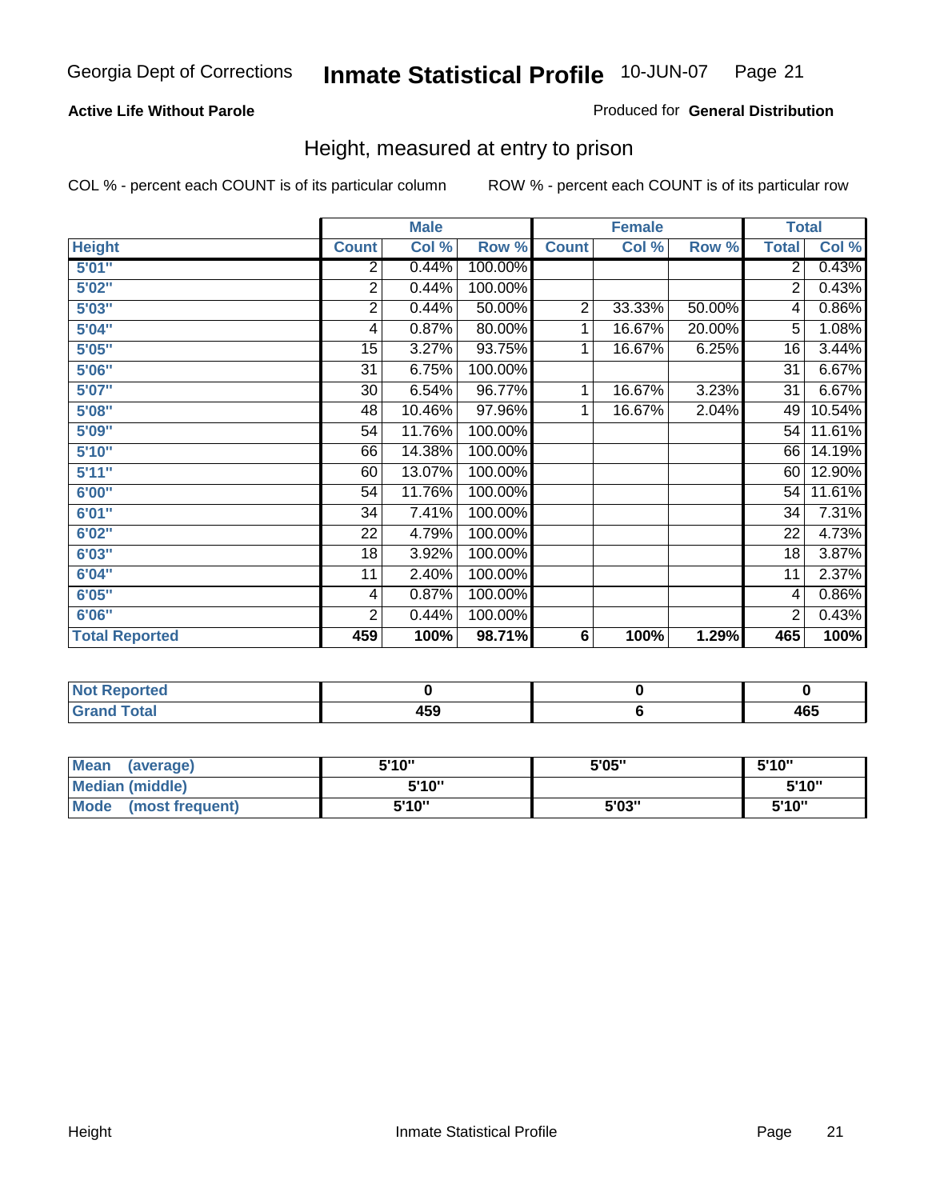Georgia Dept of Corrections **Inmate Statistical Profile** 10-JUN-07 Page 21

**Active Life Without Parole**

Produced for **General Distribution**

## Height, measured at entry to prison

COL % - percent each COUNT is of its particular column    ROW % - percent each COUNT is of its particular row

| | Male | | | Female | | | Total | |
|---|---|---|---|---|---|---|---|---|
| **Height** | **Count** | **Col %** | **Row %** | **Count** | **Col %** | **Row %** | **Total** | **Col %** |
| **5'01"** | 2 | 0.44% | 100.00% | | | | 2 | 0.43% |
| **5'02"** | 2 | 0.44% | 100.00% | | | | 2 | 0.43% |
| **5'03"** | 2 | 0.44% | 50.00% | 2 | 33.33% | 50.00% | 4 | 0.86% |
| **5'04"** | 4 | 0.87% | 80.00% | 1 | 16.67% | 20.00% | 5 | 1.08% |
| **5'05"** | 15 | 3.27% | 93.75% | 1 | 16.67% | 6.25% | 16 | 3.44% |
| **5'06"** | 31 | 6.75% | 100.00% | | | | 31 | 6.67% |
| **5'07"** | 30 | 6.54% | 96.77% | 1 | 16.67% | 3.23% | 31 | 6.67% |
| **5'08"** | 48 | 10.46% | 97.96% | 1 | 16.67% | 2.04% | 49 | 10.54% |
| **5'09"** | 54 | 11.76% | 100.00% | | | | 54 | 11.61% |
| **5'10"** | 66 | 14.38% | 100.00% | | | | 66 | 14.19% |
| **5'11"** | 60 | 13.07% | 100.00% | | | | 60 | 12.90% |
| **6'00"** | 54 | 11.76% | 100.00% | | | | 54 | 11.61% |
| **6'01"** | 34 | 7.41% | 100.00% | | | | 34 | 7.31% |
| **6'02"** | 22 | 4.79% | 100.00% | | | | 22 | 4.73% |
| **6'03"** | 18 | 3.92% | 100.00% | | | | 18 | 3.87% |
| **6'04"** | 11 | 2.40% | 100.00% | | | | 11 | 2.37% |
| **6'05"** | 4 | 0.87% | 100.00% | | | | 4 | 0.86% |
| **6'06"** | 2 | 0.44% | 100.00% | | | | 2 | 0.43% |
| **Total Reported** | **459** | **100%** | **98.71%** | **6** | **100%** | **1.29%** | **465** | **100%** |

| | Male | Female | Total |
|---|---|---|---|
| **Not Reported** | **0** | **0** | **0** |
| **Grand Total** | **459** | **6** | **465** |

| | Male | Female | Total |
|---|---|---|---|
| **Mean (average)** | **5'10"** | **5'05"** | **5'10"** |
| **Median (middle)** | **5'10"** | | **5'10"** |
| **Mode (most frequent)** | **5'10"** | **5'03"** | **5'10"** |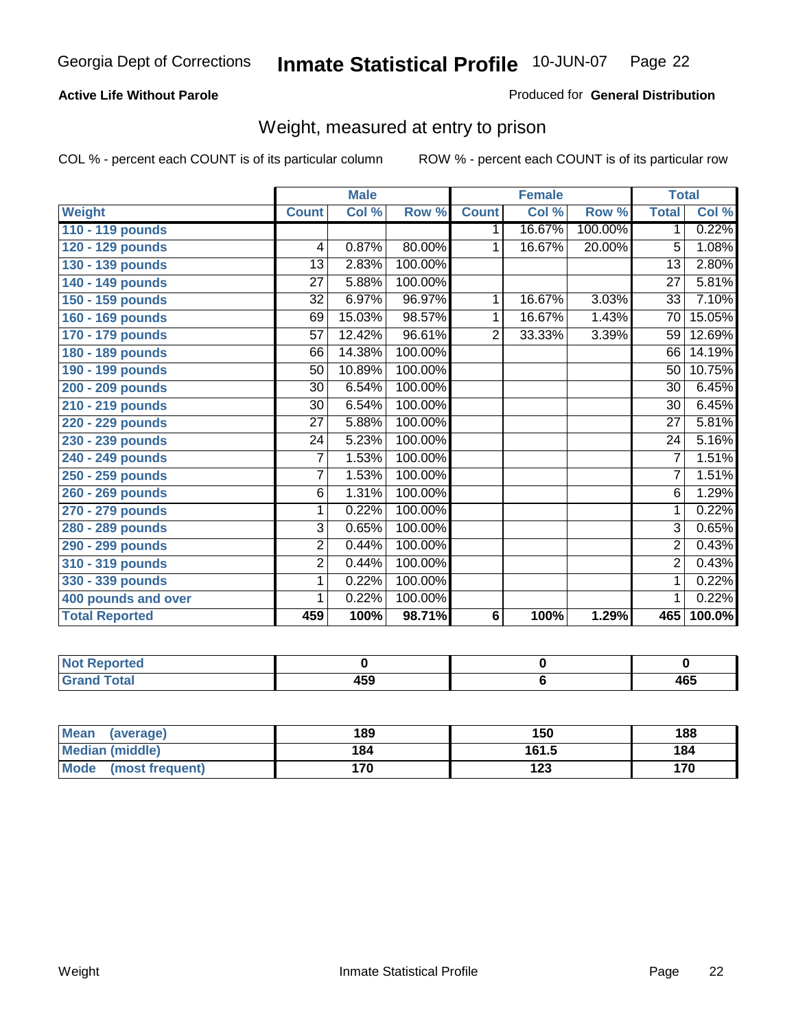Georgia Dept of Corrections **Inmate Statistical Profile** 10-JUN-07

**Active Life Without Parole**

Produced for **General Distribution**

## Weight, measured at entry to prison

COL % - percent each COUNT is of its particular column

ROW % - percent each COUNT is of its particular row

| | Male | | | Female | | | Total | |
|---|---|---|---|---|---|---|---|---|
| **Weight** | **Count** | **Col %** | **Row %** | **Count** | **Col %** | **Row %** | **Total** | **Col %** |
| **110 - 119 pounds** | | | | 1 | 16.67% | 100.00% | 1 | 0.22% |
| **120 - 129 pounds** | 4 | 0.87% | 80.00% | 1 | 16.67% | 20.00% | 5 | 1.08% |
| **130 - 139 pounds** | 13 | 2.83% | 100.00% | | | | 13 | 2.80% |
| **140 - 149 pounds** | 27 | 5.88% | 100.00% | | | | 27 | 5.81% |
| **150 - 159 pounds** | 32 | 6.97% | 96.97% | 1 | 16.67% | 3.03% | 33 | 7.10% |
| **160 - 169 pounds** | 69 | 15.03% | 98.57% | 1 | 16.67% | 1.43% | 70 | 15.05% |
| **170 - 179 pounds** | 57 | 12.42% | 96.61% | 2 | 33.33% | 3.39% | 59 | 12.69% |
| **180 - 189 pounds** | 66 | 14.38% | 100.00% | | | | 66 | 14.19% |
| **190 - 199 pounds** | 50 | 10.89% | 100.00% | | | | 50 | 10.75% |
| **200 - 209 pounds** | 30 | 6.54% | 100.00% | | | | 30 | 6.45% |
| **210 - 219 pounds** | 30 | 6.54% | 100.00% | | | | 30 | 6.45% |
| **220 - 229 pounds** | 27 | 5.88% | 100.00% | | | | 27 | 5.81% |
| **230 - 239 pounds** | 24 | 5.23% | 100.00% | | | | 24 | 5.16% |
| **240 - 249 pounds** | 7 | 1.53% | 100.00% | | | | 7 | 1.51% |
| **250 - 259 pounds** | 7 | 1.53% | 100.00% | | | | 7 | 1.51% |
| **260 - 269 pounds** | 6 | 1.31% | 100.00% | | | | 6 | 1.29% |
| **270 - 279 pounds** | 1 | 0.22% | 100.00% | | | | 1 | 0.22% |
| **280 - 289 pounds** | 3 | 0.65% | 100.00% | | | | 3 | 0.65% |
| **290 - 299 pounds** | 2 | 0.44% | 100.00% | | | | 2 | 0.43% |
| **310 - 319 pounds** | 2 | 0.44% | 100.00% | | | | 2 | 0.43% |
| **330 - 339 pounds** | 1 | 0.22% | 100.00% | | | | 1 | 0.22% |
| **400 pounds and over** | 1 | 0.22% | 100.00% | | | | 1 | 0.22% |
| **Total Reported** | **459** | **100%** | **98.71%** | **6** | **100%** | **1.29%** | **465** | **100.0%** |

| | Male | Female | Total |
|---|---|---|---|
| **Not Reported** | **0** | **0** | **0** |
| **Grand Total** | **459** | **6** | **465** |

| | Male | Female | Total |
|---|---|---|---|
| **Mean (average)** | **189** | **150** | **188** |
| **Median (middle)** | **184** | **161.5** | **184** |
| **Mode (most frequent)** | **170** | **123** | **170** |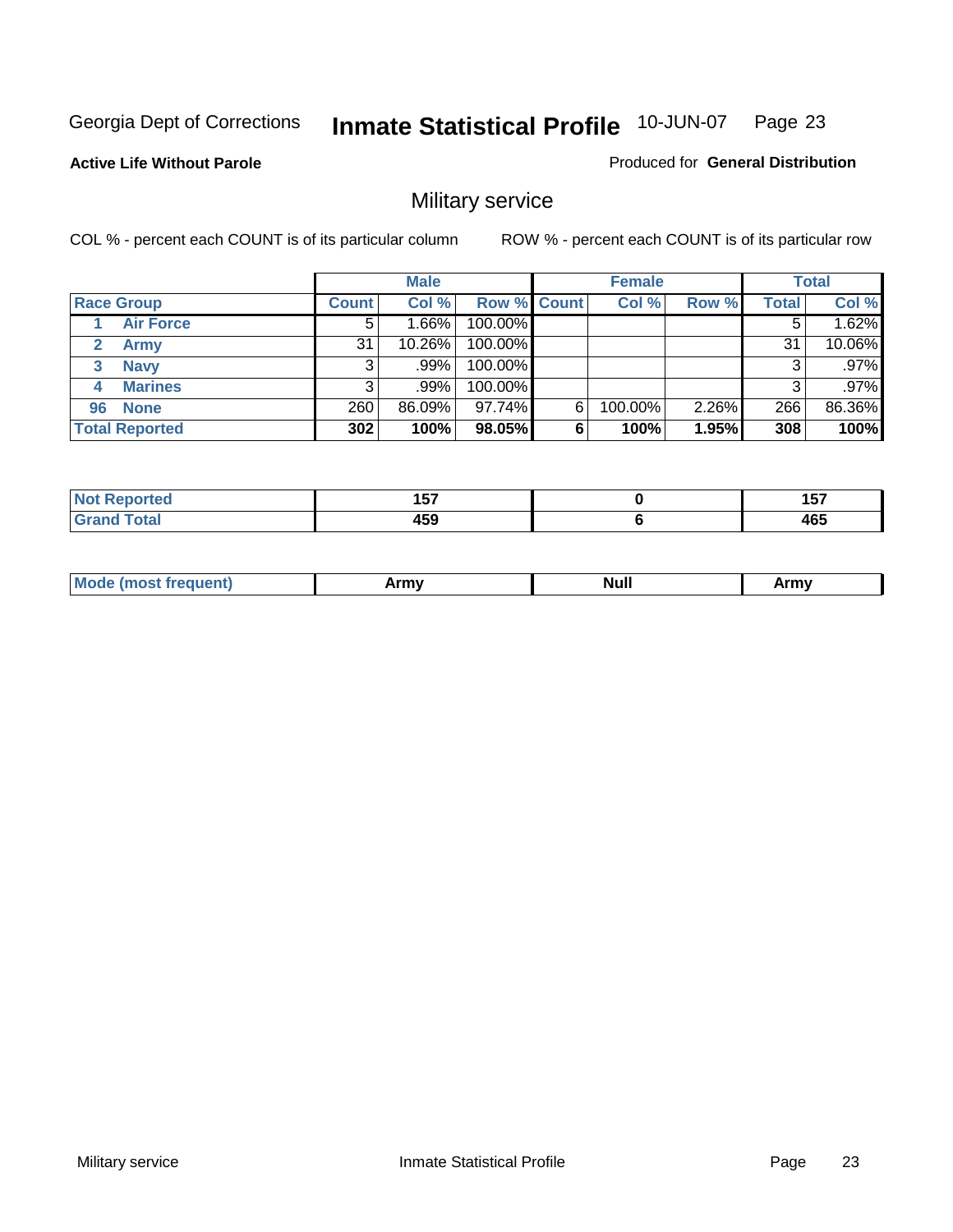Georgia Dept of Corrections **Inmate Statistical Profile** 10-JUN-07

**Active Life Without Parole**

Produced for **General Distribution**

## Military service

COL % - percent each COUNT is of its particular column

ROW % - percent each COUNT is of its particular row

| | Male | | | Female | | | Total | |
|---|---|---|---|---|---|---|---|---|
| **Race Group** | **Count** | **Col %** | **Row %** | **Count** | **Col %** | **Row %** | **Total** | **Col %** |
| 1 **Air Force** | 5 | 1.66% | 100.00% | | | | 5 | 1.62% |
| 2 **Army** | 31 | 10.26% | 100.00% | | | | 31 | 10.06% |
| 3 **Navy** | 3 | .99% | 100.00% | | | | 3 | .97% |
| 4 **Marines** | 3 | .99% | 100.00% | | | | 3 | .97% |
| 96 **None** | 260 | 86.09% | 97.74% | 6 | 100.00% | 2.26% | 266 | 86.36% |
| **Total Reported** | **302** | **100%** | **98.05%** | **6** | **100%** | **1.95%** | **308** | **100%** |

| | Male | Female | Total |
|---|---|---|---|
| **Not Reported** | **157** | **0** | **157** |
| **Grand Total** | **459** | **6** | **465** |

| | Male | Female | Total |
|---|---|---|---|
| **Mode (most frequent)** | **Army** | **Null** | **Army** |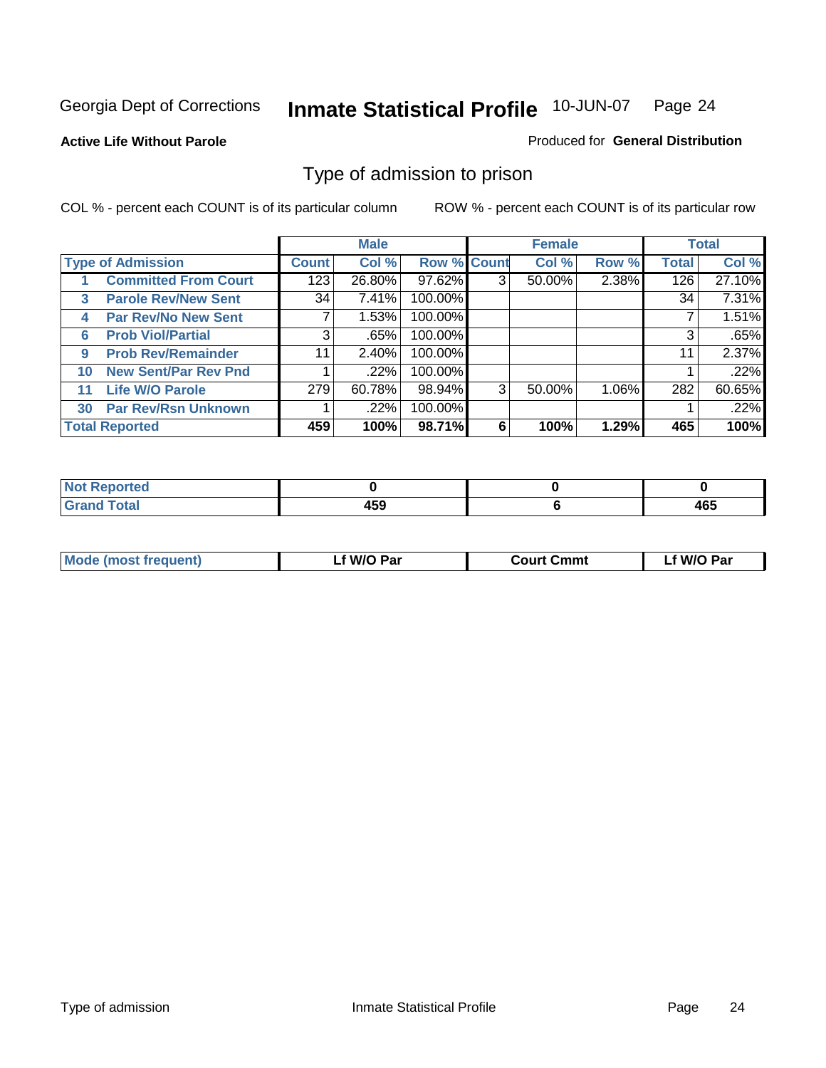Georgia Dept of Corrections **Inmate Statistical Profile** 10-JUN-07

**Active Life Without Parole**

Produced for **General Distribution**

## Type of admission to prison

COL % - percent each COUNT is of its particular column

ROW % - percent each COUNT is of its particular row

| Type of Admission | | Male | | | Female | | | Total | |
|---|---|---|---|---|---|---|---|---|---|
| | | Count | Col % | Row % | Count | Col % | Row % | Total | Col % |
| 1 | Committed From Court | 123 | 26.80% | 97.62% | 3 | 50.00% | 2.38% | 126 | 27.10% |
| 3 | Parole Rev/New Sent | 34 | 7.41% | 100.00% | | | | 34 | 7.31% |
| 4 | Par Rev/No New Sent | 7 | 1.53% | 100.00% | | | | 7 | 1.51% |
| 6 | Prob Viol/Partial | 3 | .65% | 100.00% | | | | 3 | .65% |
| 9 | Prob Rev/Remainder | 11 | 2.40% | 100.00% | | | | 11 | 2.37% |
| 10 | New Sent/Par Rev Pnd | 1 | .22% | 100.00% | | | | 1 | .22% |
| 11 | Life W/O Parole | 279 | 60.78% | 98.94% | 3 | 50.00% | 1.06% | 282 | 60.65% |
| 30 | Par Rev/Rsn Unknown | 1 | .22% | 100.00% | | | | 1 | .22% |
| **Total Reported** | | **459** | **100%** | **98.71%** | **6** | **100%** | **1.29%** | **465** | **100%** |

| | Male | Female | Total |
|---|---|---|---|
| Not Reported | 0 | 0 | 0 |
| Grand Total | 459 | 6 | 465 |

| | Male | Female | Total |
|---|---|---|---|
| Mode (most frequent) | Lf W/O Par | Court Cmmt | Lf W/O Par |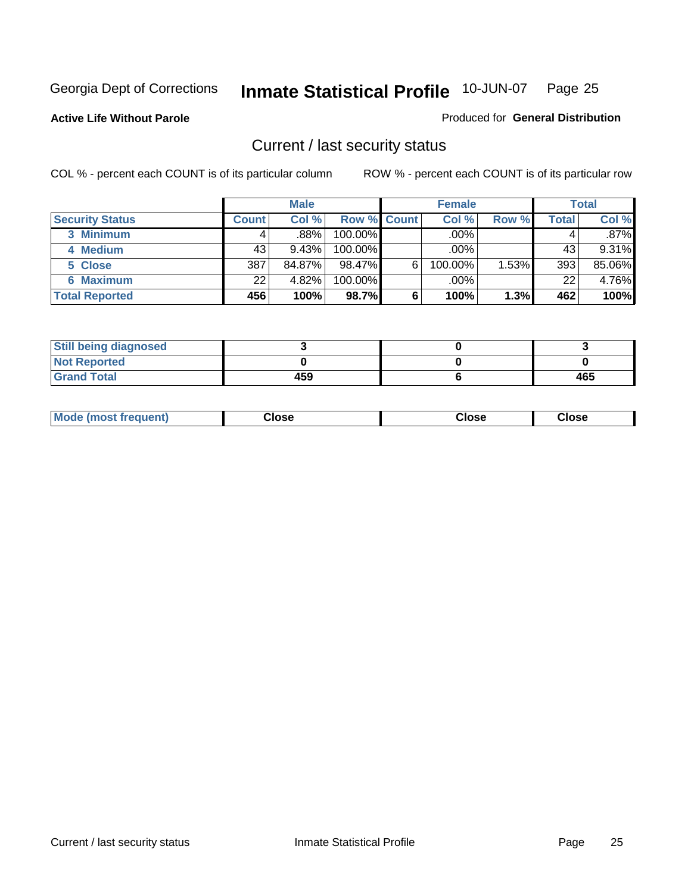Georgia Dept of Corrections **Inmate Statistical Profile** 10-JUN-07

**Active Life Without Parole**

Produced for **General Distribution**

## Current / last security status

COL % - percent each COUNT is of its particular column

ROW % - percent each COUNT is of its particular row

| | Male | | | Female | | | Total | |
|---|---|---|---|---|---|---|---|---|
| **Security Status** | **Count** | **Col %** | **Row %** | **Count** | **Col %** | **Row %** | **Total** | **Col %** |
| 3 Minimum | 4 | .88% | 100.00% | | .00% | | 4 | .87% |
| 4 Medium | 43 | 9.43% | 100.00% | | .00% | | 43 | 9.31% |
| 5 Close | 387 | 84.87% | 98.47% | 6 | 100.00% | 1.53% | 393 | 85.06% |
| 6 Maximum | 22 | 4.82% | 100.00% | | .00% | | 22 | 4.76% |
| **Total Reported** | **456** | **100%** | **98.7%** | **6** | **100%** | **1.3%** | **462** | **100%** |

| | Male | Female | Total |
|---|---|---|---|
| Still being diagnosed | 3 | 0 | 3 |
| Not Reported | 0 | 0 | 0 |
| Grand Total | 459 | 6 | 465 |

| | Male | Female | Total |
|---|---|---|---|
| Mode (most frequent) | Close | Close | Close |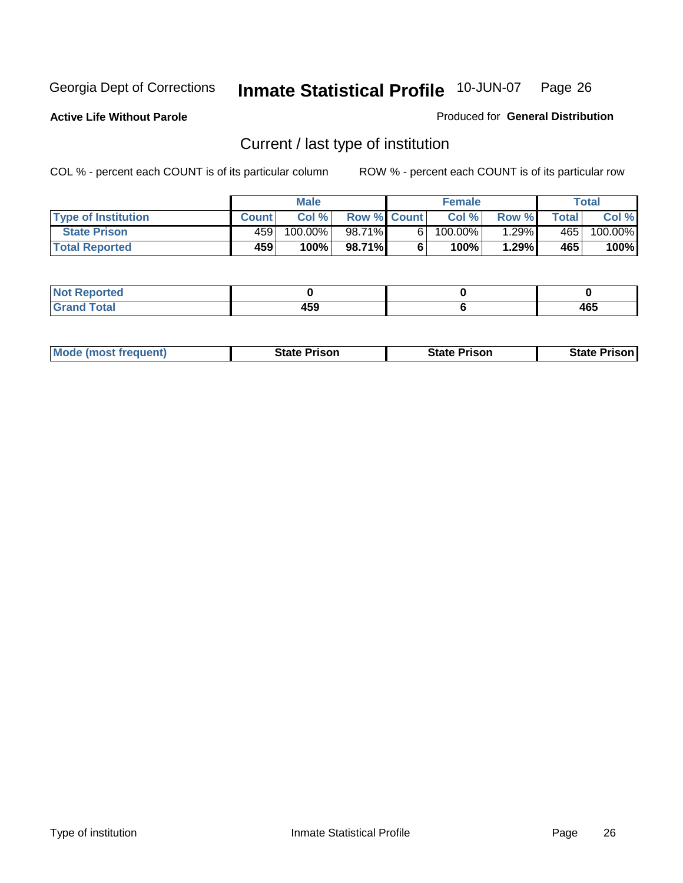Georgia Dept of Corrections **Inmate Statistical Profile** 10-JUN-07

**Active Life Without Parole**

Produced for **General Distribution**

## Current / last type of institution

COL % - percent each COUNT is of its particular column

ROW % - percent each COUNT is of its particular row

| | Male | | | Female | | | Total | |
|---|---|---|---|---|---|---|---|---|
| **Type of Institution** | **Count** | **Col %** | **Row %** | **Count** | **Col %** | **Row %** | **Total** | **Col %** |
| **State Prison** | 459 | 100.00% | 98.71% | 6 | 100.00% | 1.29% | 465 | 100.00% |
| **Total Reported** | **459** | **100%** | **98.71%** | **6** | **100%** | **1.29%** | **465** | **100%** |

| | Male | Female | Total |
|---|---|---|---|
| **Not Reported** | **0** | **0** | **0** |
| **Grand Total** | **459** | **6** | **465** |

| | Male | Female | Total |
|---|---|---|---|
| **Mode (most frequent)** | **State Prison** | **State Prison** | **State Prison** |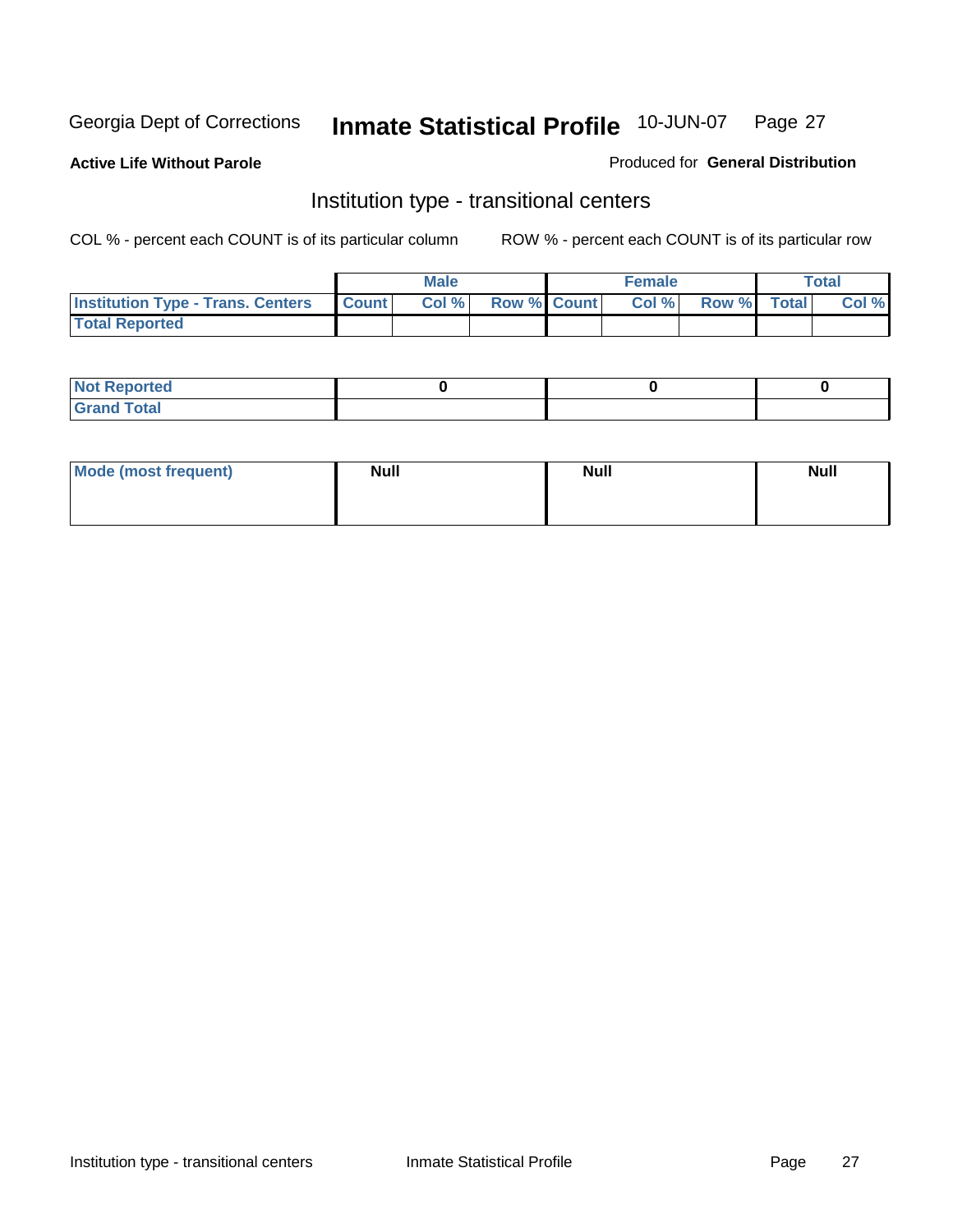Georgia Dept of Corrections **Inmate Statistical Profile** 10-JUN-07

**Active Life Without Parole**

Produced for **General Distribution**

## Institution type - transitional centers

COL % - percent each COUNT is of its particular column

ROW % - percent each COUNT is of its particular row

| | Male | | | Female | | | Total | |
|---|---|---|---|---|---|---|---|---|
| **Institution Type - Trans. Centers** | **Count** | **Col %** | **Row %** | **Count** | **Col %** | **Row %** | **Total** | **Col %** |
| **Total Reported** | | | | | | | | |

| | Male | Female | Total |
|---|---|---|---|
| **Not Reported** | 0 | 0 | 0 |
| **Grand Total** | | | |

| | Male | Female | Total |
|---|---|---|---|
| **Mode (most frequent)** | **Null** | **Null** | **Null** |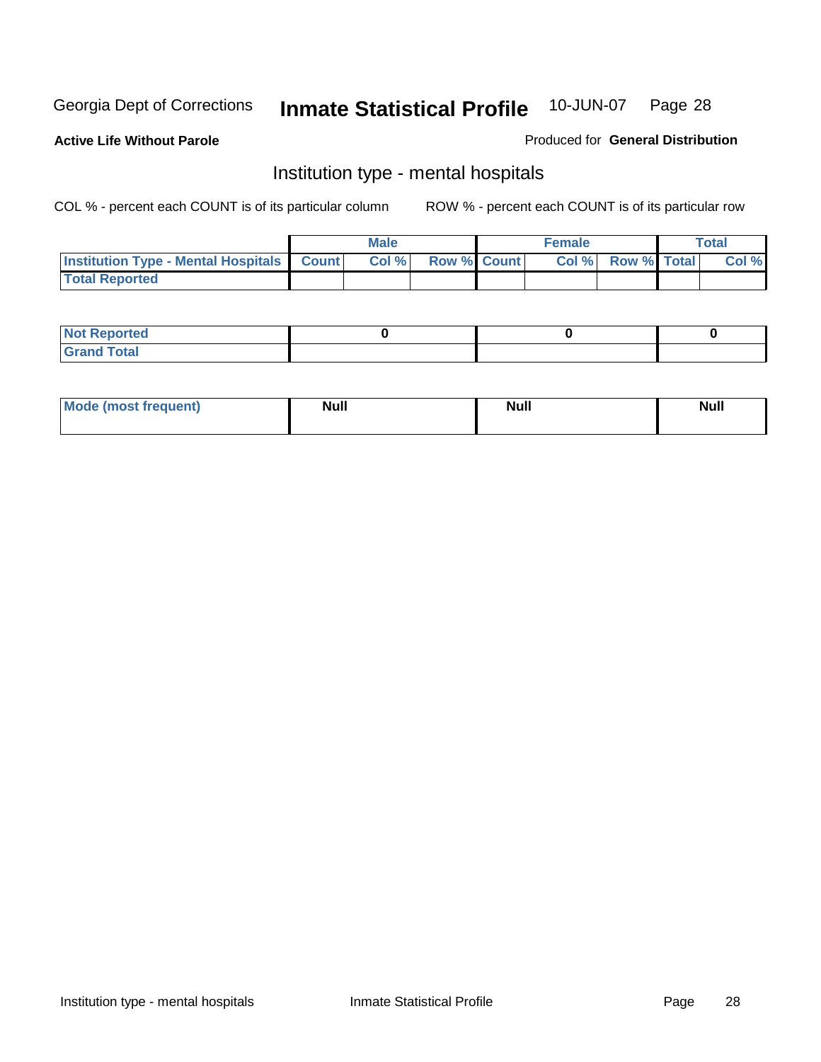Georgia Dept of Corrections **Inmate Statistical Profile** 10-JUN-07

**Active Life Without Parole**

Produced for **General Distribution**

## Institution type - mental hospitals

COL % - percent each COUNT is of its particular column

ROW % - percent each COUNT is of its particular row

| | Male | | | Female | | | Total | |
|---|---|---|---|---|---|---|---|---|
| **Institution Type - Mental Hospitals** | **Count** | **Col %** | **Row %** | **Count** | **Col %** | **Row %** | **Total** | **Col %** |
| **Total Reported** | | | | | | | | |

| | Male | Female | Total |
|---|---|---|---|
| **Not Reported** | **0** | **0** | **0** |
| **Grand Total** | | | |

| | Male | Female | Total |
|---|---|---|---|
| **Mode (most frequent)** | **Null** | **Null** | **Null** |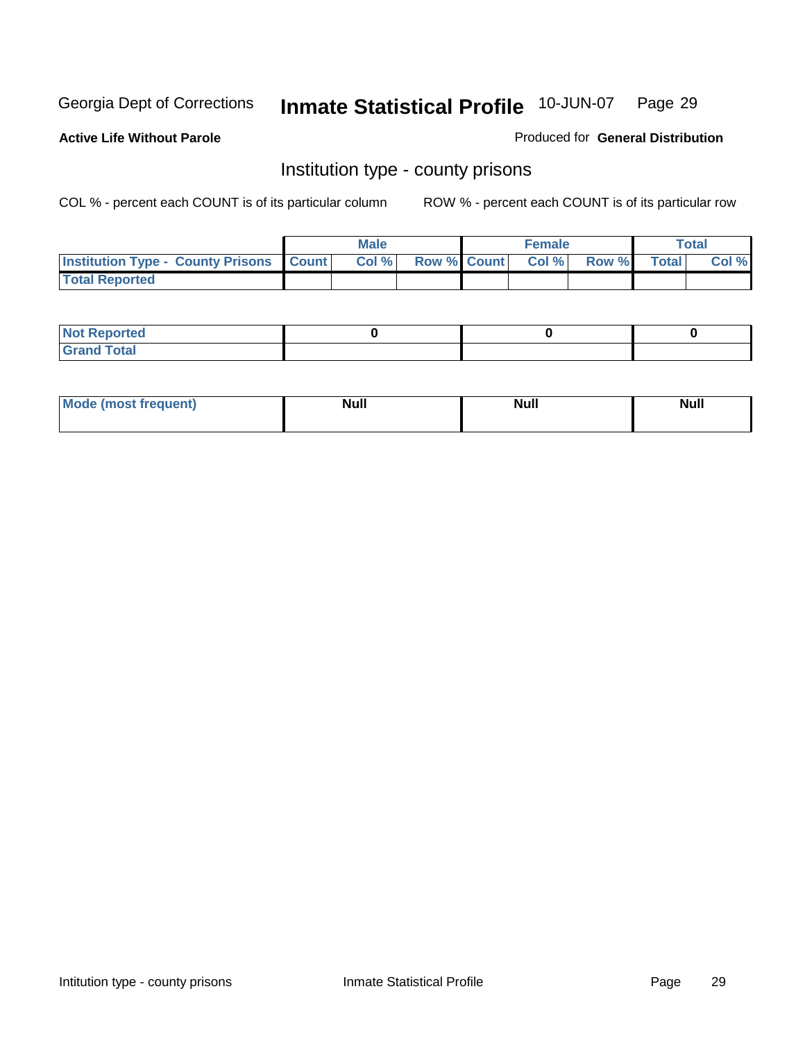Georgia Dept of Corrections **Inmate Statistical Profile** 10-JUN-07

**Active Life Without Parole**

Produced for **General Distribution**

## Institution type - county prisons

COL % - percent each COUNT is of its particular column

ROW % - percent each COUNT is of its particular row

| | Male | | | Female | | | Total | |
|---|---|---|---|---|---|---|---|---|
| **Institution Type - County Prisons** | **Count** | **Col %** | **Row %** | **Count** | **Col %** | **Row %** | **Total** | **Col %** |
| **Total Reported** | | | | | | | | |

| | Male | Female | Total |
|---|---|---|---|
| **Not Reported** | **0** | **0** | **0** |
| **Grand Total** | | | |

| | Male | Female | Total |
|---|---|---|---|
| **Mode (most frequent)** | **Null** | **Null** | **Null** |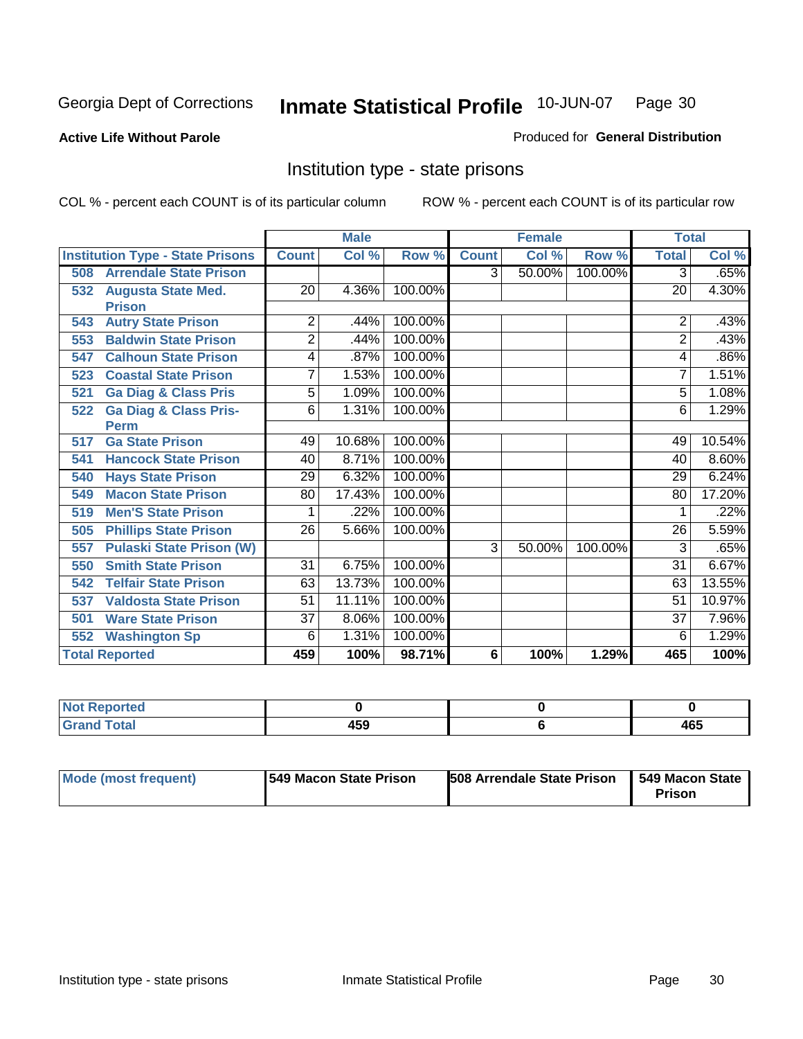Georgia Dept of Corrections **Inmate Statistical Profile** 10-JUN-07

**Active Life Without Parole**

Produced for **General Distribution**

## Institution type - state prisons

COL % - percent each COUNT is of its particular column

ROW % - percent each COUNT is of its particular row

| | Male | | | Female | | | Total | |
|---|---|---|---|---|---|---|---|---|
| **Institution Type - State Prisons** | **Count** | **Col %** | **Row %** | **Count** | **Col %** | **Row %** | **Total** | **Col %** |
| 508 Arrendale State Prison | | | | 3 | 50.00% | 100.00% | 3 | .65% |
| 532 Augusta State Med. Prison | 20 | 4.36% | 100.00% | | | | 20 | 4.30% |
| 543 Autry State Prison | 2 | .44% | 100.00% | | | | 2 | .43% |
| 553 Baldwin State Prison | 2 | .44% | 100.00% | | | | 2 | .43% |
| 547 Calhoun State Prison | 4 | .87% | 100.00% | | | | 4 | .86% |
| 523 Coastal State Prison | 7 | 1.53% | 100.00% | | | | 7 | 1.51% |
| 521 Ga Diag & Class Pris | 5 | 1.09% | 100.00% | | | | 5 | 1.08% |
| 522 Ga Diag & Class Pris-Perm | 6 | 1.31% | 100.00% | | | | 6 | 1.29% |
| 517 Ga State Prison | 49 | 10.68% | 100.00% | | | | 49 | 10.54% |
| 541 Hancock State Prison | 40 | 8.71% | 100.00% | | | | 40 | 8.60% |
| 540 Hays State Prison | 29 | 6.32% | 100.00% | | | | 29 | 6.24% |
| 549 Macon State Prison | 80 | 17.43% | 100.00% | | | | 80 | 17.20% |
| 519 Men'S State Prison | 1 | .22% | 100.00% | | | | 1 | .22% |
| 505 Phillips State Prison | 26 | 5.66% | 100.00% | | | | 26 | 5.59% |
| 557 Pulaski State Prison (W) | | | | 3 | 50.00% | 100.00% | 3 | .65% |
| 550 Smith State Prison | 31 | 6.75% | 100.00% | | | | 31 | 6.67% |
| 542 Telfair State Prison | 63 | 13.73% | 100.00% | | | | 63 | 13.55% |
| 537 Valdosta State Prison | 51 | 11.11% | 100.00% | | | | 51 | 10.97% |
| 501 Ware State Prison | 37 | 8.06% | 100.00% | | | | 37 | 7.96% |
| 552 Washington Sp | 6 | 1.31% | 100.00% | | | | 6 | 1.29% |
| **Total Reported** | **459** | **100%** | **98.71%** | **6** | **100%** | **1.29%** | **465** | **100%** |

| | Male | Female | Total |
|---|---|---|---|
| **Not Reported** | **0** | **0** | **0** |
| **Grand Total** | **459** | **6** | **465** |

| | Male | Female | Total |
|---|---|---|---|
| **Mode (most frequent)** | **549 Macon State Prison** | **508 Arrendale State Prison** | **549 Macon State Prison** |

Institution type - state prisons Inmate Statistical Profile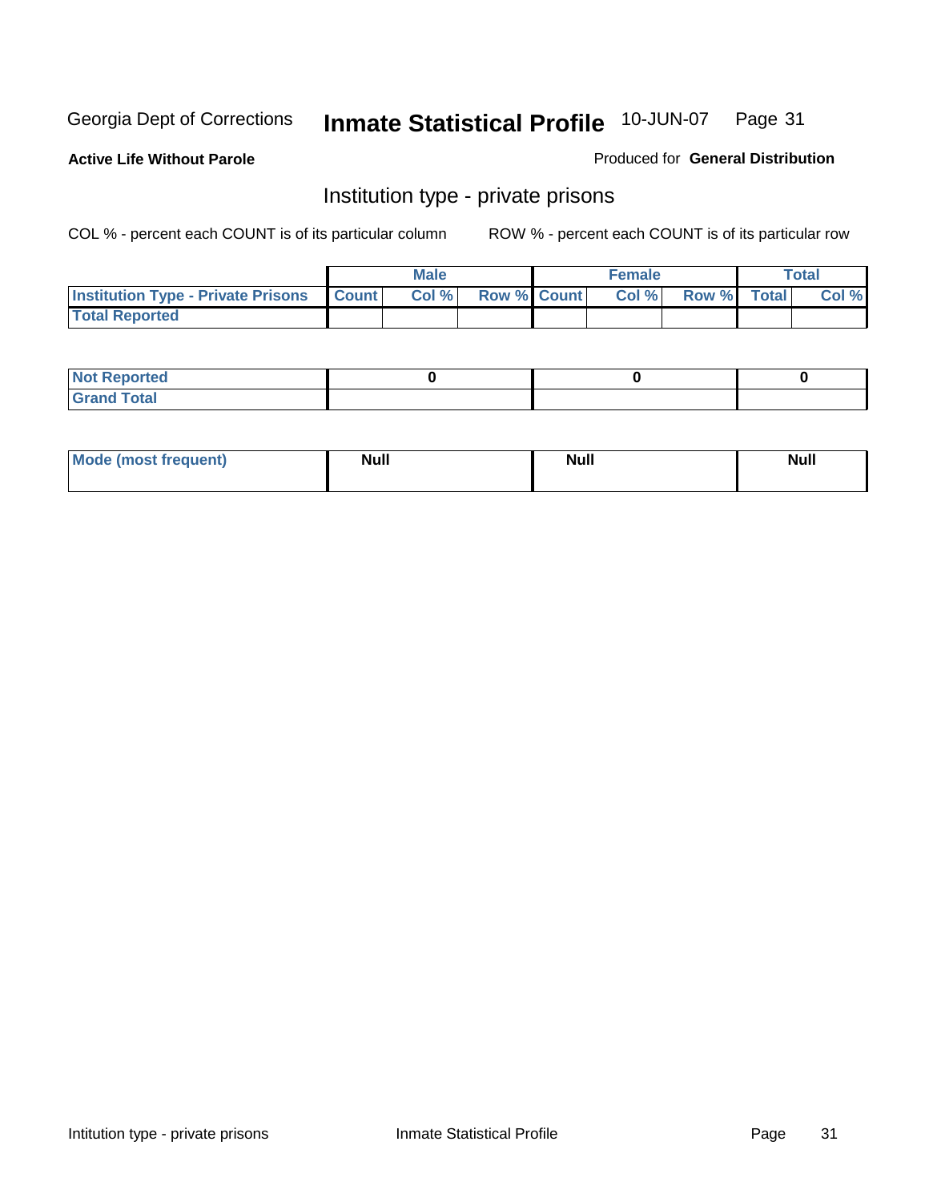Georgia Dept of Corrections **Inmate Statistical Profile** 10-JUN-07

**Active Life Without Parole**

Produced for **General Distribution**

## Institution type - private prisons

COL % - percent each COUNT is of its particular column

ROW % - percent each COUNT is of its particular row

| | Male | | | Female | | | Total | |
|---|---|---|---|---|---|---|---|---|
| **Institution Type - Private Prisons** | **Count** | **Col %** | **Row %** | **Count** | **Col %** | **Row %** | **Total** | **Col %** |
| **Total Reported** | | | | | | | | |

| | Male | Female | Total |
|---|---|---|---|
| **Not Reported** | 0 | 0 | 0 |
| **Grand Total** | | | |

| | Male | Female | Total |
|---|---|---|---|
| **Mode (most frequent)** | Null | Null | Null |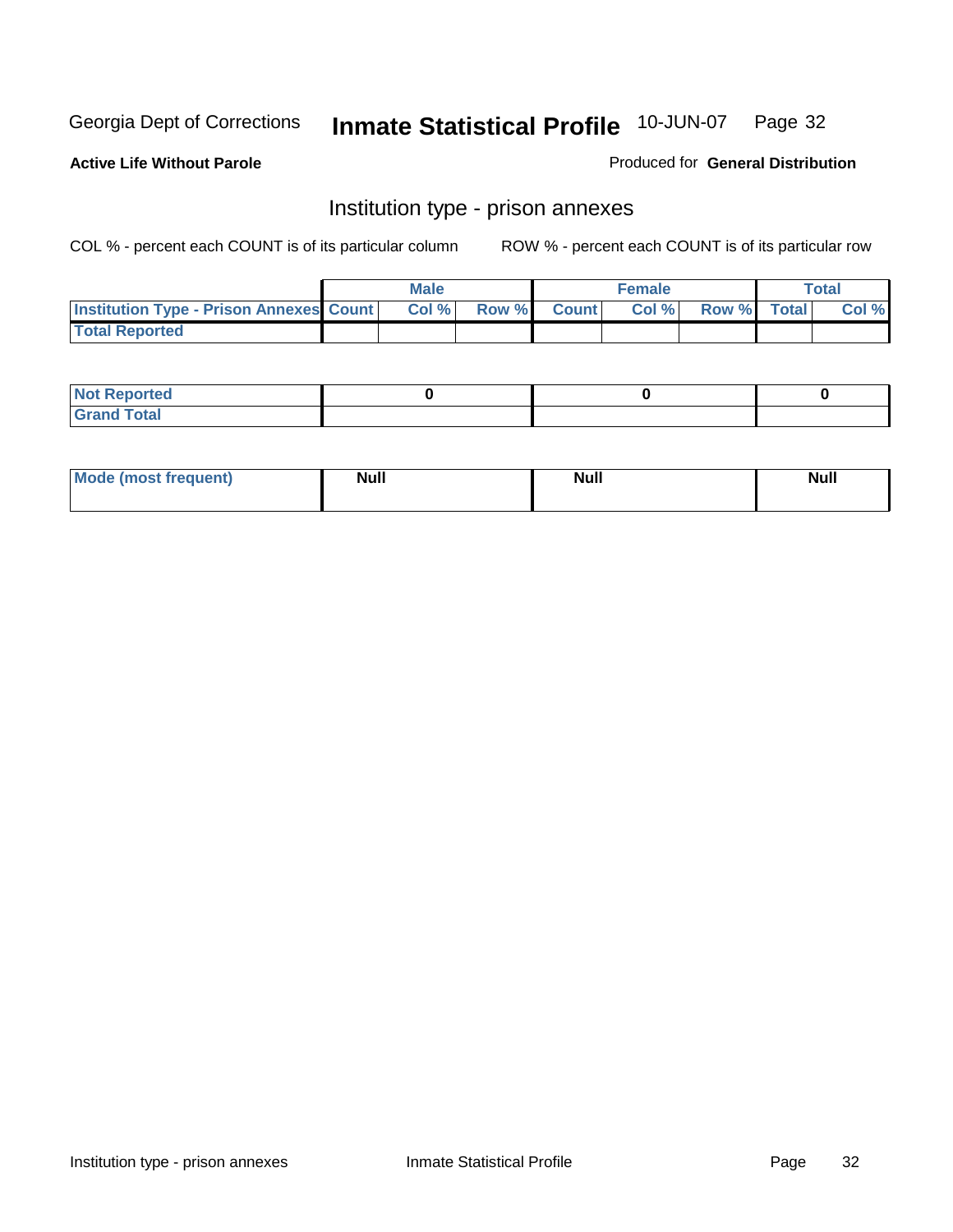Georgia Dept of Corrections **Inmate Statistical Profile** 10-JUN-07

**Active Life Without Parole**

Produced for **General Distribution**

## Institution type - prison annexes

COL % - percent each COUNT is of its particular column    ROW % - percent each COUNT is of its particular row

| | Male | | | Female | | | Total | |
|---|---|---|---|---|---|---|---|---|
| **Institution Type - Prison Annexes** | **Count** | **Col %** | **Row %** | **Count** | **Col %** | **Row %** | **Total** | **Col %** |
| **Total Reported** | | | | | | | | |

| | Male | Female | Total |
|---|---|---|---|
| **Not Reported** | 0 | 0 | 0 |
| **Grand Total** | | | |

| | Male | Female | Total |
|---|---|---|---|
| **Mode (most frequent)** | Null | Null | Null |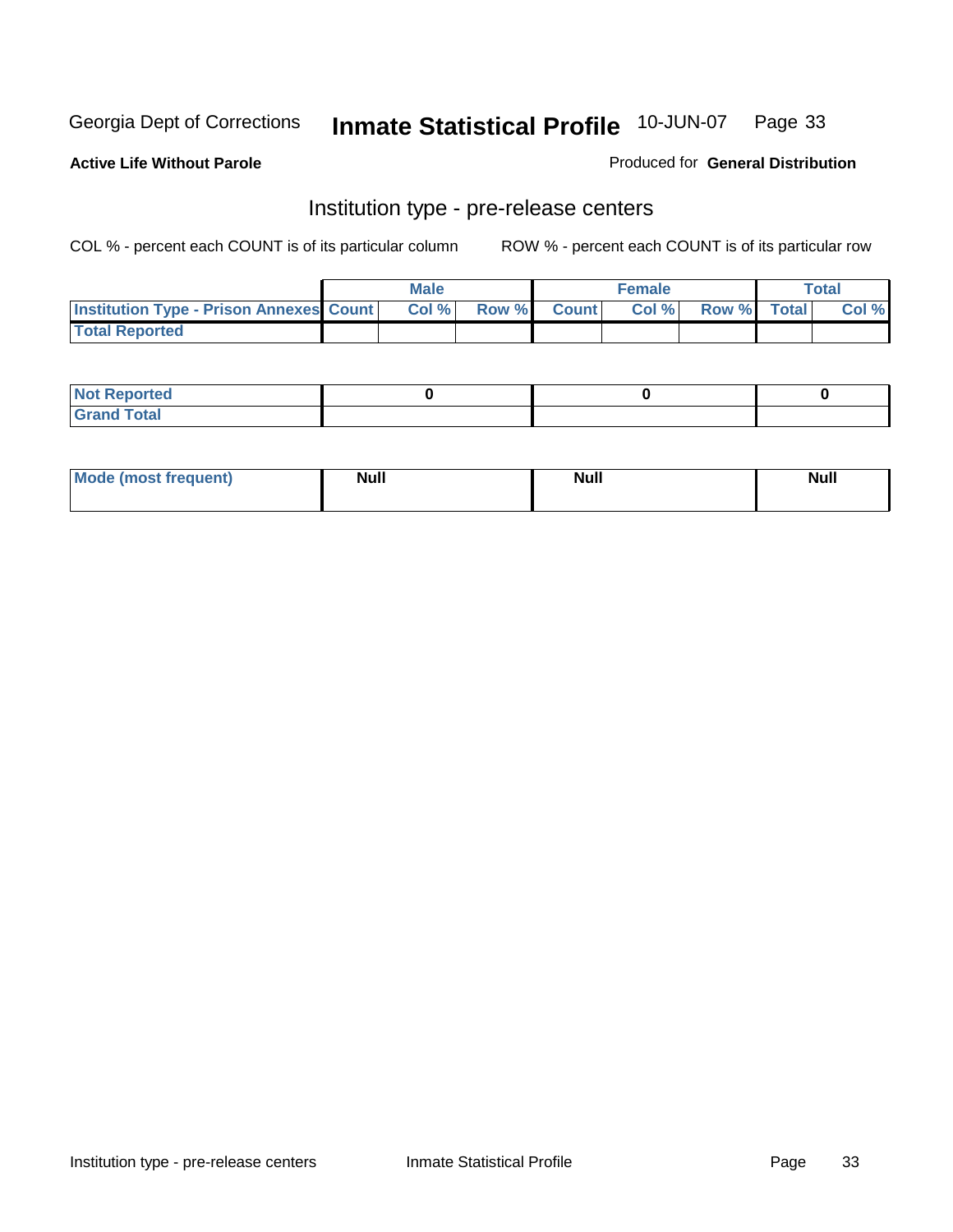Georgia Dept of Corrections **Inmate Statistical Profile** 10-JUN-07

**Active Life Without Parole**

Produced for **General Distribution**

## Institution type - pre-release centers

COL % - percent each COUNT is of its particular column ROW % - percent each COUNT is of its particular row

| | Male | | | Female | | | Total | |
|---|---|---|---|---|---|---|---|---|
| **Institution Type - Prison Annexes** | **Count** | **Col %** | **Row %** | **Count** | **Col %** | **Row %** | **Total** | **Col %** |
| **Total Reported** | | | | | | | | |

| | Male | Female | Total |
|---|---|---|---|
| **Not Reported** | 0 | 0 | 0 |
| **Grand Total** | | | |

| | Male | Female | Total |
|---|---|---|---|
| **Mode (most frequent)** | Null | Null | Null |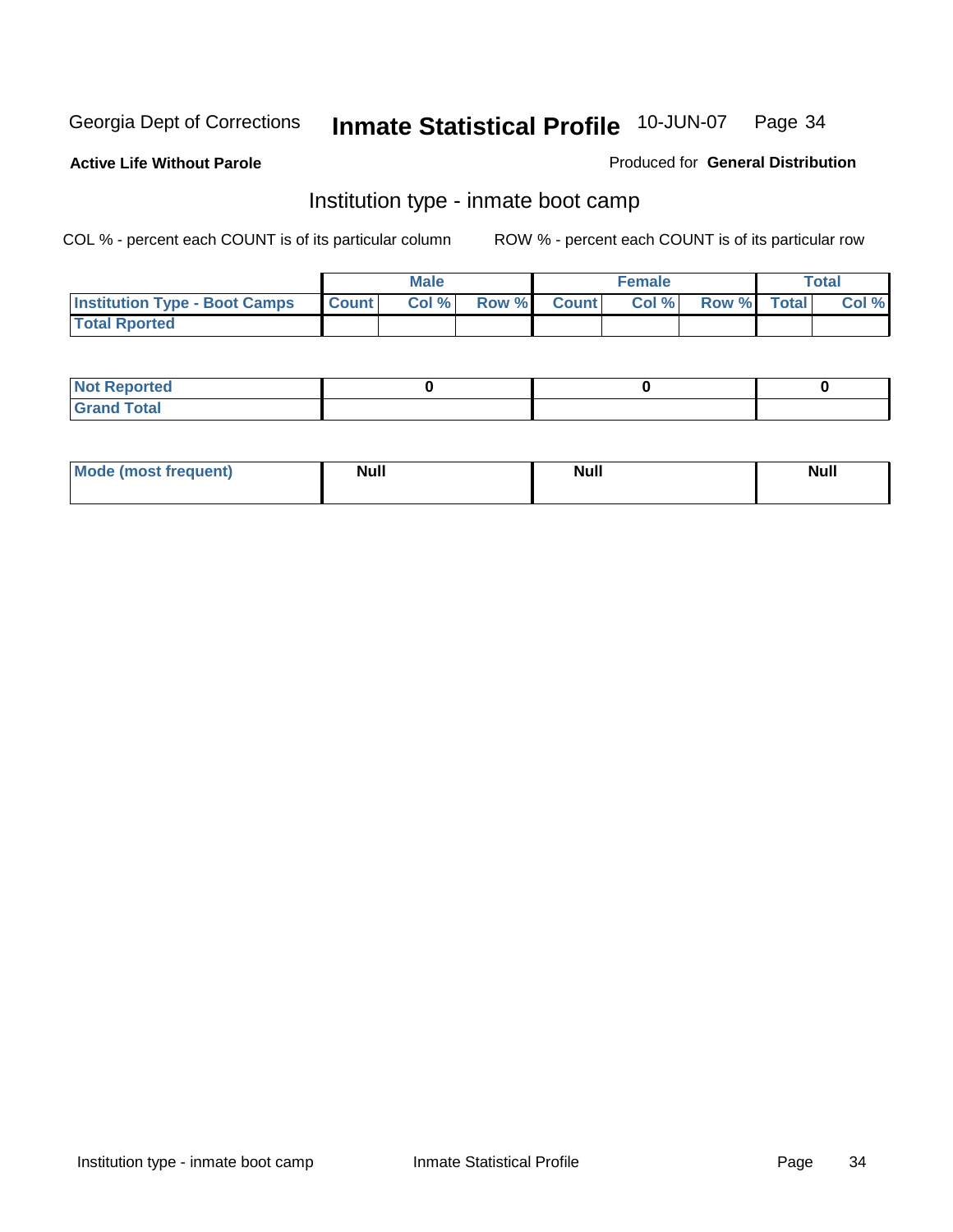Georgia Dept of Corrections **Inmate Statistical Profile** 10-JUN-07

**Active Life Without Parole**

Produced for **General Distribution**

## Institution type - inmate boot camp

COL % - percent each COUNT is of its particular column ROW % - percent each COUNT is of its particular row

| | Male | | | Female | | | Total | |
|---|---|---|---|---|---|---|---|---|
| Institution Type - Boot Camps | Count | Col % | Row % | Count | Col % | Row % | Total | Col % |
| Total Rported | | | | | | | | |

| | Male | Female | Total |
|---|---|---|---|
| Not Reported | 0 | 0 | 0 |
| Grand Total | | | |

| | Male | Female | Total |
|---|---|---|---|
| Mode (most frequent) | Null | Null | Null |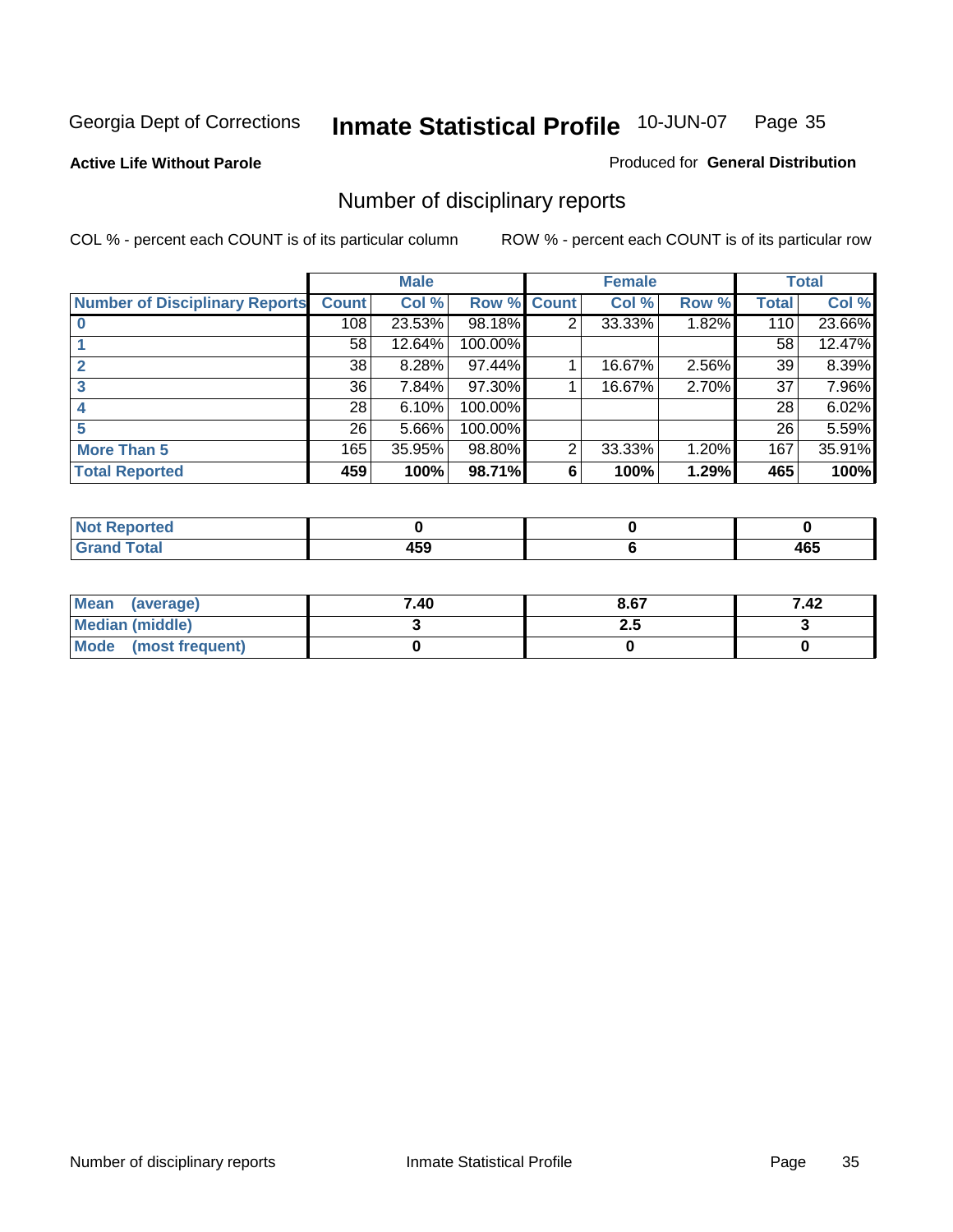Georgia Dept of Corrections **Inmate Statistical Profile** 10-JUN-07

**Active Life Without Parole**

Produced for **General Distribution**

## Number of disciplinary reports

COL % - percent each COUNT is of its particular column

ROW % - percent each COUNT is of its particular row

| | Male | | | Female | | | Total | |
|---|---|---|---|---|---|---|---|---|
| **Number of Disciplinary Reports** | **Count** | **Col %** | **Row %** | **Count** | **Col %** | **Row %** | **Total** | **Col %** |
| **0** | 108 | 23.53% | 98.18% | 2 | 33.33% | 1.82% | 110 | 23.66% |
| **1** | 58 | 12.64% | 100.00% | | | | 58 | 12.47% |
| **2** | 38 | 8.28% | 97.44% | 1 | 16.67% | 2.56% | 39 | 8.39% |
| **3** | 36 | 7.84% | 97.30% | 1 | 16.67% | 2.70% | 37 | 7.96% |
| **4** | 28 | 6.10% | 100.00% | | | | 28 | 6.02% |
| **5** | 26 | 5.66% | 100.00% | | | | 26 | 5.59% |
| **More Than 5** | 165 | 35.95% | 98.80% | 2 | 33.33% | 1.20% | 167 | 35.91% |
| **Total Reported** | **459** | **100%** | **98.71%** | **6** | **100%** | **1.29%** | **465** | **100%** |

| | Male | Female | Total |
|---|---|---|---|
| **Not Reported** | **0** | **0** | **0** |
| **Grand Total** | **459** | **6** | **465** |

| | Male | Female | Total |
|---|---|---|---|
| **Mean (average)** | **7.40** | **8.67** | **7.42** |
| **Median (middle)** | **3** | **2.5** | **3** |
| **Mode (most frequent)** | **0** | **0** | **0** |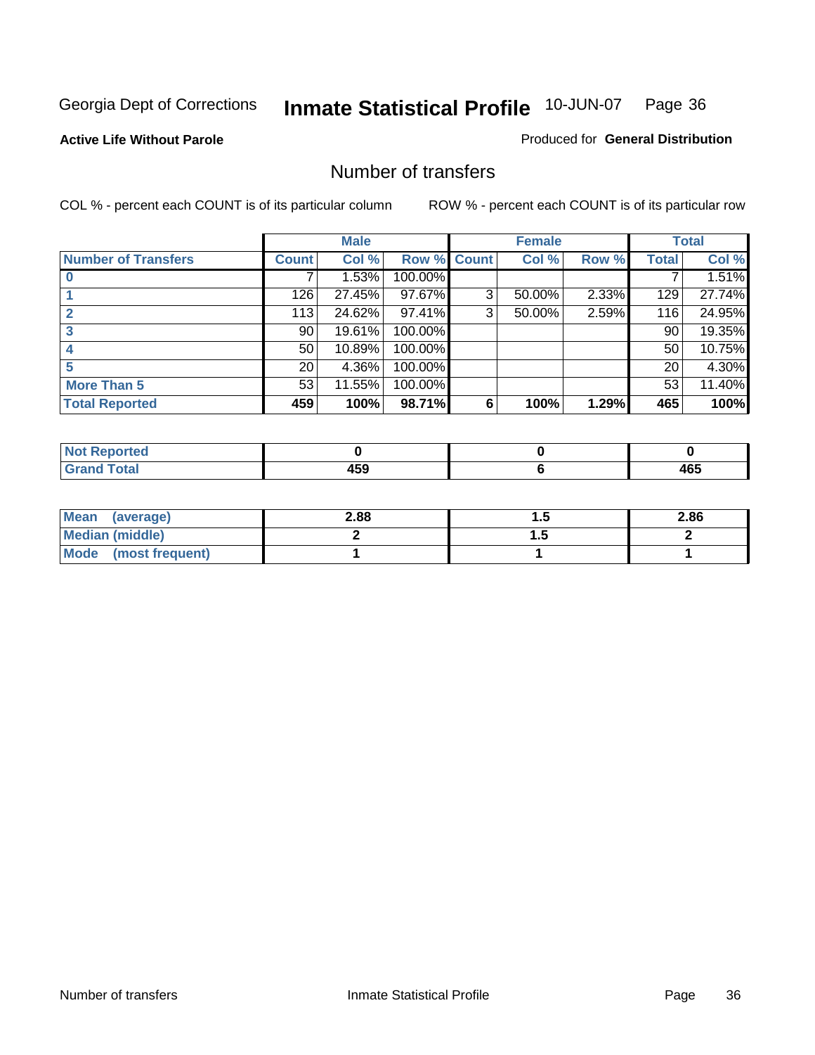Georgia Dept of Corrections **Inmate Statistical Profile** 10-JUN-07

**Active Life Without Parole**

Produced for **General Distribution**

## Number of transfers

COL % - percent each COUNT is of its particular column ROW % - percent each COUNT is of its particular row

| | Male | | | Female | | | Total | |
|---|---|---|---|---|---|---|---|---|
| **Number of Transfers** | **Count** | **Col %** | **Row %** | **Count** | **Col %** | **Row %** | **Total** | **Col %** |
| **0** | 7 | 1.53% | 100.00% | | | | 7 | 1.51% |
| **1** | 126 | 27.45% | 97.67% | 3 | 50.00% | 2.33% | 129 | 27.74% |
| **2** | 113 | 24.62% | 97.41% | 3 | 50.00% | 2.59% | 116 | 24.95% |
| **3** | 90 | 19.61% | 100.00% | | | | 90 | 19.35% |
| **4** | 50 | 10.89% | 100.00% | | | | 50 | 10.75% |
| **5** | 20 | 4.36% | 100.00% | | | | 20 | 4.30% |
| **More Than 5** | 53 | 11.55% | 100.00% | | | | 53 | 11.40% |
| **Total Reported** | **459** | **100%** | **98.71%** | **6** | **100%** | **1.29%** | **465** | **100%** |

| | Male | Female | Total |
|---|---|---|---|
| **Not Reported** | **0** | **0** | **0** |
| **Grand Total** | **459** | **6** | **465** |

| | Male | Female | Total |
|---|---|---|---|
| **Mean (average)** | **2.88** | **1.5** | **2.86** |
| **Median (middle)** | **2** | **1.5** | **2** |
| **Mode (most frequent)** | **1** | **1** | **1** |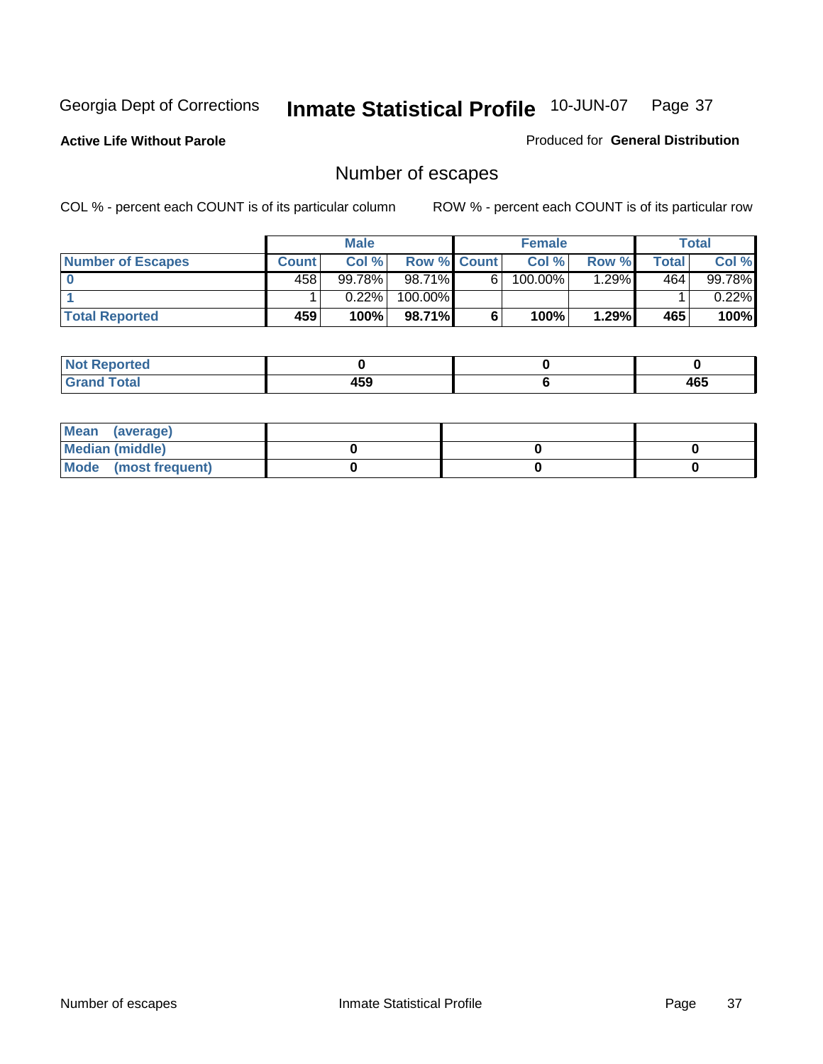Georgia Dept of Corrections **Inmate Statistical Profile** 10-JUN-07

**Active Life Without Parole**

Produced for **General Distribution**

## Number of escapes

COL % - percent each COUNT is of its particular column

ROW % - percent each COUNT is of its particular row

| | Male | | | Female | | | Total | |
|---|---|---|---|---|---|---|---|---|
| **Number of Escapes** | **Count** | **Col %** | **Row %** | **Count** | **Col %** | **Row %** | **Total** | **Col %** |
| **0** | 458 | 99.78% | 98.71% | 6 | 100.00% | 1.29% | 464 | 99.78% |
| **1** | 1 | 0.22% | 100.00% | | | | 1 | 0.22% |
| **Total Reported** | **459** | **100%** | **98.71%** | **6** | **100%** | **1.29%** | **465** | **100%** |

| | Male | Female | Total |
|---|---|---|---|
| **Not Reported** | **0** | **0** | **0** |
| **Grand Total** | **459** | **6** | **465** |

| | Male | Female | Total |
|---|---|---|---|
| **Mean (average)** | | | |
| **Median (middle)** | **0** | **0** | **0** |
| **Mode (most frequent)** | **0** | **0** | **0** |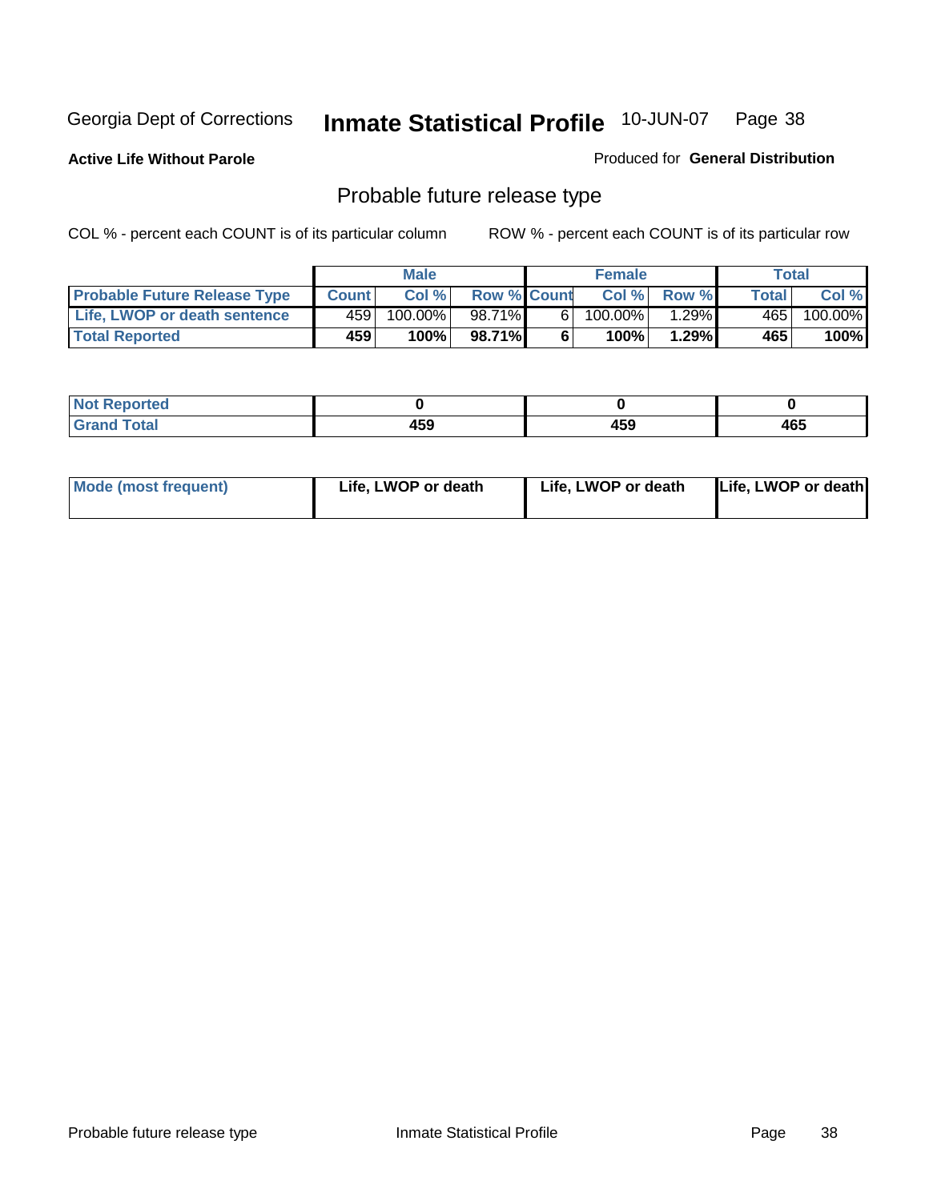Georgia Dept of Corrections **Inmate Statistical Profile** 10-JUN-07

**Active Life Without Parole**

Produced for **General Distribution**

## Probable future release type

COL % - percent each COUNT is of its particular column

ROW % - percent each COUNT is of its particular row

| | Male | | | Female | | | Total | |
|---|---|---|---|---|---|---|---|---|
| **Probable Future Release Type** | **Count** | **Col %** | **Row %** | **Count** | **Col %** | **Row %** | **Total** | **Col %** |
| **Life, LWOP or death sentence** | 459 | 100.00% | 98.71% | 6 | 100.00% | 1.29% | 465 | 100.00% |
| **Total Reported** | **459** | **100%** | **98.71%** | **6** | **100%** | **1.29%** | **465** | **100%** |

| | Male | Female | Total |
|---|---|---|---|
| **Not Reported** | **0** | **0** | **0** |
| **Grand Total** | **459** | **459** | **465** |

| | Male | Female | Total |
|---|---|---|---|
| **Mode (most frequent)** | **Life, LWOP or death** | **Life, LWOP or death** | **Life, LWOP or death** |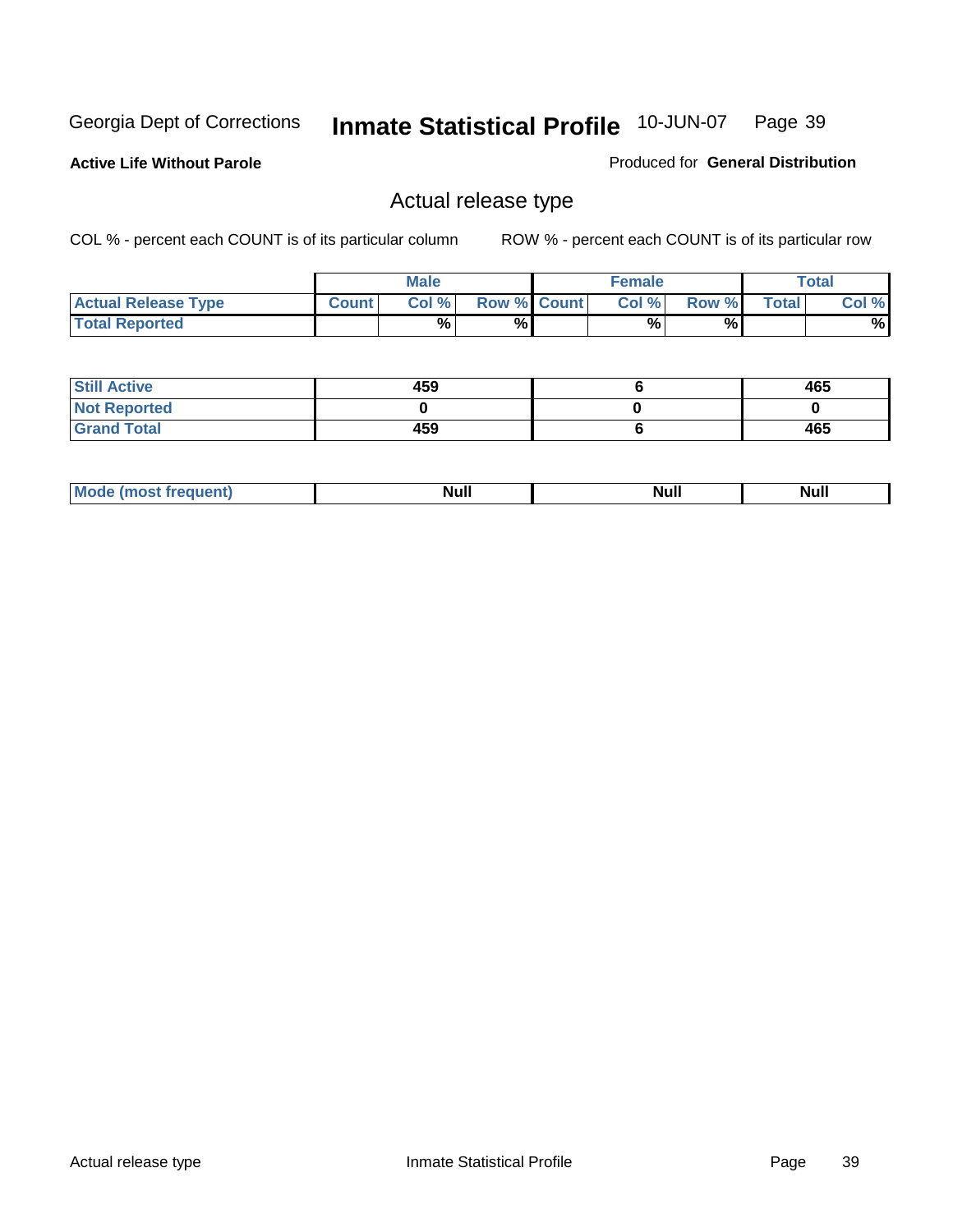Georgia Dept of Corrections **Inmate Statistical Profile** 10-JUN-07

**Active Life Without Parole**

Produced for **General Distribution**

## Actual release type

COL % - percent each COUNT is of its particular column ROW % - percent each COUNT is of its particular row

| | Male | | | Female | | | Total | |
|---|---|---|---|---|---|---|---|---|
| Actual Release Type | Count | Col % | Row % | Count | Col % | Row % | Total | Col % |
| Total Reported | | % | % | | % | % | | % |
| Still Active | 459 | | | 6 | | | 465 | |
| Not Reported | 0 | | | 0 | | | 0 | |
| Grand Total | 459 | | | 6 | | | 465 | |
| Mode (most frequent) | Null | | | Null | | | Null | |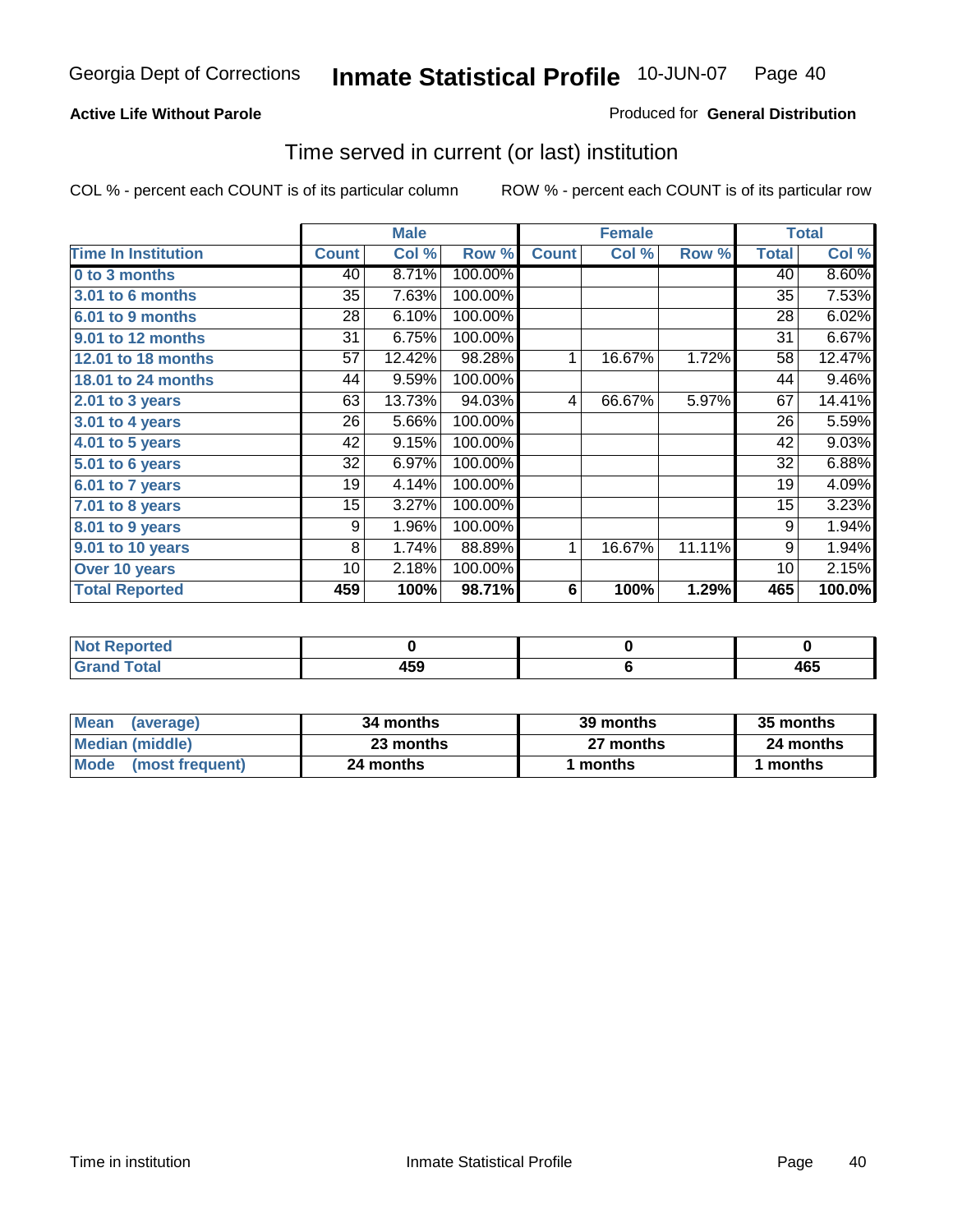Georgia Dept of Corrections **Inmate Statistical Profile** 10-JUN-07

**Active Life Without Parole**

Produced for **General Distribution**

## Time served in current (or last) institution

COL % - percent each COUNT is of its particular column     ROW % - percent each COUNT is of its particular row

| | Male | | | Female | | | Total | |
|---|---|---|---|---|---|---|---|---|
| **Time In Institution** | **Count** | **Col %** | **Row %** | **Count** | **Col %** | **Row %** | **Total** | **Col %** |
| **0 to 3 months** | 40 | 8.71% | 100.00% | | | | 40 | 8.60% |
| **3.01 to 6 months** | 35 | 7.63% | 100.00% | | | | 35 | 7.53% |
| **6.01 to 9 months** | 28 | 6.10% | 100.00% | | | | 28 | 6.02% |
| **9.01 to 12 months** | 31 | 6.75% | 100.00% | | | | 31 | 6.67% |
| **12.01 to 18 months** | 57 | 12.42% | 98.28% | 1 | 16.67% | 1.72% | 58 | 12.47% |
| **18.01 to 24 months** | 44 | 9.59% | 100.00% | | | | 44 | 9.46% |
| **2.01 to 3 years** | 63 | 13.73% | 94.03% | 4 | 66.67% | 5.97% | 67 | 14.41% |
| **3.01 to 4 years** | 26 | 5.66% | 100.00% | | | | 26 | 5.59% |
| **4.01 to 5 years** | 42 | 9.15% | 100.00% | | | | 42 | 9.03% |
| **5.01 to 6 years** | 32 | 6.97% | 100.00% | | | | 32 | 6.88% |
| **6.01 to 7 years** | 19 | 4.14% | 100.00% | | | | 19 | 4.09% |
| **7.01 to 8 years** | 15 | 3.27% | 100.00% | | | | 15 | 3.23% |
| **8.01 to 9 years** | 9 | 1.96% | 100.00% | | | | 9 | 1.94% |
| **9.01 to 10 years** | 8 | 1.74% | 88.89% | 1 | 16.67% | 11.11% | 9 | 1.94% |
| **Over 10 years** | 10 | 2.18% | 100.00% | | | | 10 | 2.15% |
| **Total Reported** | **459** | **100%** | **98.71%** | **6** | **100%** | **1.29%** | **465** | **100.0%** |

| | Male | Female | Total |
|---|---|---|---|
| **Not Reported** | **0** | **0** | **0** |
| **Grand Total** | **459** | **6** | **465** |

| | Male | Female | Total |
|---|---|---|---|
| **Mean (average)** | **34 months** | **39 months** | **35 months** |
| **Median (middle)** | **23 months** | **27 months** | **24 months** |
| **Mode (most frequent)** | **24 months** | **1 months** | **1 months** |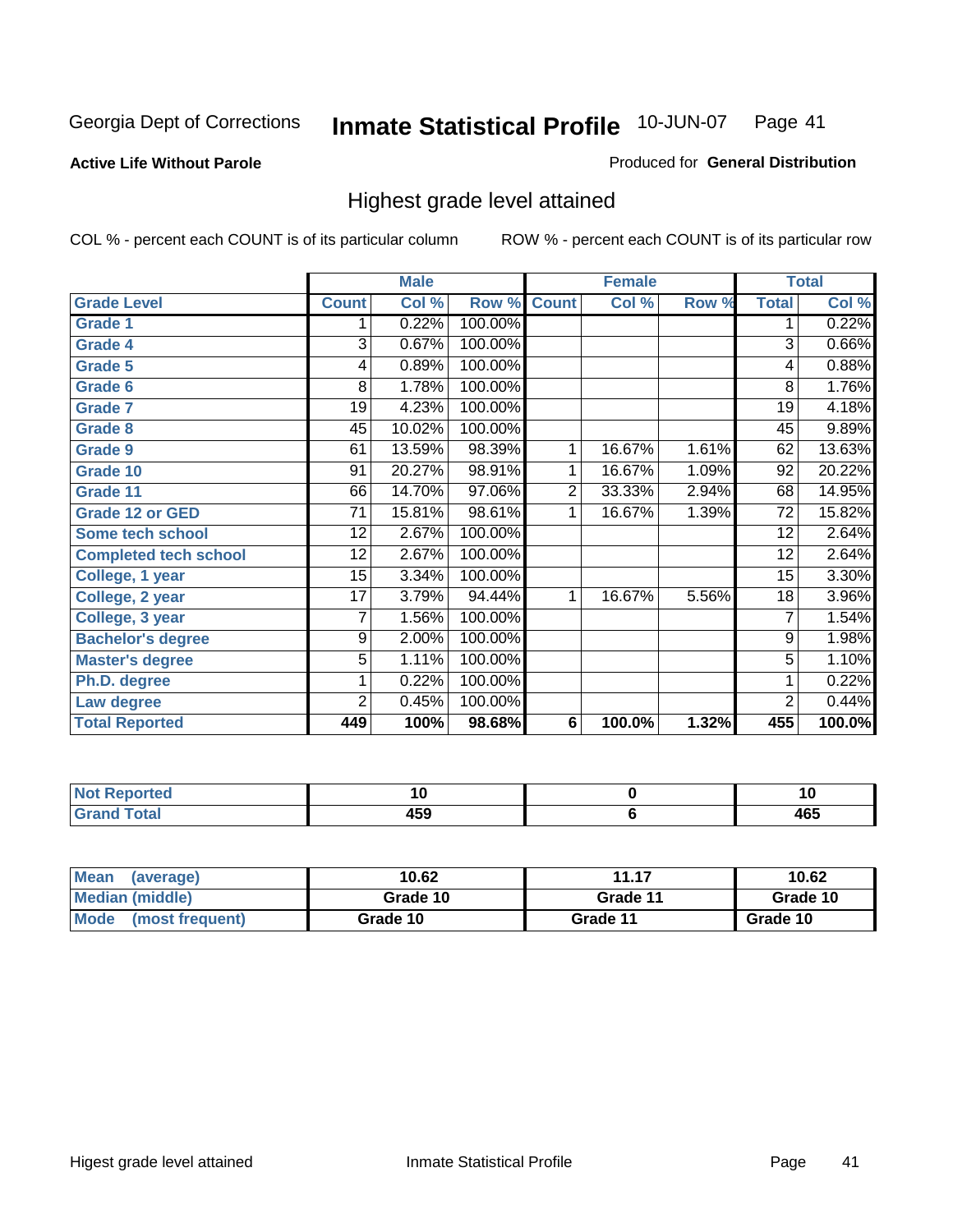Georgia Dept of Corrections **Inmate Statistical Profile** 10-JUN-07

**Active Life Without Parole**

Produced for **General Distribution**

## Highest grade level attained

COL % - percent each COUNT is of its particular column

ROW % - percent each COUNT is of its particular row

| | Male | | | Female | | | Total | |
|---|---|---|---|---|---|---|---|---|
| **Grade Level** | **Count** | **Col %** | **Row %** | **Count** | **Col %** | **Row %** | **Total** | **Col %** |
| Grade 1 | 1 | 0.22% | 100.00% | | | | 1 | 0.22% |
| Grade 4 | 3 | 0.67% | 100.00% | | | | 3 | 0.66% |
| Grade 5 | 4 | 0.89% | 100.00% | | | | 4 | 0.88% |
| Grade 6 | 8 | 1.78% | 100.00% | | | | 8 | 1.76% |
| Grade 7 | 19 | 4.23% | 100.00% | | | | 19 | 4.18% |
| Grade 8 | 45 | 10.02% | 100.00% | | | | 45 | 9.89% |
| Grade 9 | 61 | 13.59% | 98.39% | 1 | 16.67% | 1.61% | 62 | 13.63% |
| Grade 10 | 91 | 20.27% | 98.91% | 1 | 16.67% | 1.09% | 92 | 20.22% |
| Grade 11 | 66 | 14.70% | 97.06% | 2 | 33.33% | 2.94% | 68 | 14.95% |
| Grade 12 or GED | 71 | 15.81% | 98.61% | 1 | 16.67% | 1.39% | 72 | 15.82% |
| Some tech school | 12 | 2.67% | 100.00% | | | | 12 | 2.64% |
| Completed tech school | 12 | 2.67% | 100.00% | | | | 12 | 2.64% |
| College, 1 year | 15 | 3.34% | 100.00% | | | | 15 | 3.30% |
| College, 2 year | 17 | 3.79% | 94.44% | 1 | 16.67% | 5.56% | 18 | 3.96% |
| College, 3 year | 7 | 1.56% | 100.00% | | | | 7 | 1.54% |
| Bachelor's degree | 9 | 2.00% | 100.00% | | | | 9 | 1.98% |
| Master's degree | 5 | 1.11% | 100.00% | | | | 5 | 1.10% |
| Ph.D. degree | 1 | 0.22% | 100.00% | | | | 1 | 0.22% |
| Law degree | 2 | 0.45% | 100.00% | | | | 2 | 0.44% |
| **Total Reported** | **449** | **100%** | **98.68%** | **6** | **100.0%** | **1.32%** | **455** | **100.0%** |

| | Male | Female | Total |
|---|---|---|---|
| Not Reported | 10 | 0 | 10 |
| Grand Total | 459 | 6 | 465 |

| | Male | Female | Total |
|---|---|---|---|
| Mean (average) | 10.62 | 11.17 | 10.62 |
| Median (middle) | Grade 10 | Grade 11 | Grade 10 |
| Mode (most frequent) | Grade 10 | Grade 11 | Grade 10 |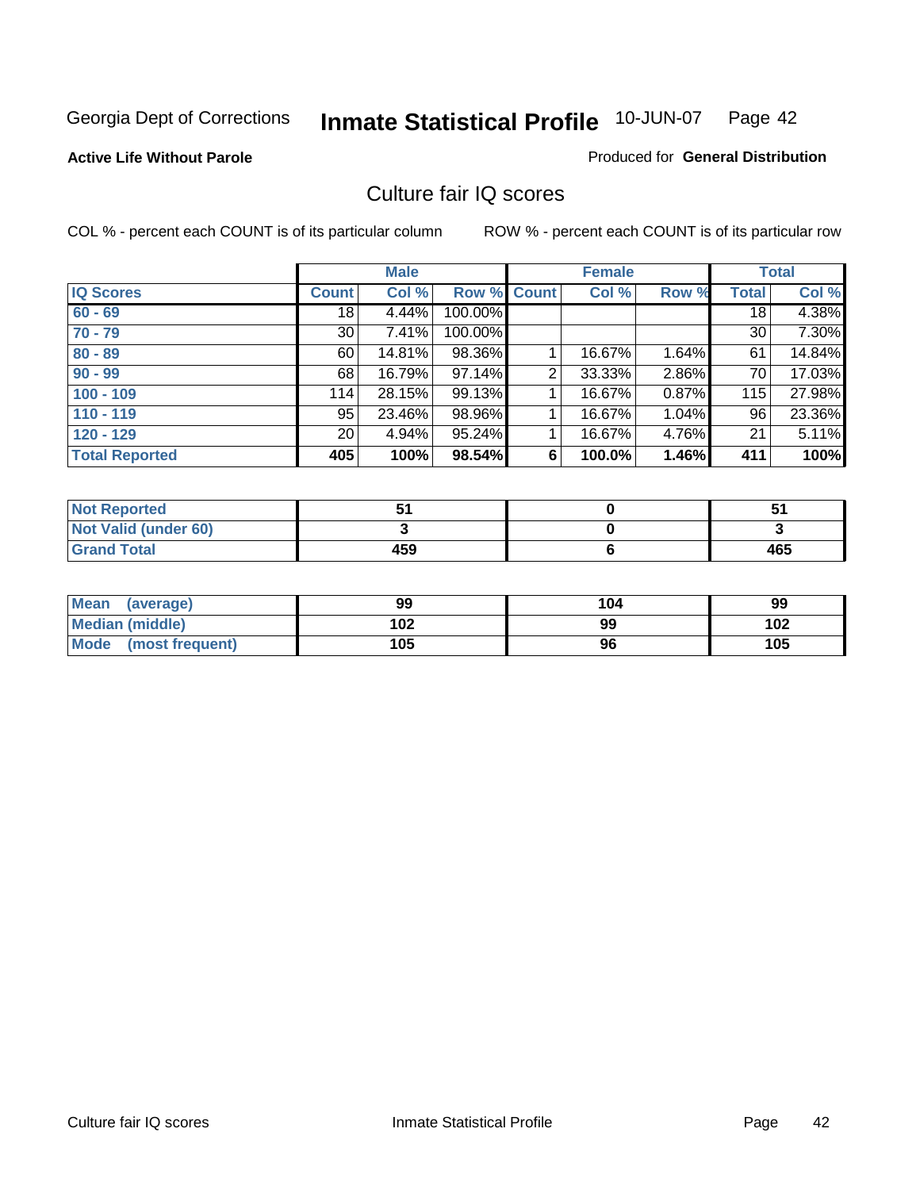Georgia Dept of Corrections **Inmate Statistical Profile** 10-JUN-07

**Active Life Without Parole**

Produced for **General Distribution**

## Culture fair IQ scores

COL % - percent each COUNT is of its particular column

ROW % - percent each COUNT is of its particular row

| | Male | | | Female | | | Total | |
|---|---|---|---|---|---|---|---|---|
| **IQ Scores** | **Count** | **Col %** | **Row %** | **Count** | **Col %** | **Row %** | **Total** | **Col %** |
| **60 - 69** | 18 | 4.44% | 100.00% | | | | 18 | 4.38% |
| **70 - 79** | 30 | 7.41% | 100.00% | | | | 30 | 7.30% |
| **80 - 89** | 60 | 14.81% | 98.36% | 1 | 16.67% | 1.64% | 61 | 14.84% |
| **90 - 99** | 68 | 16.79% | 97.14% | 2 | 33.33% | 2.86% | 70 | 17.03% |
| **100 - 109** | 114 | 28.15% | 99.13% | 1 | 16.67% | 0.87% | 115 | 27.98% |
| **110 - 119** | 95 | 23.46% | 98.96% | 1 | 16.67% | 1.04% | 96 | 23.36% |
| **120 - 129** | 20 | 4.94% | 95.24% | 1 | 16.67% | 4.76% | 21 | 5.11% |
| **Total Reported** | **405** | **100%** | **98.54%** | **6** | **100.0%** | **1.46%** | **411** | **100%** |

| | Male | Female | Total |
|---|---|---|---|
| **Not Reported** | **51** | **0** | **51** |
| **Not Valid (under 60)** | **3** | **0** | **3** |
| **Grand Total** | **459** | **6** | **465** |

| | Male | Female | Total |
|---|---|---|---|
| **Mean (average)** | **99** | **104** | **99** |
| **Median (middle)** | **102** | **99** | **102** |
| **Mode (most frequent)** | **105** | **96** | **105** |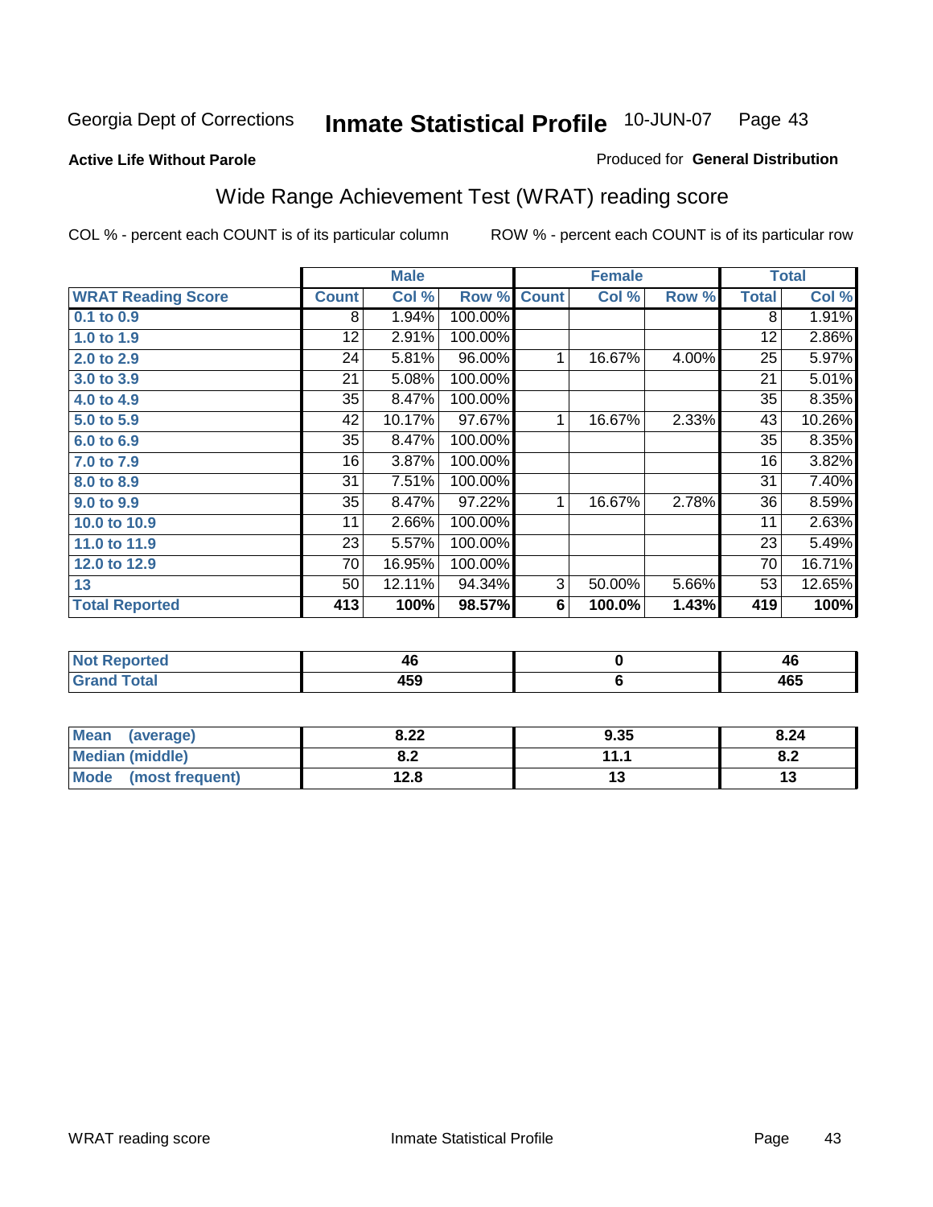Georgia Dept of Corrections **Inmate Statistical Profile** 10-JUN-07

**Active Life Without Parole**

Produced for **General Distribution**

## Wide Range Achievement Test (WRAT) reading score

COL % - percent each COUNT is of its particular column ROW % - percent each COUNT is of its particular row

| | Male | | | Female | | | Total | |
|---|---|---|---|---|---|---|---|---|
| **WRAT Reading Score** | **Count** | **Col %** | **Row %** | **Count** | **Col %** | **Row %** | **Total** | **Col %** |
| 0.1 to 0.9 | 8 | 1.94% | 100.00% | | | | 8 | 1.91% |
| 1.0 to 1.9 | 12 | 2.91% | 100.00% | | | | 12 | 2.86% |
| 2.0 to 2.9 | 24 | 5.81% | 96.00% | 1 | 16.67% | 4.00% | 25 | 5.97% |
| 3.0 to 3.9 | 21 | 5.08% | 100.00% | | | | 21 | 5.01% |
| 4.0 to 4.9 | 35 | 8.47% | 100.00% | | | | 35 | 8.35% |
| 5.0 to 5.9 | 42 | 10.17% | 97.67% | 1 | 16.67% | 2.33% | 43 | 10.26% |
| 6.0 to 6.9 | 35 | 8.47% | 100.00% | | | | 35 | 8.35% |
| 7.0 to 7.9 | 16 | 3.87% | 100.00% | | | | 16 | 3.82% |
| 8.0 to 8.9 | 31 | 7.51% | 100.00% | | | | 31 | 7.40% |
| 9.0 to 9.9 | 35 | 8.47% | 97.22% | 1 | 16.67% | 2.78% | 36 | 8.59% |
| 10.0 to 10.9 | 11 | 2.66% | 100.00% | | | | 11 | 2.63% |
| 11.0 to 11.9 | 23 | 5.57% | 100.00% | | | | 23 | 5.49% |
| 12.0 to 12.9 | 70 | 16.95% | 100.00% | | | | 70 | 16.71% |
| 13 | 50 | 12.11% | 94.34% | 3 | 50.00% | 5.66% | 53 | 12.65% |
| **Total Reported** | **413** | **100%** | **98.57%** | **6** | **100.0%** | **1.43%** | **419** | **100%** |

| | Male | Female | Total |
|---|---|---|---|
| Not Reported | 46 | 0 | 46 |
| Grand Total | 459 | 6 | 465 |

| | Male | Female | Total |
|---|---|---|---|
| Mean (average) | 8.22 | 9.35 | 8.24 |
| Median (middle) | 8.2 | 11.1 | 8.2 |
| Mode (most frequent) | 12.8 | 13 | 13 |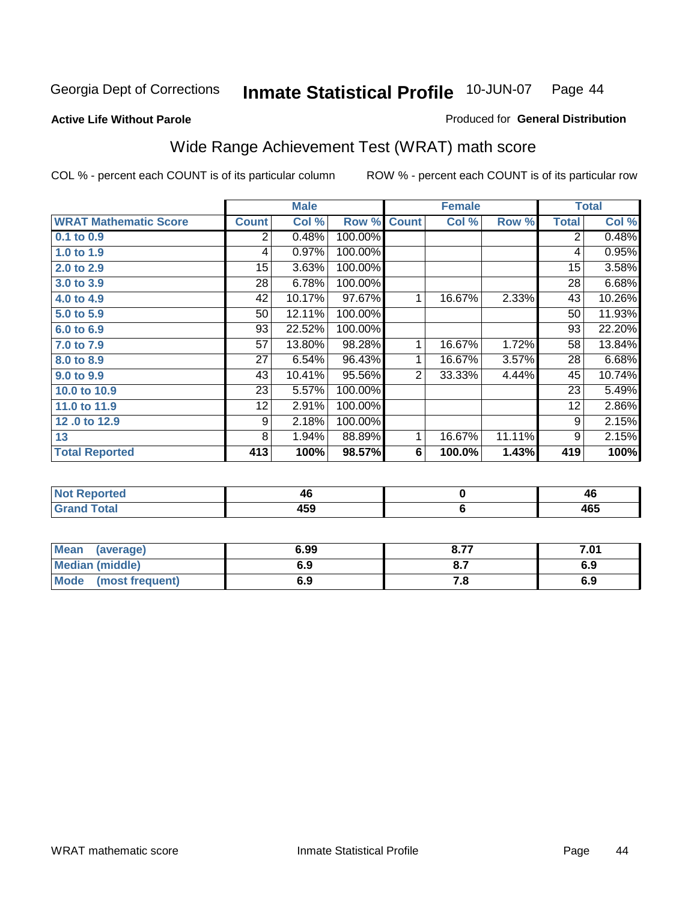Georgia Dept of Corrections **Inmate Statistical Profile** 10-JUN-07

**Active Life Without Parole**

Produced for **General Distribution**

## Wide Range Achievement Test (WRAT) math score

COL % - percent each COUNT is of its particular column ROW % - percent each COUNT is of its particular row

| | Male | | | Female | | | Total | |
|---|---|---|---|---|---|---|---|---|
| **WRAT Mathematic Score** | **Count** | **Col %** | **Row %** | **Count** | **Col %** | **Row %** | **Total** | **Col %** |
| **0.1 to 0.9** | 2 | 0.48% | 100.00% | | | | 2 | 0.48% |
| **1.0 to 1.9** | 4 | 0.97% | 100.00% | | | | 4 | 0.95% |
| **2.0 to 2.9** | 15 | 3.63% | 100.00% | | | | 15 | 3.58% |
| **3.0 to 3.9** | 28 | 6.78% | 100.00% | | | | 28 | 6.68% |
| **4.0 to 4.9** | 42 | 10.17% | 97.67% | 1 | 16.67% | 2.33% | 43 | 10.26% |
| **5.0 to 5.9** | 50 | 12.11% | 100.00% | | | | 50 | 11.93% |
| **6.0 to 6.9** | 93 | 22.52% | 100.00% | | | | 93 | 22.20% |
| **7.0 to 7.9** | 57 | 13.80% | 98.28% | 1 | 16.67% | 1.72% | 58 | 13.84% |
| **8.0 to 8.9** | 27 | 6.54% | 96.43% | 1 | 16.67% | 3.57% | 28 | 6.68% |
| **9.0 to 9.9** | 43 | 10.41% | 95.56% | 2 | 33.33% | 4.44% | 45 | 10.74% |
| **10.0 to 10.9** | 23 | 5.57% | 100.00% | | | | 23 | 5.49% |
| **11.0 to 11.9** | 12 | 2.91% | 100.00% | | | | 12 | 2.86% |
| **12 .0 to 12.9** | 9 | 2.18% | 100.00% | | | | 9 | 2.15% |
| **13** | 8 | 1.94% | 88.89% | 1 | 16.67% | 11.11% | 9 | 2.15% |
| **Total Reported** | **413** | **100%** | **98.57%** | **6** | **100.0%** | **1.43%** | **419** | **100%** |

| | Male | Female | Total |
|---|---|---|---|
| **Not Reported** | **46** | **0** | **46** |
| **Grand Total** | **459** | **6** | **465** |

| | Male | Female | Total |
|---|---|---|---|
| **Mean (average)** | **6.99** | **8.77** | **7.01** |
| **Median (middle)** | **6.9** | **8.7** | **6.9** |
| **Mode (most frequent)** | **6.9** | **7.8** | **6.9** |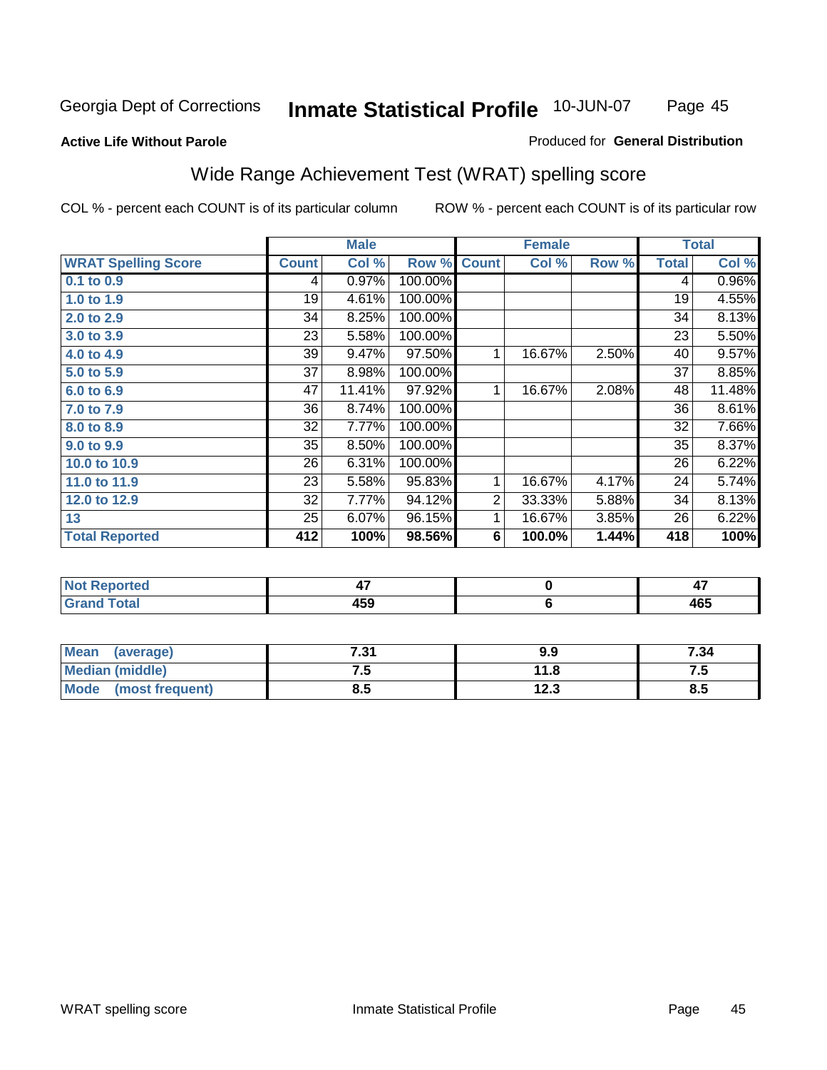Georgia Dept of Corrections **Inmate Statistical Profile** 10-JUN-07

**Active Life Without Parole**

Produced for **General Distribution**

## Wide Range Achievement Test (WRAT) spelling score

COL % - percent each COUNT is of its particular column

ROW % - percent each COUNT is of its particular row

| | Male | | | Female | | | Total | |
|---|---|---|---|---|---|---|---|---|
| **WRAT Spelling Score** | **Count** | **Col %** | **Row %** | **Count** | **Col %** | **Row %** | **Total** | **Col %** |
| 0.1 to 0.9 | 4 | 0.97% | 100.00% | | | | 4 | 0.96% |
| 1.0 to 1.9 | 19 | 4.61% | 100.00% | | | | 19 | 4.55% |
| 2.0 to 2.9 | 34 | 8.25% | 100.00% | | | | 34 | 8.13% |
| 3.0 to 3.9 | 23 | 5.58% | 100.00% | | | | 23 | 5.50% |
| 4.0 to 4.9 | 39 | 9.47% | 97.50% | 1 | 16.67% | 2.50% | 40 | 9.57% |
| 5.0 to 5.9 | 37 | 8.98% | 100.00% | | | | 37 | 8.85% |
| 6.0 to 6.9 | 47 | 11.41% | 97.92% | 1 | 16.67% | 2.08% | 48 | 11.48% |
| 7.0 to 7.9 | 36 | 8.74% | 100.00% | | | | 36 | 8.61% |
| 8.0 to 8.9 | 32 | 7.77% | 100.00% | | | | 32 | 7.66% |
| 9.0 to 9.9 | 35 | 8.50% | 100.00% | | | | 35 | 8.37% |
| 10.0 to 10.9 | 26 | 6.31% | 100.00% | | | | 26 | 6.22% |
| 11.0 to 11.9 | 23 | 5.58% | 95.83% | 1 | 16.67% | 4.17% | 24 | 5.74% |
| 12.0 to 12.9 | 32 | 7.77% | 94.12% | 2 | 33.33% | 5.88% | 34 | 8.13% |
| 13 | 25 | 6.07% | 96.15% | 1 | 16.67% | 3.85% | 26 | 6.22% |
| **Total Reported** | **412** | **100%** | **98.56%** | **6** | **100.0%** | **1.44%** | **418** | **100%** |

| | Male | Female | Total |
|---|---|---|---|
| Not Reported | 47 | 0 | 47 |
| Grand Total | 459 | 6 | 465 |

| | Male | Female | Total |
|---|---|---|---|
| Mean (average) | 7.31 | 9.9 | 7.34 |
| Median (middle) | 7.5 | 11.8 | 7.5 |
| Mode (most frequent) | 8.5 | 12.3 | 8.5 |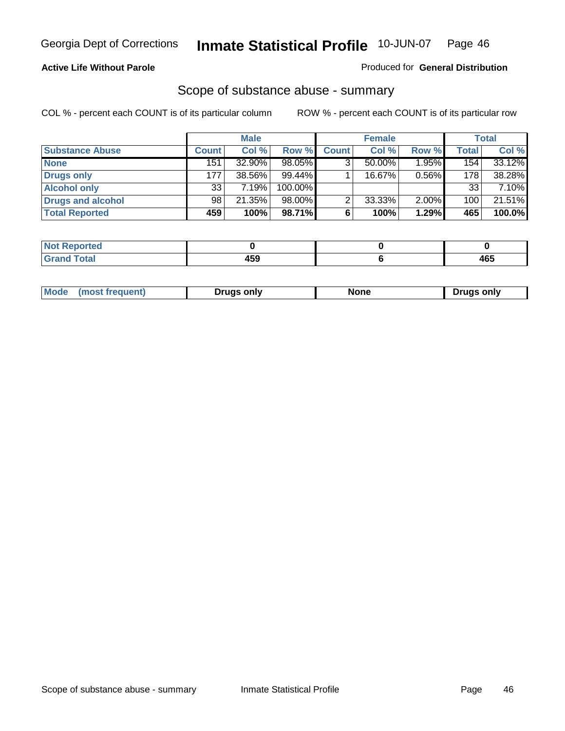**Active Life Without Parole**

Produced for **General Distribution**

## Scope of substance abuse - summary

COL % - percent each COUNT is of its particular column

ROW % - percent each COUNT is of its particular row

| | Male | | | Female | | | Total | |
|---|---|---|---|---|---|---|---|---|
| **Substance Abuse** | **Count** | **Col %** | **Row %** | **Count** | **Col %** | **Row %** | **Total** | **Col %** |
| **None** | 151 | 32.90% | 98.05% | 3 | 50.00% | 1.95% | 154 | 33.12% |
| **Drugs only** | 177 | 38.56% | 99.44% | 1 | 16.67% | 0.56% | 178 | 38.28% |
| **Alcohol only** | 33 | 7.19% | 100.00% | | | | 33 | 7.10% |
| **Drugs and alcohol** | 98 | 21.35% | 98.00% | 2 | 33.33% | 2.00% | 100 | 21.51% |
| **Total Reported** | **459** | **100%** | **98.71%** | **6** | **100%** | **1.29%** | **465** | **100.0%** |

| | Male | Female | Total |
|---|---|---|---|
| **Not Reported** | **0** | **0** | **0** |
| **Grand Total** | **459** | **6** | **465** |

| | Male | Female | Total |
|---|---|---|---|
| **Mode (most frequent)** | **Drugs only** | **None** | **Drugs only** |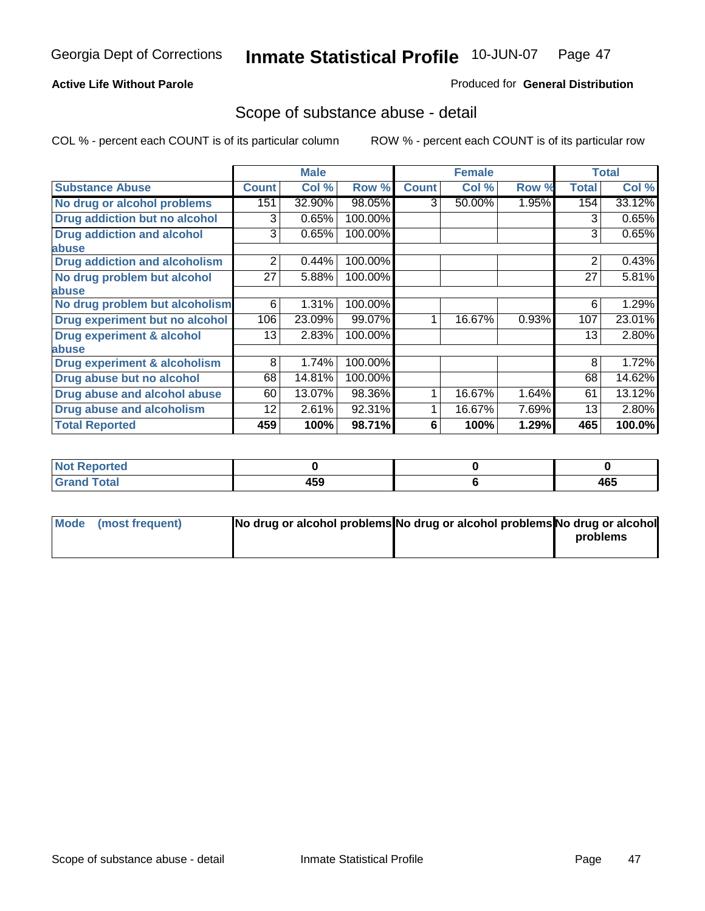Georgia Dept of Corrections **Inmate Statistical Profile** 10-JUN-07

**Active Life Without Parole**

Produced for **General Distribution**

## Scope of substance abuse - detail

COL % - percent each COUNT is of its particular column ROW % - percent each COUNT is of its particular row

| | Male | | | Female | | | Total | |
|---|---|---|---|---|---|---|---|---|
| **Substance Abuse** | **Count** | **Col %** | **Row %** | **Count** | **Col %** | **Row %** | **Total** | **Col %** |
| **No drug or alcohol problems** | 151 | 32.90% | 98.05% | 3 | 50.00% | 1.95% | 154 | 33.12% |
| **Drug addiction but no alcohol** | 3 | 0.65% | 100.00% | | | | 3 | 0.65% |
| **Drug addiction and alcohol abuse** | 3 | 0.65% | 100.00% | | | | 3 | 0.65% |
| **Drug addiction and alcoholism** | 2 | 0.44% | 100.00% | | | | 2 | 0.43% |
| **No drug problem but alcohol abuse** | 27 | 5.88% | 100.00% | | | | 27 | 5.81% |
| **No drug problem but alcoholism** | 6 | 1.31% | 100.00% | | | | 6 | 1.29% |
| **Drug experiment but no alcohol** | 106 | 23.09% | 99.07% | 1 | 16.67% | 0.93% | 107 | 23.01% |
| **Drug experiment & alcohol abuse** | 13 | 2.83% | 100.00% | | | | 13 | 2.80% |
| **Drug experiment & alcoholism** | 8 | 1.74% | 100.00% | | | | 8 | 1.72% |
| **Drug abuse but no alcohol** | 68 | 14.81% | 100.00% | | | | 68 | 14.62% |
| **Drug abuse and alcohol abuse** | 60 | 13.07% | 98.36% | 1 | 16.67% | 1.64% | 61 | 13.12% |
| **Drug abuse and alcoholism** | 12 | 2.61% | 92.31% | 1 | 16.67% | 7.69% | 13 | 2.80% |
| **Total Reported** | **459** | **100%** | **98.71%** | **6** | **100%** | **1.29%** | **465** | **100.0%** |

| | Male | Female | Total |
|---|---|---|---|
| **Not Reported** | **0** | **0** | **0** |
| **Grand Total** | **459** | **6** | **465** |

| | Male | Female | Total |
|---|---|---|---|
| **Mode (most frequent)** | **No drug or alcohol problems** | **No drug or alcohol problems** | **No drug or alcohol problems** |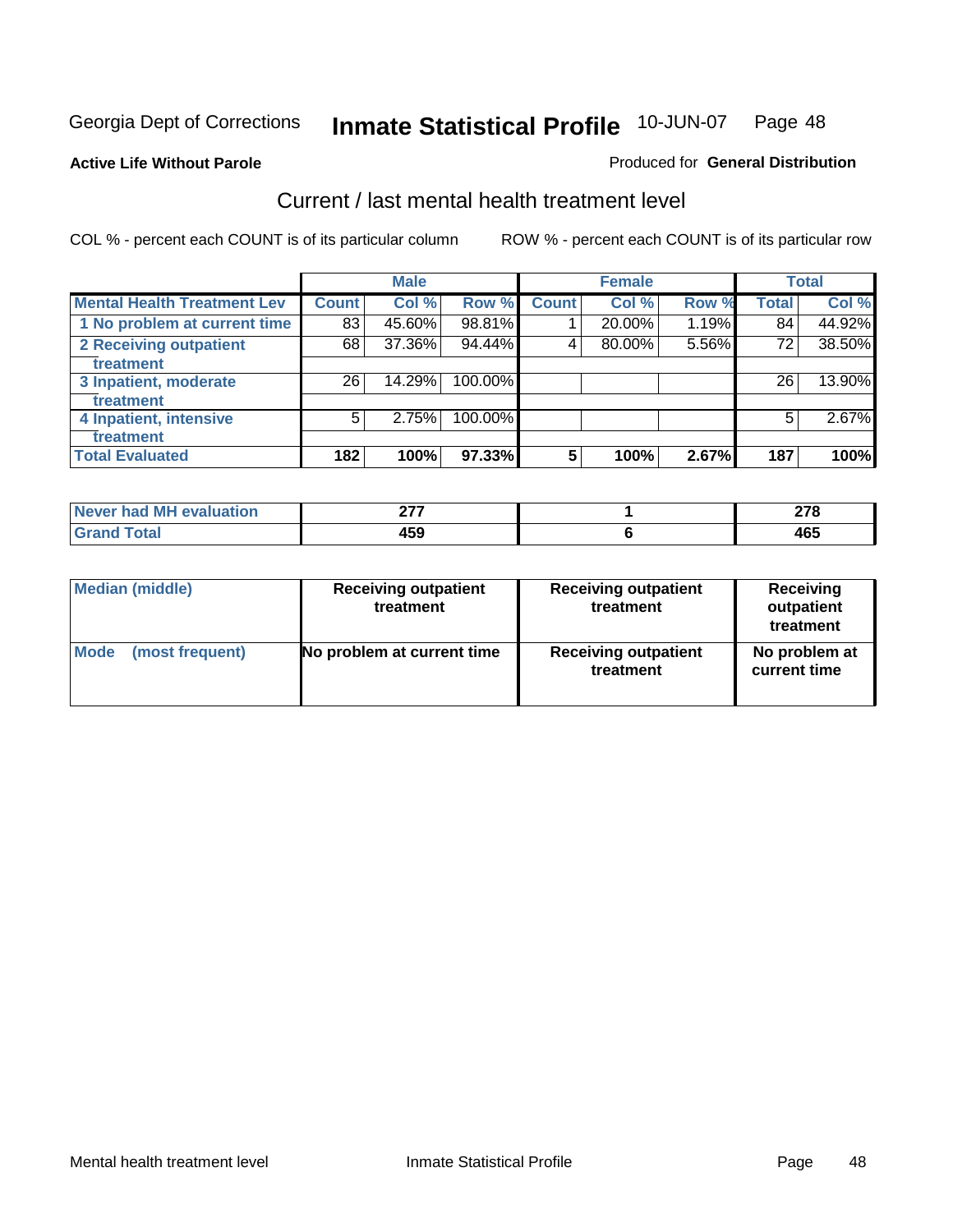Georgia Dept of Corrections **Inmate Statistical Profile** 10-JUN-07

**Active Life Without Parole**

Produced for **General Distribution**

## Current / last mental health treatment level

COL % - percent each COUNT is of its particular column

ROW % - percent each COUNT is of its particular row

| Mental Health Treatment Lev | Male | | | Female | | | Total | |
|---|---|---|---|---|---|---|---|---|
| | Count | Col % | Row % | Count | Col % | Row % | Total | Col % |
| 1 No problem at current time | 83 | 45.60% | 98.81% | 1 | 20.00% | 1.19% | 84 | 44.92% |
| 2 Receiving outpatient treatment | 68 | 37.36% | 94.44% | 4 | 80.00% | 5.56% | 72 | 38.50% |
| 3 Inpatient, moderate treatment | 26 | 14.29% | 100.00% | | | | 26 | 13.90% |
| 4 Inpatient, intensive treatment | 5 | 2.75% | 100.00% | | | | 5 | 2.67% |
| **Total Evaluated** | **182** | **100%** | **97.33%** | **5** | **100%** | **2.67%** | **187** | **100%** |

| | Male | Female | Total |
|---|---|---|---|
| Never had MH evaluation | 277 | 1 | 278 |
| Grand Total | 459 | 6 | 465 |

| | Male | Female | Total |
|---|---|---|---|
| Median (middle) | Receiving outpatient treatment | Receiving outpatient treatment | Receiving outpatient treatment |
| Mode (most frequent) | No problem at current time | Receiving outpatient treatment | No problem at current time |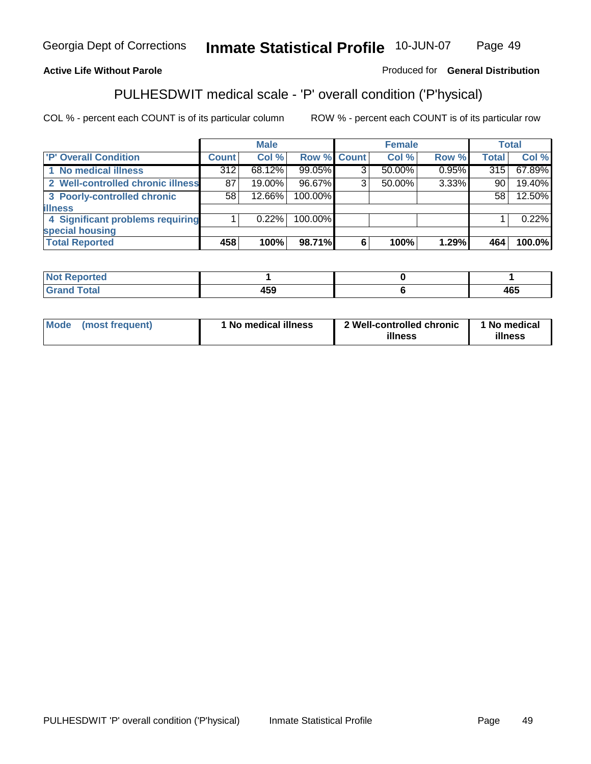Georgia Dept of Corrections **Inmate Statistical Profile** 10-JUN-07

**Active Life Without Parole**

Produced for **General Distribution**

## PULHESDWIT medical scale - 'P' overall condition ('P'hysical)

COL % - percent each COUNT is of its particular column    ROW % - percent each COUNT is of its particular row

| | Male | | | Female | | | Total | |
|---|---|---|---|---|---|---|---|---|
| 'P' Overall Condition | Count | Col % | Row % | Count | Col % | Row % | Total | Col % |
| 1 No medical illness | 312 | 68.12% | 99.05% | 3 | 50.00% | 0.95% | 315 | 67.89% |
| 2 Well-controlled chronic illness | 87 | 19.00% | 96.67% | 3 | 50.00% | 3.33% | 90 | 19.40% |
| 3 Poorly-controlled chronic illness | 58 | 12.66% | 100.00% | | | | 58 | 12.50% |
| 4 Significant problems requiring special housing | 1 | 0.22% | 100.00% | | | | 1 | 0.22% |
| Total Reported | 458 | 100% | 98.71% | 6 | 100% | 1.29% | 464 | 100.0% |

| | Male | Female | Total |
|---|---|---|---|
| Not Reported | 1 | 0 | 1 |
| Grand Total | 459 | 6 | 465 |

| | Male | Female | Total |
|---|---|---|---|
| Mode (most frequent) | 1 No medical illness | 2 Well-controlled chronic illness | 1 No medical illness |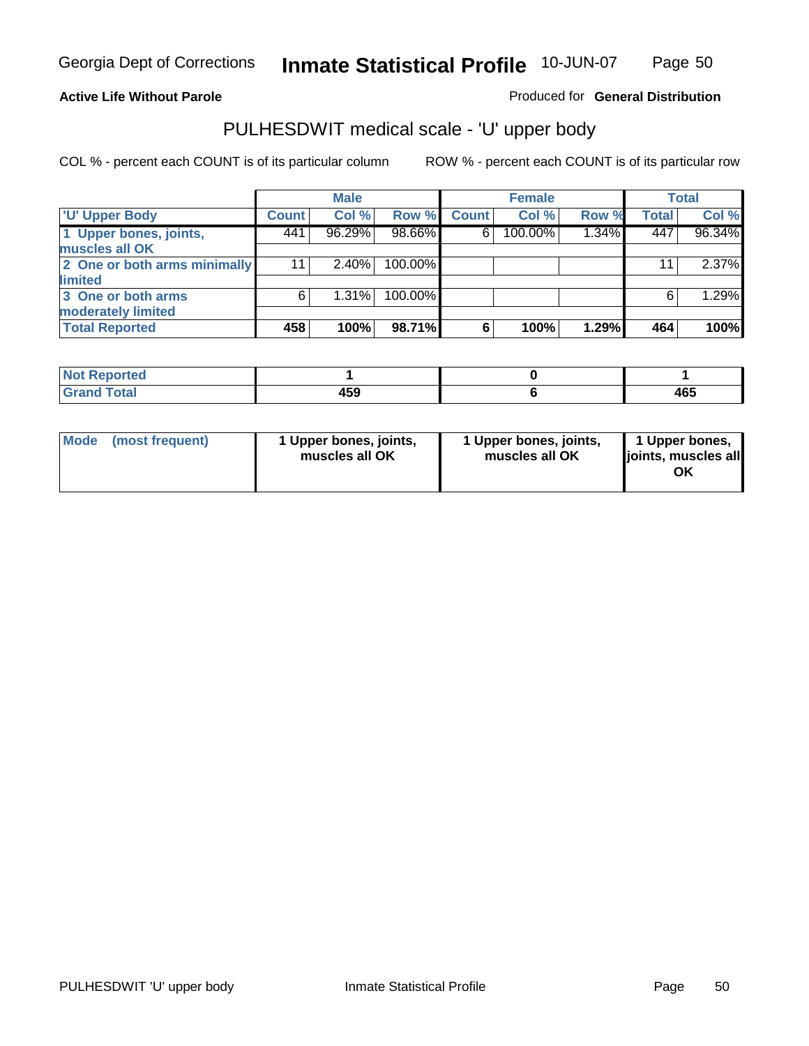**Active Life Without Parole**

Produced for **General Distribution**

## PULHESDWIT medical scale - 'U' upper body

COL % - percent each COUNT is of its particular column

ROW % - percent each COUNT is of its particular row

| | Male | | | Female | | | Total | |
|---|---|---|---|---|---|---|---|---|
| 'U' Upper Body | Count | Col % | Row % | Count | Col % | Row % | Total | Col % |
| 1 Upper bones, joints, muscles all OK | 441 | 96.29% | 98.66% | 6 | 100.00% | 1.34% | 447 | 96.34% |
| 2 One or both arms minimally limited | 11 | 2.40% | 100.00% | | | | 11 | 2.37% |
| 3 One or both arms moderately limited | 6 | 1.31% | 100.00% | | | | 6 | 1.29% |
| **Total Reported** | **458** | **100%** | **98.71%** | **6** | **100%** | **1.29%** | **464** | **100%** |

| | Male | Female | Total |
|---|---|---|---|
| Not Reported | 1 | 0 | 1 |
| Grand Total | 459 | 6 | 465 |

| | Male | Female | Total |
|---|---|---|---|
| Mode (most frequent) | 1 Upper bones, joints, muscles all OK | 1 Upper bones, joints, muscles all OK | 1 Upper bones, joints, muscles all OK |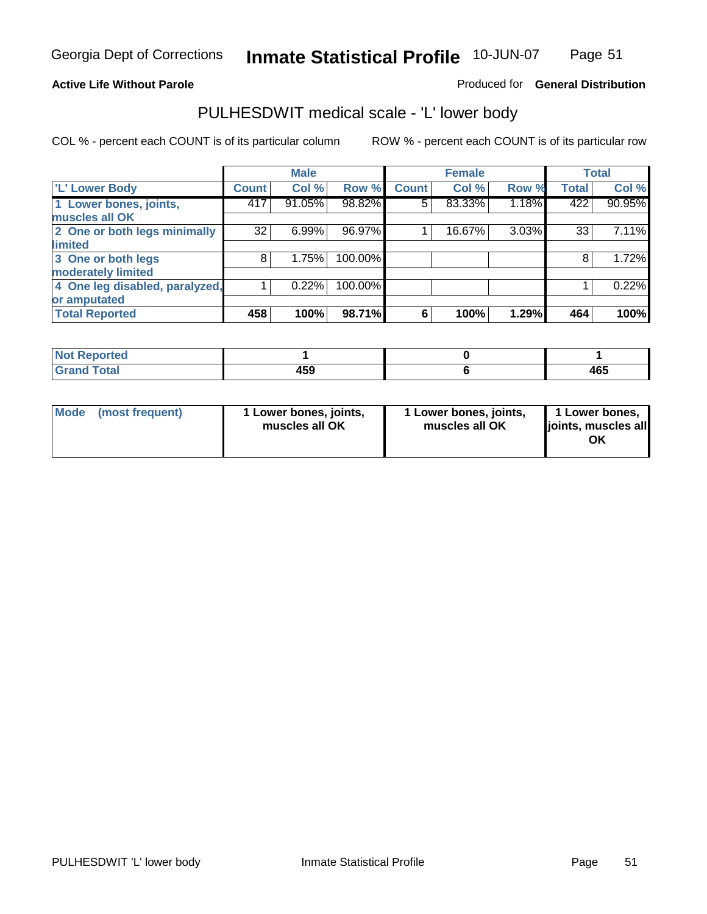**Active Life Without Parole**

Produced for **General Distribution**

## PULHESDWIT medical scale - 'L' lower body

COL % - percent each COUNT is of its particular column

ROW % - percent each COUNT is of its particular row

| | Male | | | Female | | | Total | |
|---|---|---|---|---|---|---|---|---|
| 'L' Lower Body | Count | Col % | Row % | Count | Col % | Row % | Total | Col % |
| 1 Lower bones, joints, muscles all OK | 417 | 91.05% | 98.82% | 5 | 83.33% | 1.18% | 422 | 90.95% |
| 2 One or both legs minimally limited | 32 | 6.99% | 96.97% | 1 | 16.67% | 3.03% | 33 | 7.11% |
| 3 One or both legs moderately limited | 8 | 1.75% | 100.00% | | | | 8 | 1.72% |
| 4 One leg disabled, paralyzed, or amputated | 1 | 0.22% | 100.00% | | | | 1 | 0.22% |
| **Total Reported** | **458** | **100%** | **98.71%** | **6** | **100%** | **1.29%** | **464** | **100%** |

| | Male | Female | Total |
|---|---|---|---|
| Not Reported | 1 | 0 | 1 |
| Grand Total | 459 | 6 | 465 |

| | Male | Female | Total |
|---|---|---|---|
| Mode (most frequent) | 1 Lower bones, joints, muscles all OK | 1 Lower bones, joints, muscles all OK | 1 Lower bones, joints, muscles all OK |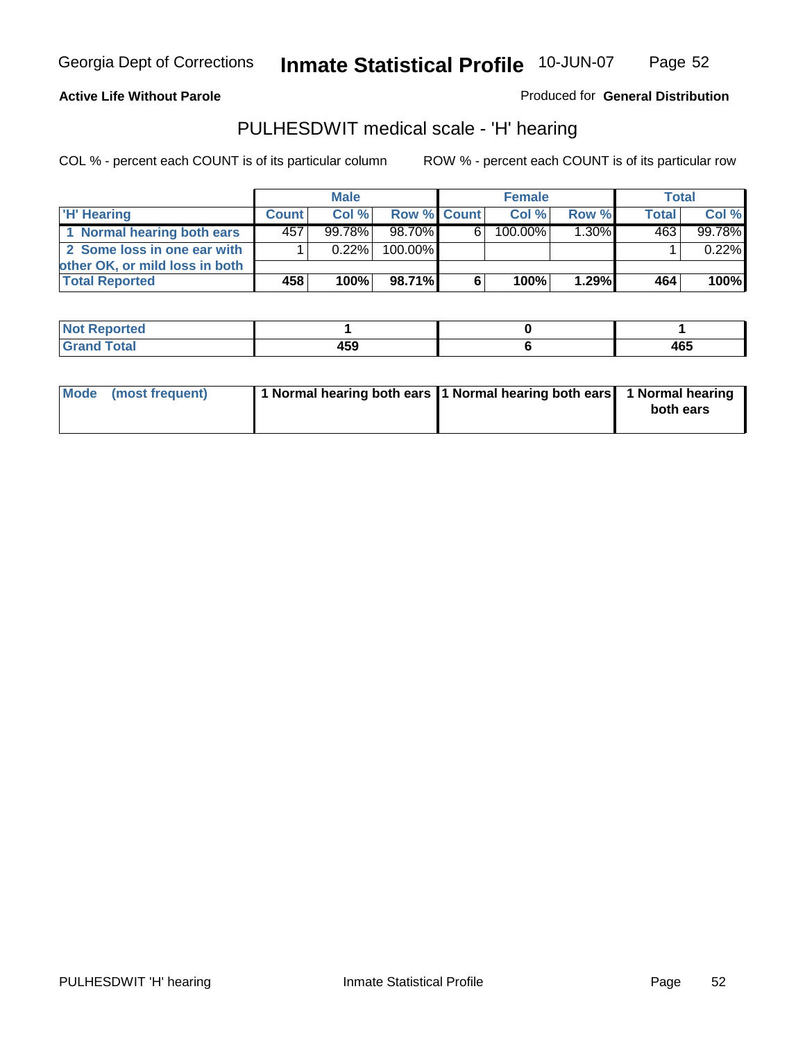**Active Life Without Parole**

Produced for **General Distribution**

## PULHESDWIT medical scale - 'H' hearing

COL % - percent each COUNT is of its particular column

ROW % - percent each COUNT is of its particular row

| | Male | | | Female | | | Total | |
|---|---|---|---|---|---|---|---|---|
| 'H' Hearing | Count | Col % | Row % | Count | Col % | Row % | Total | Col % |
| 1 Normal hearing both ears | 457 | 99.78% | 98.70% | 6 | 100.00% | 1.30% | 463 | 99.78% |
| 2 Some loss in one ear with other OK, or mild loss in both | 1 | 0.22% | 100.00% | | | | 1 | 0.22% |
| **Total Reported** | **458** | **100%** | **98.71%** | **6** | **100%** | **1.29%** | **464** | **100%** |

| | Male | Female | Total |
|---|---|---|---|
| **Not Reported** | **1** | **0** | **1** |
| **Grand Total** | **459** | **6** | **465** |

| | Male | Female | Total |
|---|---|---|---|
| Mode (most frequent) | **1 Normal hearing both ears** | **1 Normal hearing both ears** | **1 Normal hearing both ears** |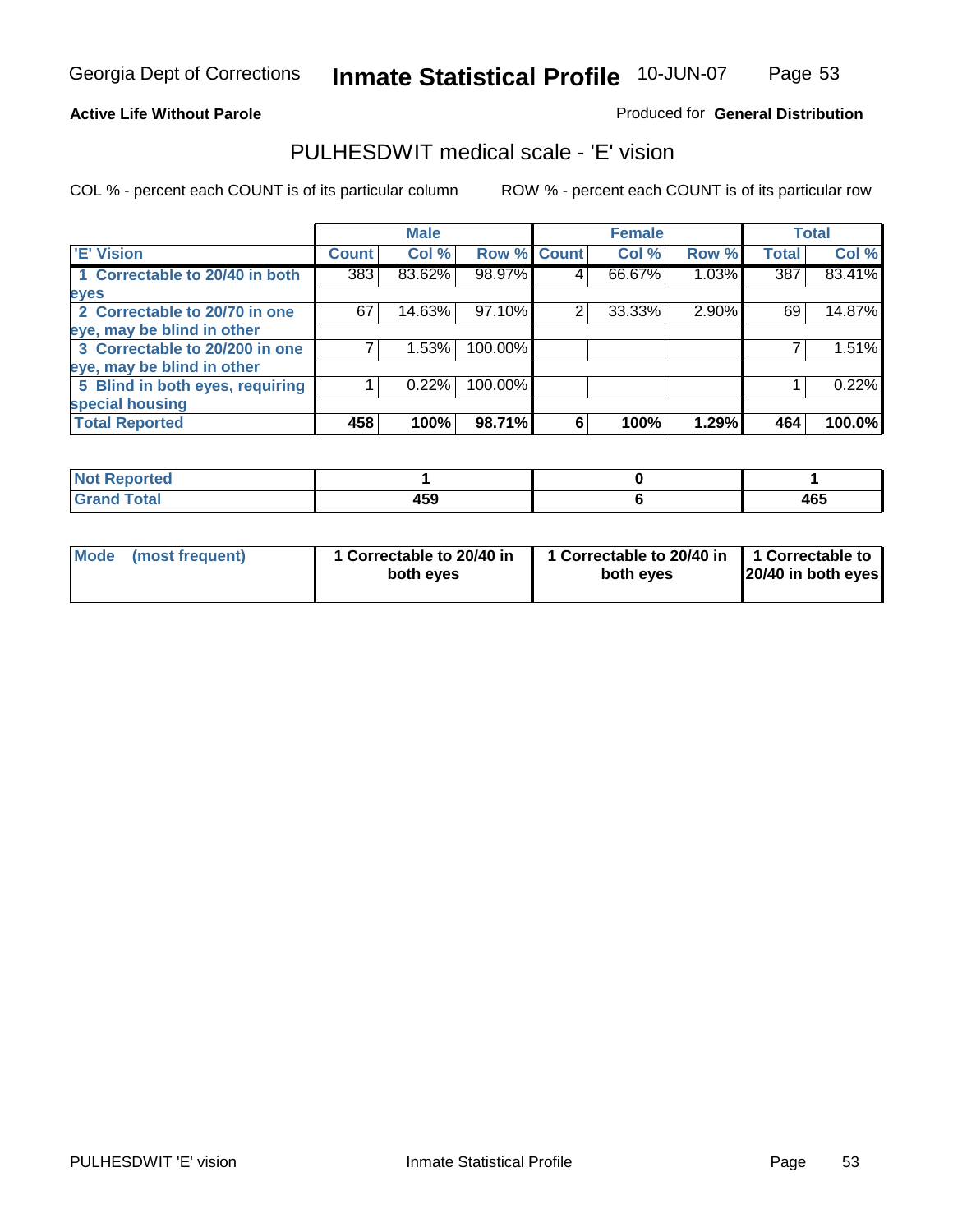Georgia Dept of Corrections **Inmate Statistical Profile** 10-JUN-07

**Active Life Without Parole**

Produced for **General Distribution**

## PULHESDWIT medical scale - 'E' vision

COL % - percent each COUNT is of its particular column

ROW % - percent each COUNT is of its particular row

| | Male | | | Female | | | Total | |
|---|---|---|---|---|---|---|---|---|
| 'E' Vision | Count | Col % | Row % | Count | Col % | Row % | Total | Col % |
| 1 Correctable to 20/40 in both eyes | 383 | 83.62% | 98.97% | 4 | 66.67% | 1.03% | 387 | 83.41% |
| 2 Correctable to 20/70 in one eye, may be blind in other | 67 | 14.63% | 97.10% | 2 | 33.33% | 2.90% | 69 | 14.87% |
| 3 Correctable to 20/200 in one eye, may be blind in other | 7 | 1.53% | 100.00% | | | | 7 | 1.51% |
| 5 Blind in both eyes, requiring special housing | 1 | 0.22% | 100.00% | | | | 1 | 0.22% |
| **Total Reported** | **458** | **100%** | **98.71%** | **6** | **100%** | **1.29%** | **464** | **100.0%** |

| | Male | Female | Total |
|---|---|---|---|
| Not Reported | 1 | 0 | 1 |
| Grand Total | 459 | 6 | 465 |

| | Male | Female | Total |
|---|---|---|---|
| Mode (most frequent) | 1 Correctable to 20/40 in both eyes | 1 Correctable to 20/40 in both eyes | 1 Correctable to 20/40 in both eyes |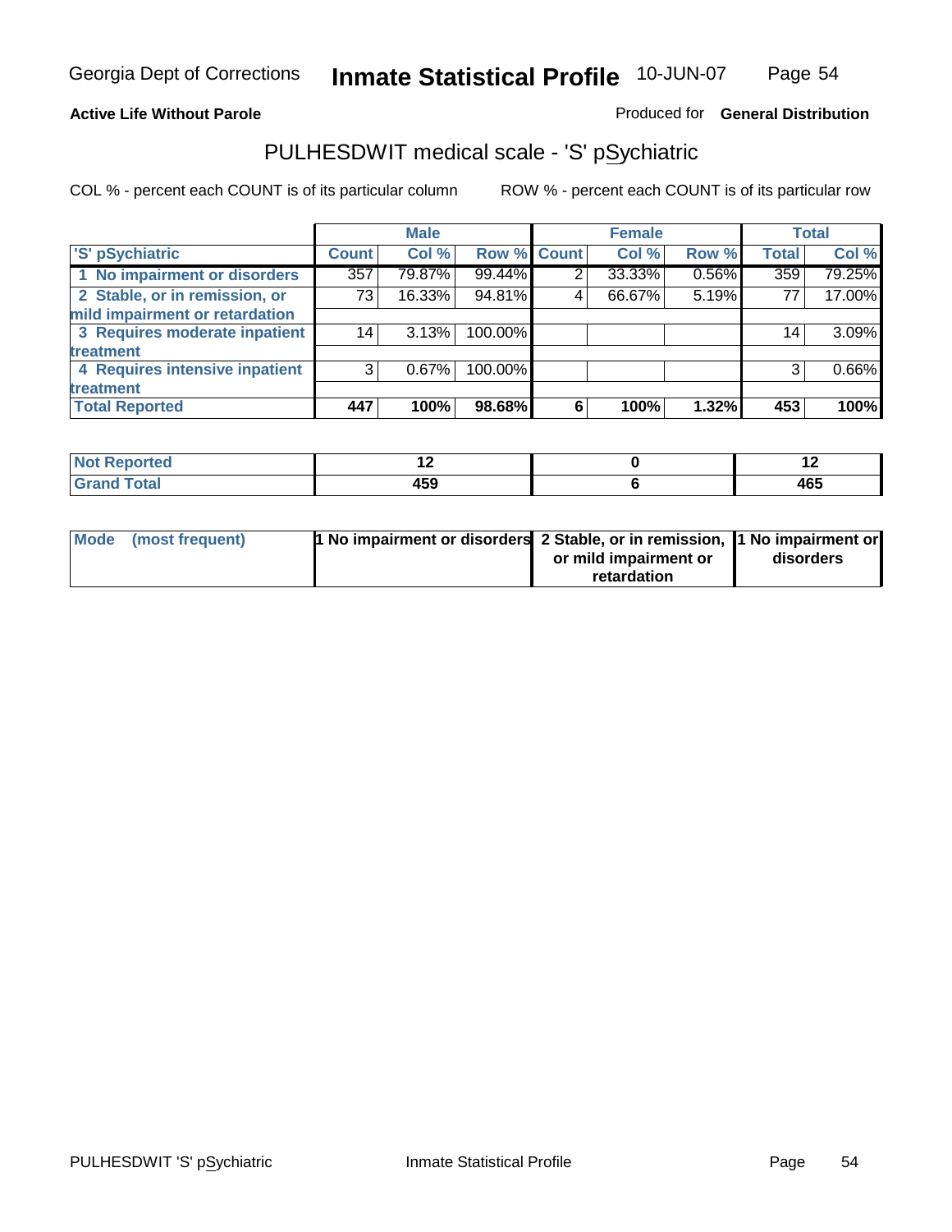Georgia Dept of Corrections **Inmate Statistical Profile** 10-JUN-07

**Active Life Without Parole**

Produced for **General Distribution**

## PULHESDWIT medical scale - 'S' pSychiatric

COL % - percent each COUNT is of its particular column

ROW % - percent each COUNT is of its particular row

| | Male | | | Female | | | Total | |
|---|---|---|---|---|---|---|---|---|
| 'S' pSychiatric | Count | Col % | Row % | Count | Col % | Row % | Total | Col % |
| 1 No impairment or disorders | 357 | 79.87% | 99.44% | 2 | 33.33% | 0.56% | 359 | 79.25% |
| 2 Stable, or in remission, or mild impairment or retardation | 73 | 16.33% | 94.81% | 4 | 66.67% | 5.19% | 77 | 17.00% |
| 3 Requires moderate inpatient treatment | 14 | 3.13% | 100.00% | | | | 14 | 3.09% |
| 4 Requires intensive inpatient treatment | 3 | 0.67% | 100.00% | | | | 3 | 0.66% |
| **Total Reported** | **447** | **100%** | **98.68%** | **6** | **100%** | **1.32%** | **453** | **100%** |

| | Male | Female | Total |
|---|---|---|---|
| Not Reported | 12 | 0 | 12 |
| Grand Total | 459 | 6 | 465 |

| | Male | Female | Total |
|---|---|---|---|
| Mode (most frequent) | 1 No impairment or disorders | 2 Stable, or in remission, or mild impairment or retardation | 1 No impairment or disorders |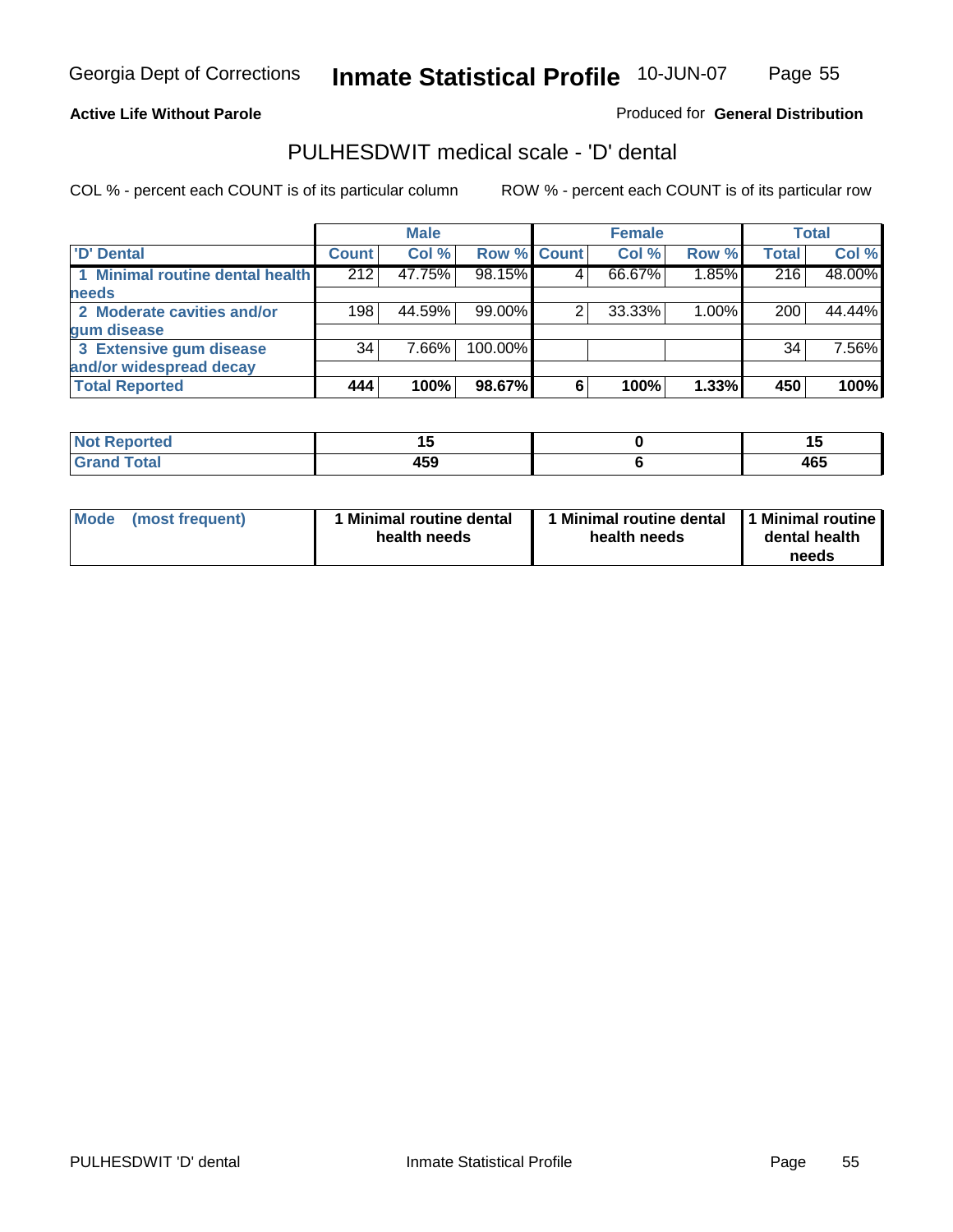**Active Life Without Parole**

Produced for **General Distribution**

## PULHESDWIT medical scale - 'D' dental

COL % - percent each COUNT is of its particular column

ROW % - percent each COUNT is of its particular row

| | Male | | | Female | | | Total | |
|---|---|---|---|---|---|---|---|---|
| 'D' Dental | Count | Col % | Row % | Count | Col % | Row % | Total | Col % |
| 1 Minimal routine dental health needs | 212 | 47.75% | 98.15% | 4 | 66.67% | 1.85% | 216 | 48.00% |
| 2 Moderate cavities and/or gum disease | 198 | 44.59% | 99.00% | 2 | 33.33% | 1.00% | 200 | 44.44% |
| 3 Extensive gum disease and/or widespread decay | 34 | 7.66% | 100.00% | | | | 34 | 7.56% |
| **Total Reported** | **444** | **100%** | **98.67%** | **6** | **100%** | **1.33%** | **450** | **100%** |

| | Male | Female | Total |
|---|---|---|---|
| Not Reported | 15 | 0 | 15 |
| Grand Total | 459 | 6 | 465 |

| | Male | Female | Total |
|---|---|---|---|
| Mode (most frequent) | 1 Minimal routine dental health needs | 1 Minimal routine dental health needs | 1 Minimal routine dental health needs |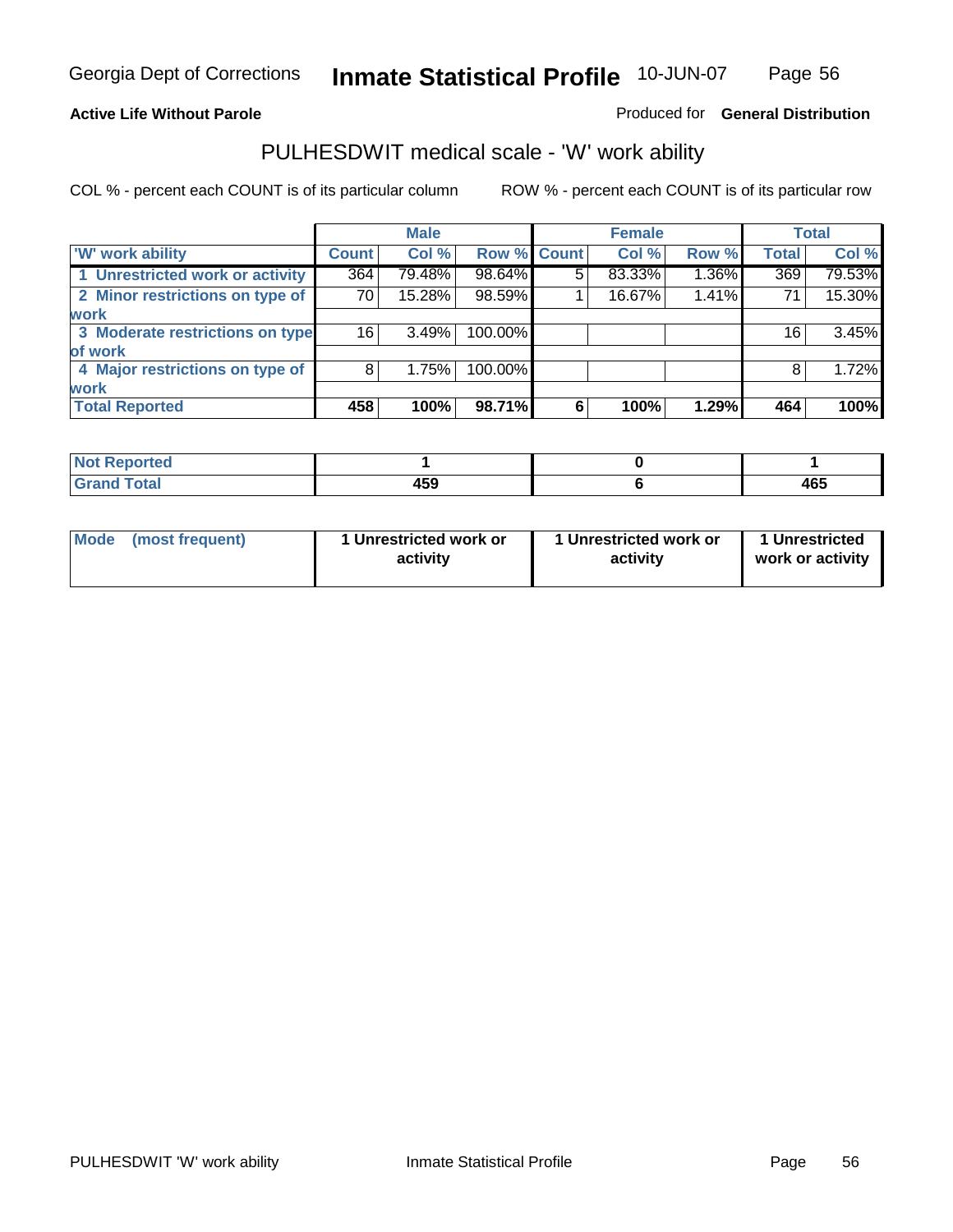Georgia Dept of Corrections **Inmate Statistical Profile** 10-JUN-07

**Active Life Without Parole**

Produced for **General Distribution**

## PULHESDWIT medical scale - 'W' work ability

COL % - percent each COUNT is of its particular column

ROW % - percent each COUNT is of its particular row

| | Male | | | Female | | | Total | |
|---|---|---|---|---|---|---|---|---|
| 'W' work ability | Count | Col % | Row % | Count | Col % | Row % | Total | Col % |
| 1 Unrestricted work or activity | 364 | 79.48% | 98.64% | 5 | 83.33% | 1.36% | 369 | 79.53% |
| 2 Minor restrictions on type of work | 70 | 15.28% | 98.59% | 1 | 16.67% | 1.41% | 71 | 15.30% |
| 3 Moderate restrictions on type of work | 16 | 3.49% | 100.00% | | | | 16 | 3.45% |
| 4 Major restrictions on type of work | 8 | 1.75% | 100.00% | | | | 8 | 1.72% |
| **Total Reported** | **458** | **100%** | **98.71%** | **6** | **100%** | **1.29%** | **464** | **100%** |

| | Male | Female | Total |
|---|---|---|---|
| Not Reported | 1 | 0 | 1 |
| Grand Total | 459 | 6 | 465 |

| | Male | Female | Total |
|---|---|---|---|
| Mode (most frequent) | 1 Unrestricted work or activity | 1 Unrestricted work or activity | 1 Unrestricted work or activity |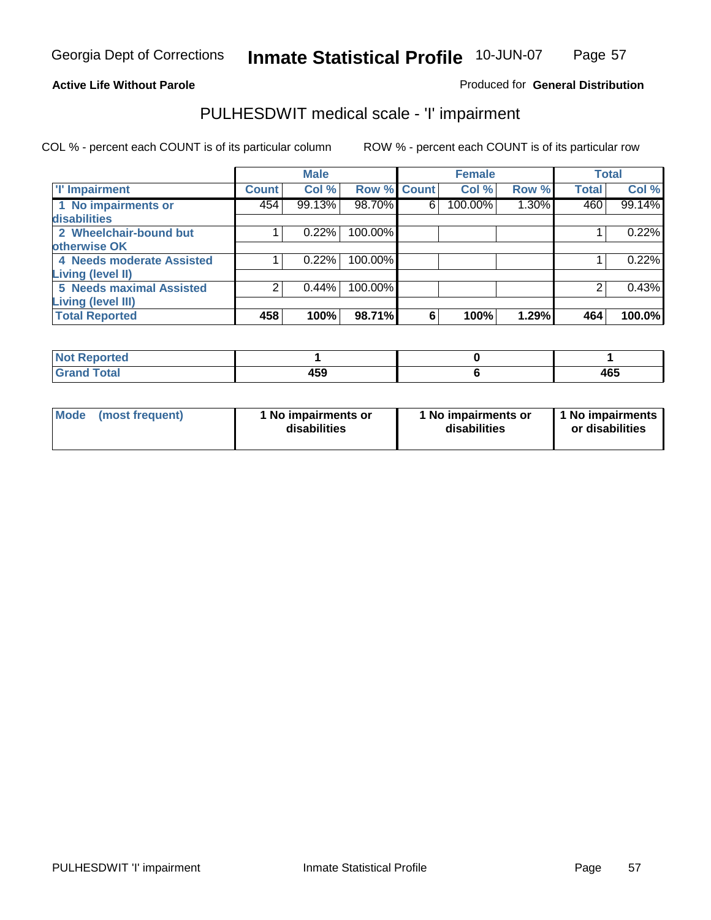**Active Life Without Parole**

Produced for **General Distribution**

## PULHESDWIT medical scale - 'I' impairment

COL % - percent each COUNT is of its particular column ROW % - percent each COUNT is of its particular row

| | Male | | | Female | | | Total | |
|---|---|---|---|---|---|---|---|---|
| 'I' Impairment | Count | Col % | Row % | Count | Col % | Row % | Total | Col % |
| 1 No impairments or disabilities | 454 | 99.13% | 98.70% | 6 | 100.00% | 1.30% | 460 | 99.14% |
| 2 Wheelchair-bound but otherwise OK | 1 | 0.22% | 100.00% | | | | 1 | 0.22% |
| 4 Needs moderate Assisted Living (level II) | 1 | 0.22% | 100.00% | | | | 1 | 0.22% |
| 5 Needs maximal Assisted Living (level III) | 2 | 0.44% | 100.00% | | | | 2 | 0.43% |
| **Total Reported** | **458** | **100%** | **98.71%** | **6** | **100%** | **1.29%** | **464** | **100.0%** |

| | Male | Female | Total |
|---|---|---|---|
| Not Reported | 1 | 0 | 1 |
| Grand Total | 459 | 6 | 465 |

| | Male | Female | Total |
|---|---|---|---|
| Mode (most frequent) | 1 No impairments or disabilities | 1 No impairments or disabilities | 1 No impairments or disabilities |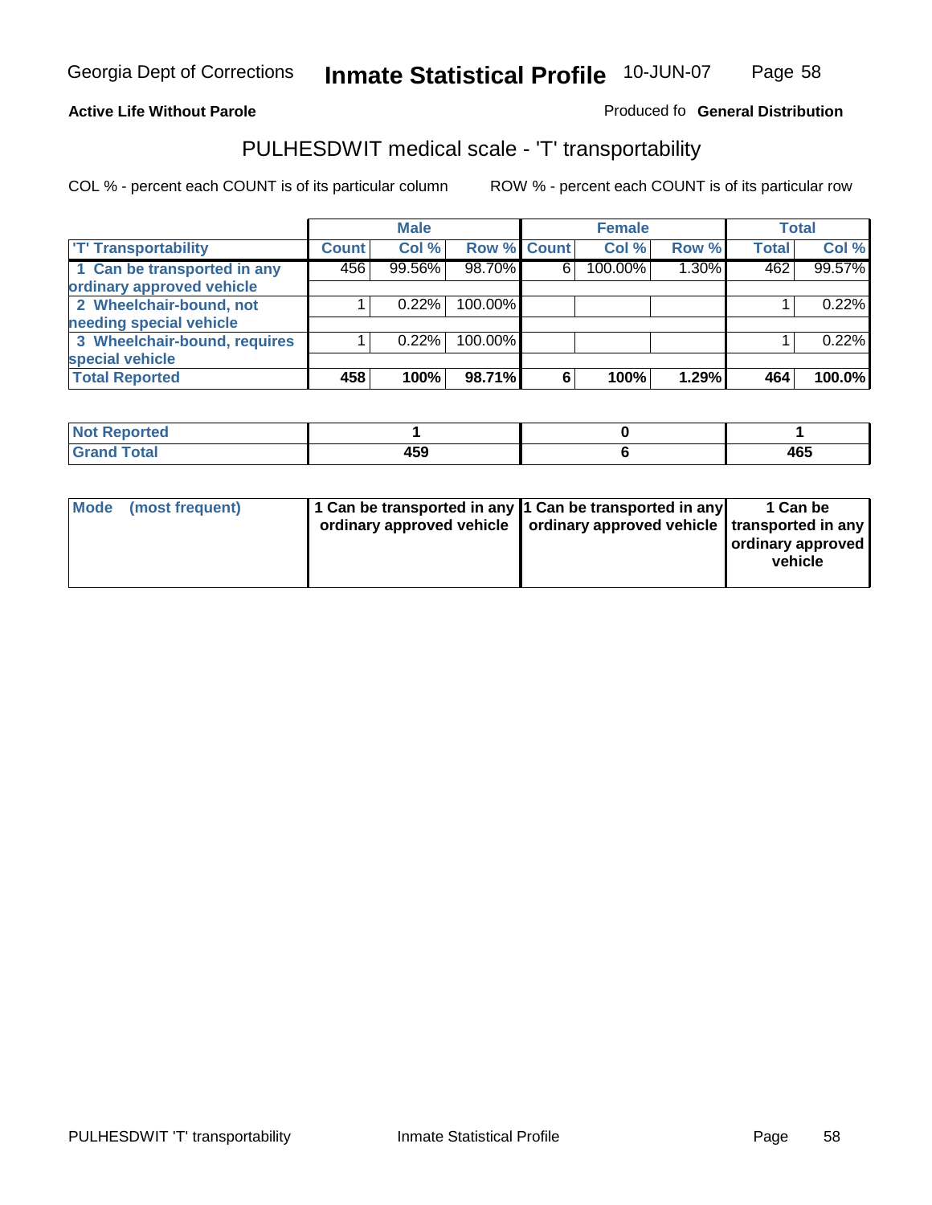Georgia Dept of Corrections **Inmate Statistical Profile** 10-JUN-07

**Active Life Without Parole**

Produced fo **General Distribution**

## PULHESDWIT medical scale - 'T' transportability

COL % - percent each COUNT is of its particular column ROW % - percent each COUNT is of its particular row

| | Male | | | Female | | | Total | |
|---|---|---|---|---|---|---|---|---|
| 'T' Transportability | Count | Col % | Row % | Count | Col % | Row % | Total | Col % |
| 1 Can be transported in any ordinary approved vehicle | 456 | 99.56% | 98.70% | 6 | 100.00% | 1.30% | 462 | 99.57% |
| 2 Wheelchair-bound, not needing special vehicle | 1 | 0.22% | 100.00% | | | | 1 | 0.22% |
| 3 Wheelchair-bound, requires special vehicle | 1 | 0.22% | 100.00% | | | | 1 | 0.22% |
| **Total Reported** | **458** | **100%** | **98.71%** | **6** | **100%** | **1.29%** | **464** | **100.0%** |

| | Male | Female | Total |
|---|---|---|---|
| Not Reported | 1 | 0 | 1 |
| Grand Total | 459 | 6 | 465 |

| | Male | Female | Total |
|---|---|---|---|
| Mode (most frequent) | 1 Can be transported in any ordinary approved vehicle | 1 Can be transported in any ordinary approved vehicle | 1 Can be transported in any ordinary approved vehicle |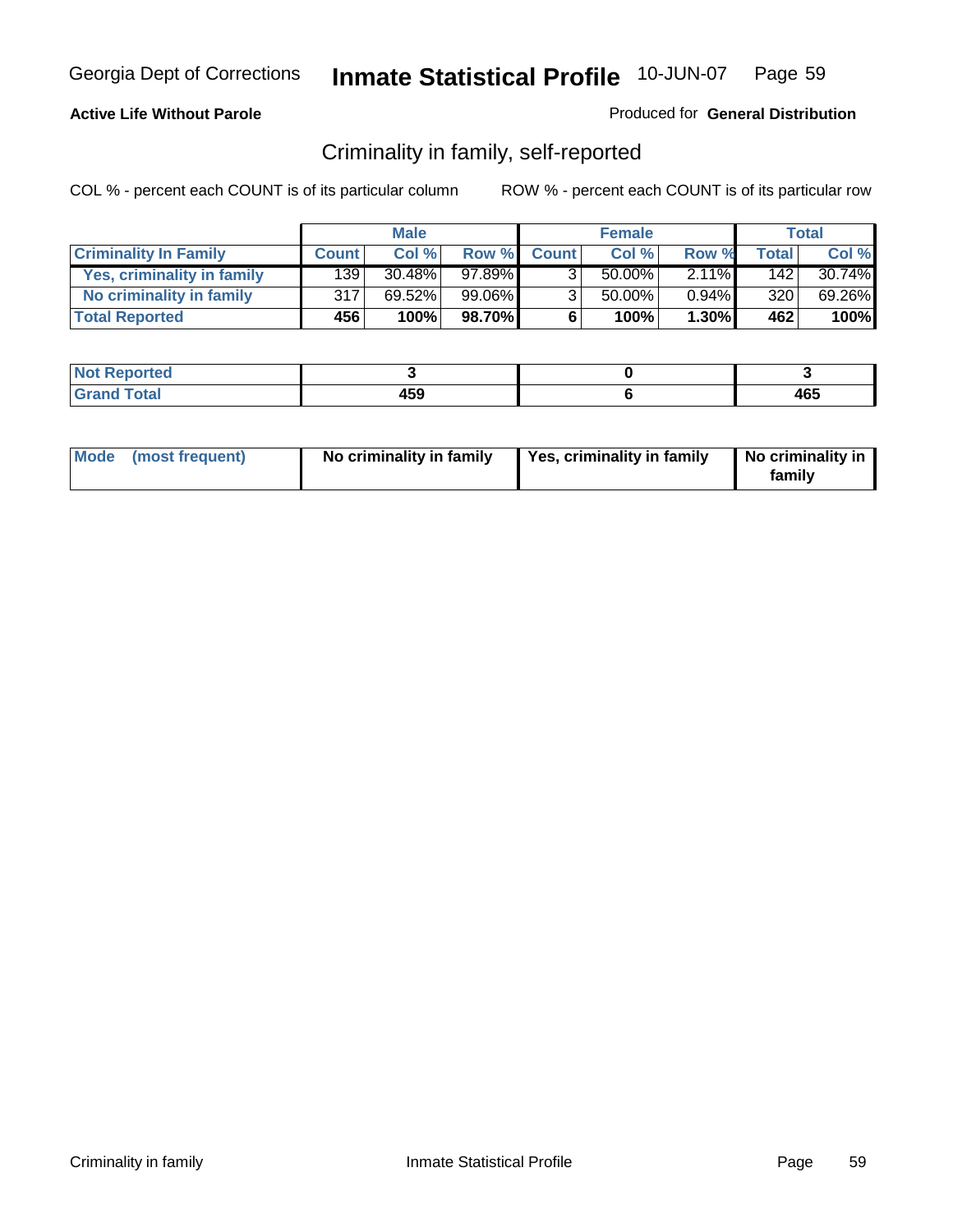**Active Life Without Parole**

Produced for **General Distribution**

## Criminality in family, self-reported

COL % - percent each COUNT is of its particular column

ROW % - percent each COUNT is of its particular row

| | Male | | | Female | | | Total | |
|---|---|---|---|---|---|---|---|---|
| **Criminality In Family** | **Count** | **Col %** | **Row %** | **Count** | **Col %** | **Row %** | **Total** | **Col %** |
| **Yes, criminality in family** | 139 | 30.48% | 97.89% | 3 | 50.00% | 2.11% | 142 | 30.74% |
| **No criminality in family** | 317 | 69.52% | 99.06% | 3 | 50.00% | 0.94% | 320 | 69.26% |
| **Total Reported** | **456** | **100%** | **98.70%** | **6** | **100%** | **1.30%** | **462** | **100%** |

| | Male | Female | Total |
|---|---|---|---|
| **Not Reported** | **3** | **0** | **3** |
| **Grand Total** | **459** | **6** | **465** |

| | Male | Female | Total |
|---|---|---|---|
| **Mode (most frequent)** | **No criminality in family** | **Yes, criminality in family** | **No criminality in family** |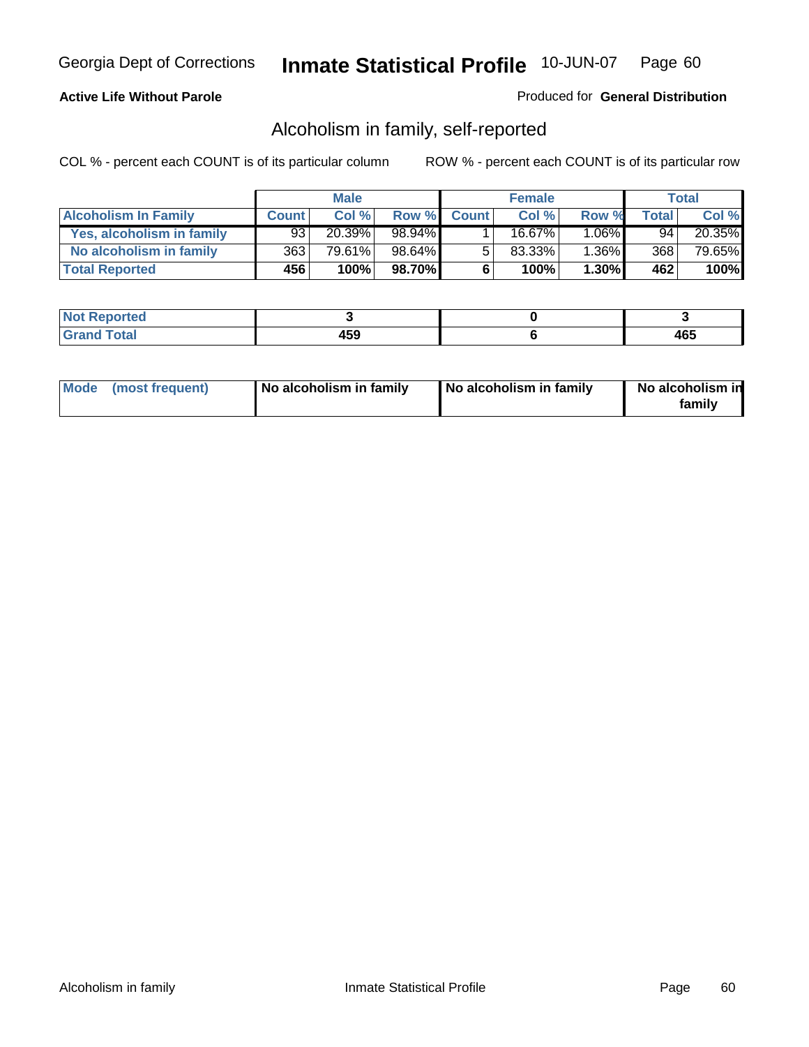**Active Life Without Parole**

Produced for **General Distribution**

## Alcoholism in family, self-reported

COL % - percent each COUNT is of its particular column

ROW % - percent each COUNT is of its particular row

| | Male | | | Female | | | Total | |
|---|---|---|---|---|---|---|---|---|
| **Alcoholism In Family** | **Count** | **Col %** | **Row %** | **Count** | **Col %** | **Row %** | **Total** | **Col %** |
| **Yes, alcoholism in family** | 93 | 20.39% | 98.94% | 1 | 16.67% | 1.06% | 94 | 20.35% |
| **No alcoholism in family** | 363 | 79.61% | 98.64% | 5 | 83.33% | 1.36% | 368 | 79.65% |
| **Total Reported** | **456** | **100%** | **98.70%** | **6** | **100%** | **1.30%** | **462** | **100%** |

| | Male | Female | Total |
|---|---|---|---|
| **Not Reported** | **3** | **0** | **3** |
| **Grand Total** | **459** | **6** | **465** |

| | Male | Female | Total |
|---|---|---|---|
| **Mode (most frequent)** | **No alcoholism in family** | **No alcoholism in family** | **No alcoholism in family** |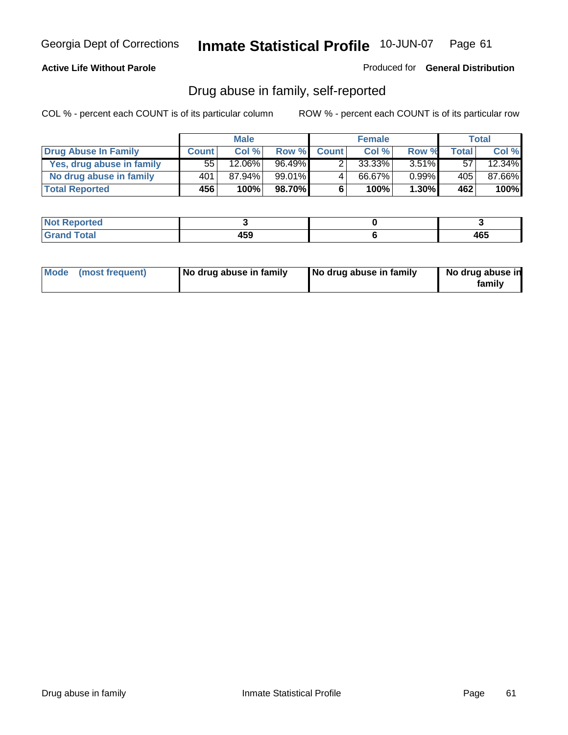Georgia Dept of Corrections **Inmate Statistical Profile** 10-JUN-07

**Active Life Without Parole**

Produced for **General Distribution**

## Drug abuse in family, self-reported

COL % - percent each COUNT is of its particular column

ROW % - percent each COUNT is of its particular row

| | Male | | | Female | | | Total | |
|---|---|---|---|---|---|---|---|---|
| **Drug Abuse In Family** | **Count** | **Col %** | **Row %** | **Count** | **Col %** | **Row %** | **Total** | **Col %** |
| Yes, drug abuse in family | 55 | 12.06% | 96.49% | 2 | 33.33% | 3.51% | 57 | 12.34% |
| No drug abuse in family | 401 | 87.94% | 99.01% | 4 | 66.67% | 0.99% | 405 | 87.66% |
| **Total Reported** | **456** | **100%** | **98.70%** | **6** | **100%** | **1.30%** | **462** | **100%** |

| | Male | Female | Total |
|---|---|---|---|
| **Not Reported** | **3** | **0** | **3** |
| **Grand Total** | **459** | **6** | **465** |

| | Male | Female | Total |
|---|---|---|---|
| **Mode (most frequent)** | **No drug abuse in family** | **No drug abuse in family** | **No drug abuse in family** |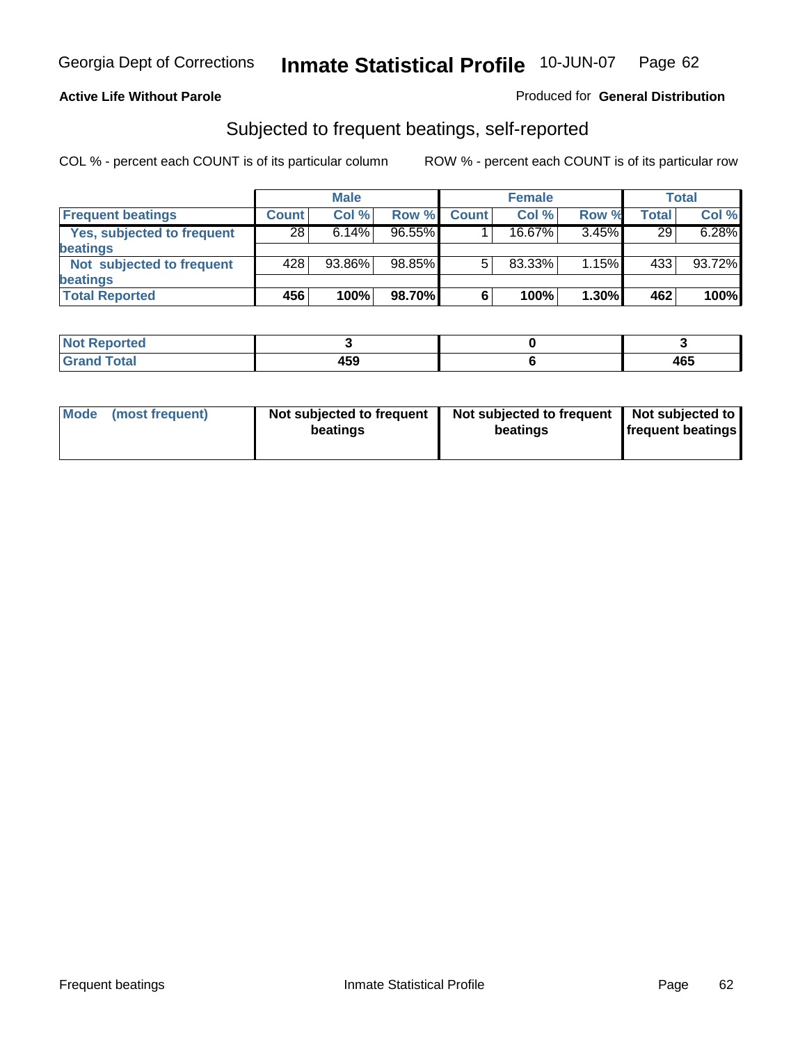**Active Life Without Parole** — Produced for **General Distribution**

## Subjected to frequent beatings, self-reported

COL % - percent each COUNT is of its particular column    ROW % - percent each COUNT is of its particular row

| | Male | | | Female | | | Total | |
|---|---|---|---|---|---|---|---|---|
| **Frequent beatings** | **Count** | **Col %** | **Row %** | **Count** | **Col %** | **Row %** | **Total** | **Col %** |
| Yes, subjected to frequent beatings | 28 | 6.14% | 96.55% | 1 | 16.67% | 3.45% | 29 | 6.28% |
| Not subjected to frequent beatings | 428 | 93.86% | 98.85% | 5 | 83.33% | 1.15% | 433 | 93.72% |
| **Total Reported** | **456** | **100%** | **98.70%** | **6** | **100%** | **1.30%** | **462** | **100%** |

| | Male | Female | Total |
|---|---|---|---|
| Not Reported | 3 | 0 | 3 |
| Grand Total | 459 | 6 | 465 |

| | Male | Female | Total |
|---|---|---|---|
| Mode (most frequent) | Not subjected to frequent beatings | Not subjected to frequent beatings | Not subjected to frequent beatings |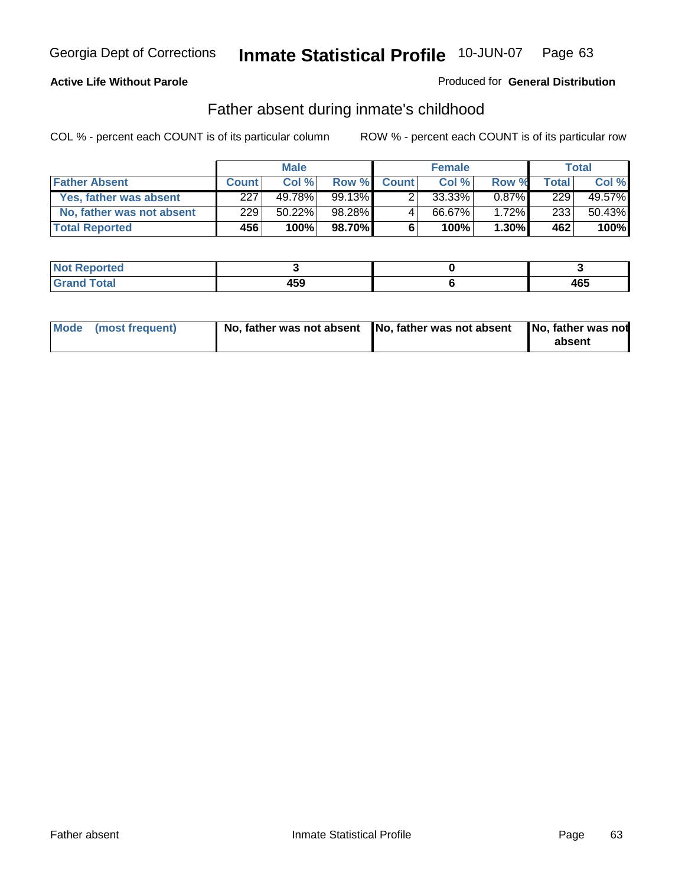Georgia Dept of Corrections **Inmate Statistical Profile** 10-JUN-07

**Active Life Without Parole**

Produced for **General Distribution**

## Father absent during inmate's childhood

COL % - percent each COUNT is of its particular column ROW % - percent each COUNT is of its particular row

| | Male | | | Female | | | Total | |
|---|---|---|---|---|---|---|---|---|
| **Father Absent** | **Count** | **Col %** | **Row %** | **Count** | **Col %** | **Row %** | **Total** | **Col %** |
| **Yes, father was absent** | 227 | 49.78% | 99.13% | 2 | 33.33% | 0.87% | 229 | 49.57% |
| **No, father was not absent** | 229 | 50.22% | 98.28% | 4 | 66.67% | 1.72% | 233 | 50.43% |
| **Total Reported** | **456** | **100%** | **98.70%** | **6** | **100%** | **1.30%** | **462** | **100%** |

| | Male | Female | Total |
|---|---|---|---|
| **Not Reported** | **3** | **0** | **3** |
| **Grand Total** | **459** | **6** | **465** |

| | Male | Female | Total |
|---|---|---|---|
| **Mode (most frequent)** | **No, father was not absent** | **No, father was not absent** | **No, father was not absent** |

Father absent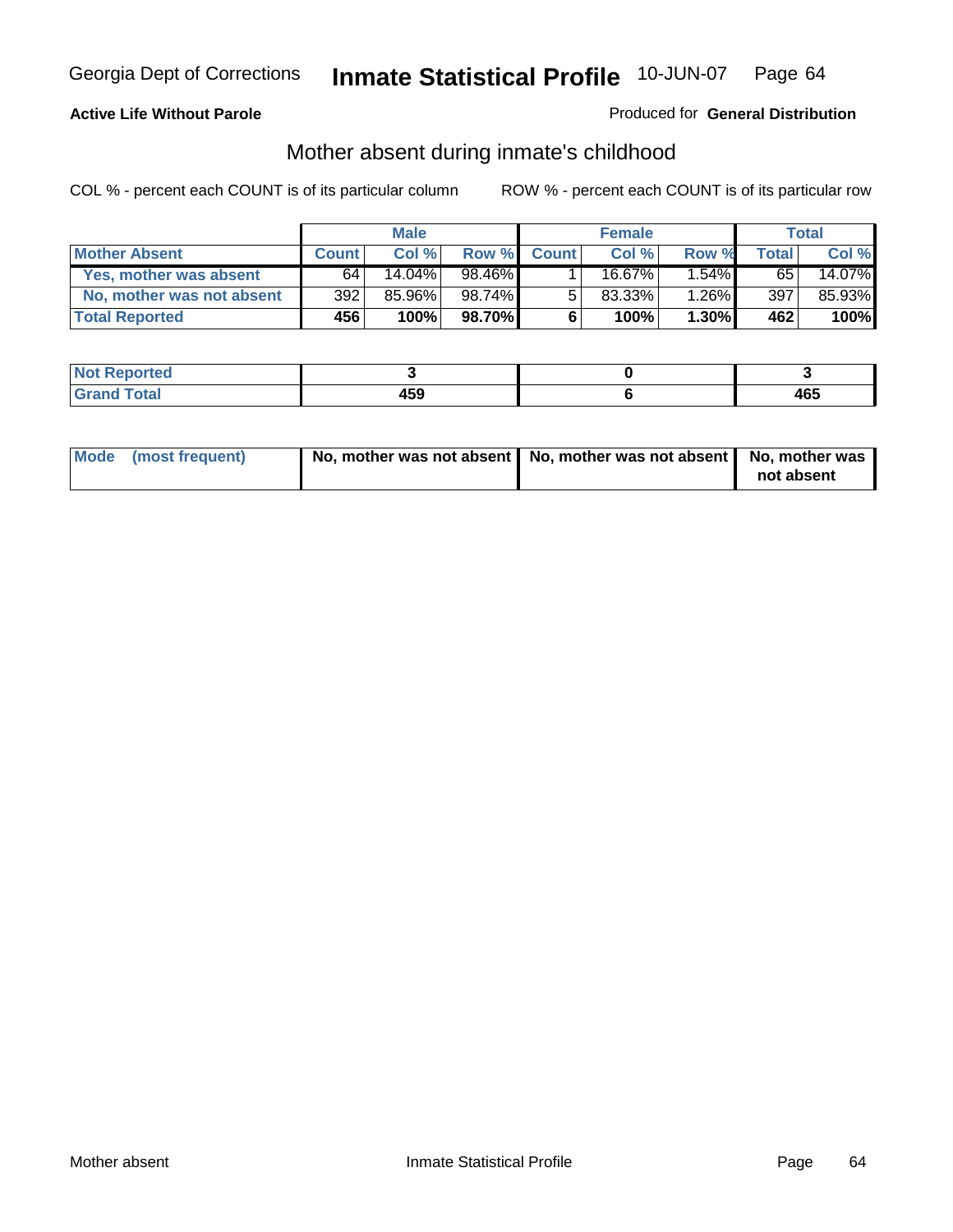Georgia Dept of Corrections **Inmate Statistical Profile** 10-JUN-07

**Active Life Without Parole** Produced for **General Distribution**

## Mother absent during inmate's childhood

COL % - percent each COUNT is of its particular column     ROW % - percent each COUNT is of its particular row

| | Male | | | Female | | | Total | |
|---|---|---|---|---|---|---|---|---|
| **Mother Absent** | **Count** | **Col %** | **Row %** | **Count** | **Col %** | **Row %** | **Total** | **Col %** |
| **Yes, mother was absent** | 64 | 14.04% | 98.46% | 1 | 16.67% | 1.54% | 65 | 14.07% |
| **No, mother was not absent** | 392 | 85.96% | 98.74% | 5 | 83.33% | 1.26% | 397 | 85.93% |
| **Total Reported** | **456** | **100%** | **98.70%** | **6** | **100%** | **1.30%** | **462** | **100%** |

| | Male | Female | Total |
|---|---|---|---|
| **Not Reported** | **3** | **0** | **3** |
| **Grand Total** | **459** | **6** | **465** |

| | Male | Female | Total |
|---|---|---|---|
| **Mode (most frequent)** | **No, mother was not absent** | **No, mother was not absent** | **No, mother was not absent** |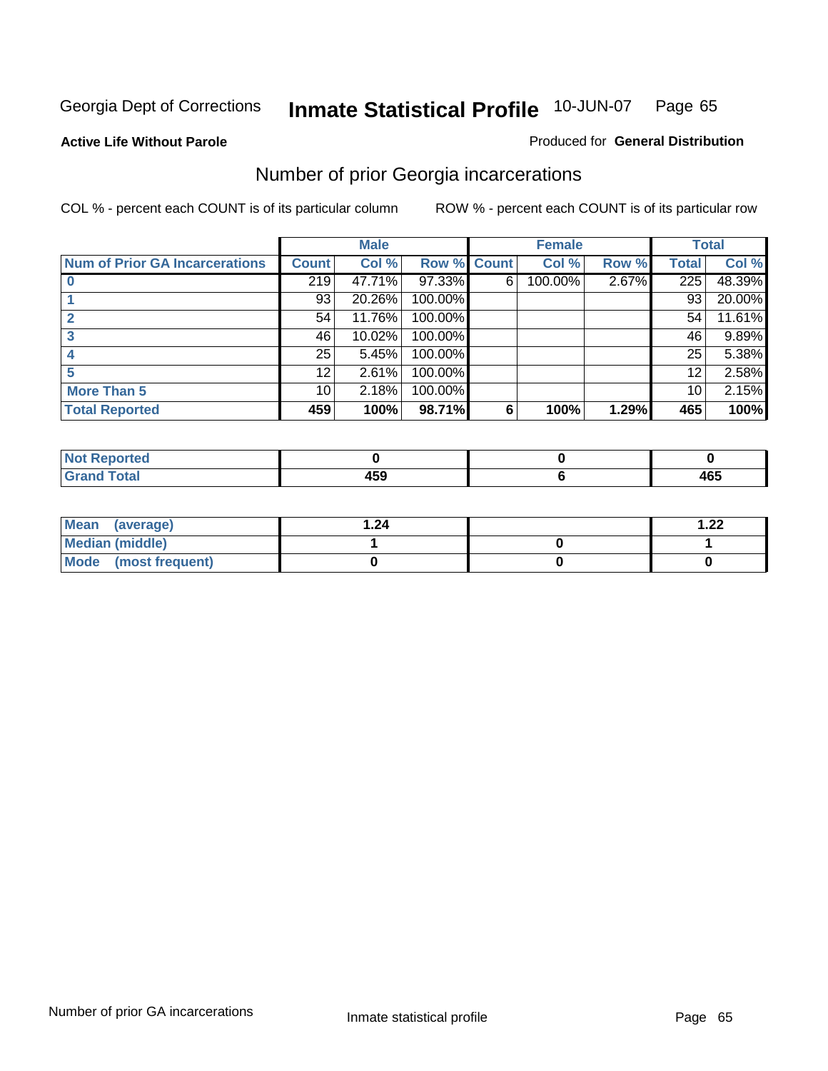Georgia Dept of Corrections **Inmate Statistical Profile** 10-JUN-07

**Active Life Without Parole**

Produced for **General Distribution**

## Number of prior Georgia incarcerations

COL % - percent each COUNT is of its particular column

ROW % - percent each COUNT is of its particular row

| | Male | | | Female | | | Total | |
|---|---|---|---|---|---|---|---|---|
| Num of Prior GA Incarcerations | Count | Col % | Row % | Count | Col % | Row % | Total | Col % |
| 0 | 219 | 47.71% | 97.33% | 6 | 100.00% | 2.67% | 225 | 48.39% |
| 1 | 93 | 20.26% | 100.00% | | | | 93 | 20.00% |
| 2 | 54 | 11.76% | 100.00% | | | | 54 | 11.61% |
| 3 | 46 | 10.02% | 100.00% | | | | 46 | 9.89% |
| 4 | 25 | 5.45% | 100.00% | | | | 25 | 5.38% |
| 5 | 12 | 2.61% | 100.00% | | | | 12 | 2.58% |
| More Than 5 | 10 | 2.18% | 100.00% | | | | 10 | 2.15% |
| **Total Reported** | **459** | **100%** | **98.71%** | **6** | **100%** | **1.29%** | **465** | **100%** |

| | Male | Female | Total |
|---|---|---|---|
| Not Reported | **0** | **0** | **0** |
| Grand Total | **459** | **6** | **465** |

| | Male | Female | Total |
|---|---|---|---|
| Mean (average) | **1.24** | | **1.22** |
| Median (middle) | **1** | **0** | **1** |
| Mode (most frequent) | **0** | **0** | **0** |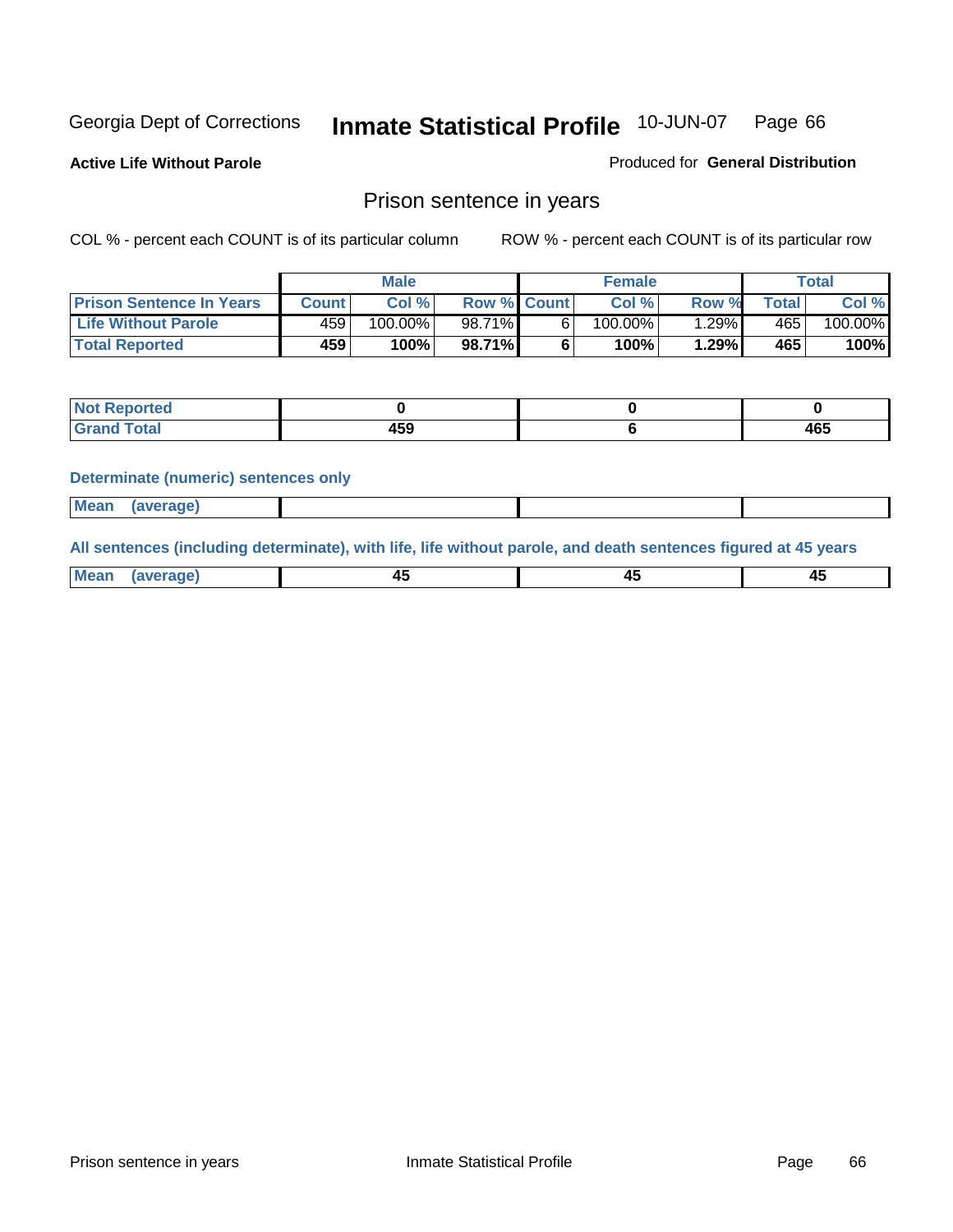Georgia Dept of Corrections **Inmate Statistical Profile** 10-JUN-07

**Active Life Without Parole**

Produced for **General Distribution**

## Prison sentence in years

COL % - percent each COUNT is of its particular column

ROW % - percent each COUNT is of its particular row

| | Male | | | Female | | | Total | |
|---|---|---|---|---|---|---|---|---|
| **Prison Sentence In Years** | **Count** | **Col %** | **Row %** | **Count** | **Col %** | **Row %** | **Total** | **Col %** |
| **Life Without Parole** | 459 | 100.00% | 98.71% | 6 | 100.00% | 1.29% | 465 | 100.00% |
| **Total Reported** | **459** | **100%** | **98.71%** | **6** | **100%** | **1.29%** | **465** | **100%** |

| | Male | Female | Total |
|---|---|---|---|
| **Not Reported** | **0** | **0** | **0** |
| **Grand Total** | **459** | **6** | **465** |

**Determinate (numeric) sentences only**

| | Male | Female | Total |
|---|---|---|---|
| **Mean (average)** | | | |

**All sentences (including determinate), with life, life without parole, and death sentences figured at 45 years**

| | Male | Female | Total |
|---|---|---|---|
| **Mean (average)** | **45** | **45** | **45** |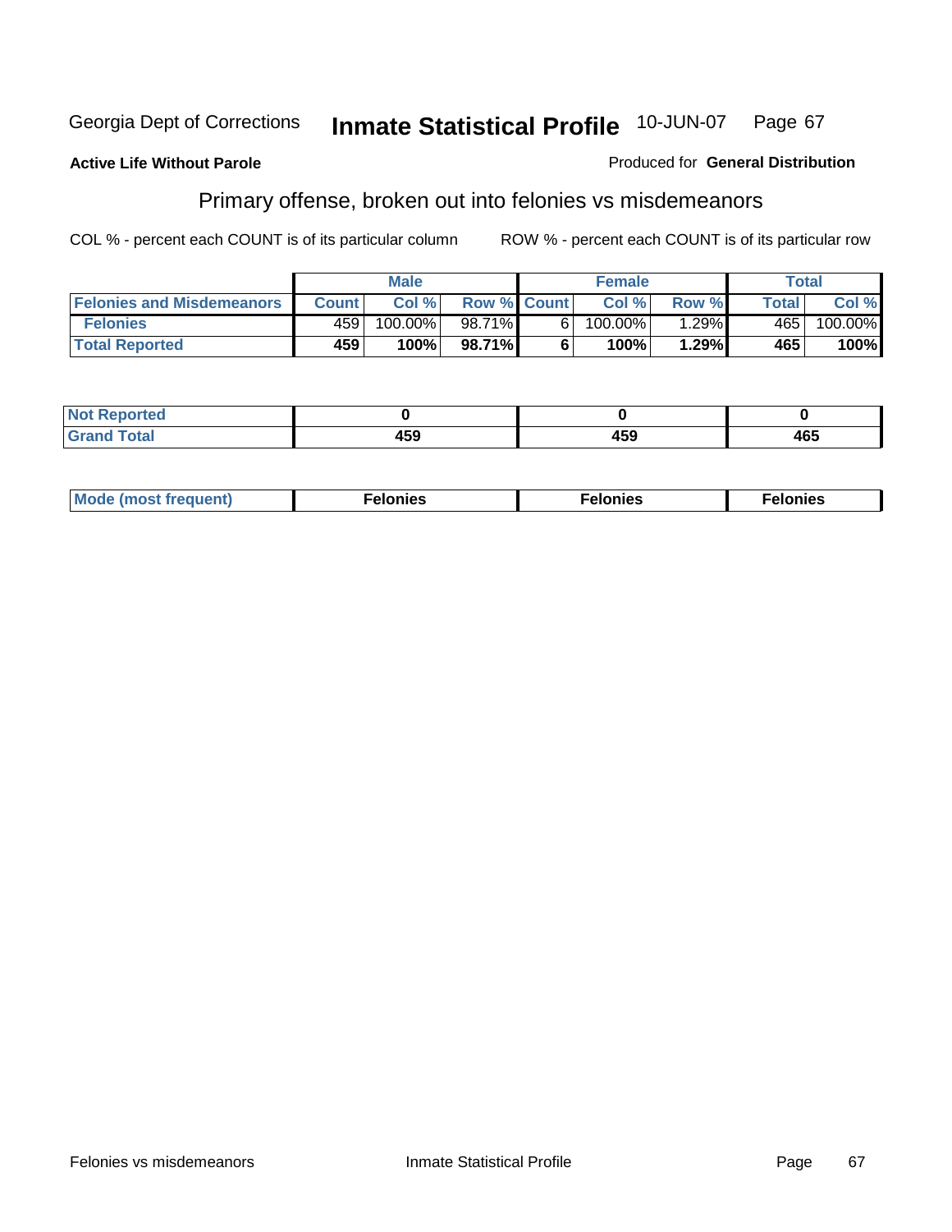Georgia Dept of Corrections **Inmate Statistical Profile** 10-JUN-07

**Active Life Without Parole**

Produced for **General Distribution**

## Primary offense, broken out into felonies vs misdemeanors

COL % - percent each COUNT is of its particular column

ROW % - percent each COUNT is of its particular row

| | Male | | | Female | | | Total | |
|---|---|---|---|---|---|---|---|---|
| **Felonies and Misdemeanors** | **Count** | **Col %** | **Row %** | **Count** | **Col %** | **Row %** | **Total** | **Col %** |
| **Felonies** | 459 | 100.00% | 98.71% | 6 | 100.00% | 1.29% | 465 | 100.00% |
| **Total Reported** | **459** | **100%** | **98.71%** | **6** | **100%** | **1.29%** | **465** | **100%** |

| | | | |
|---|---|---|---|
| **Not Reported** | **0** | **0** | **0** |
| **Grand Total** | **459** | **459** | **465** |

| | | | |
|---|---|---|---|
| **Mode (most frequent)** | **Felonies** | **Felonies** | **Felonies** |

Felonies vs misdemeanors Inmate Statistical Profile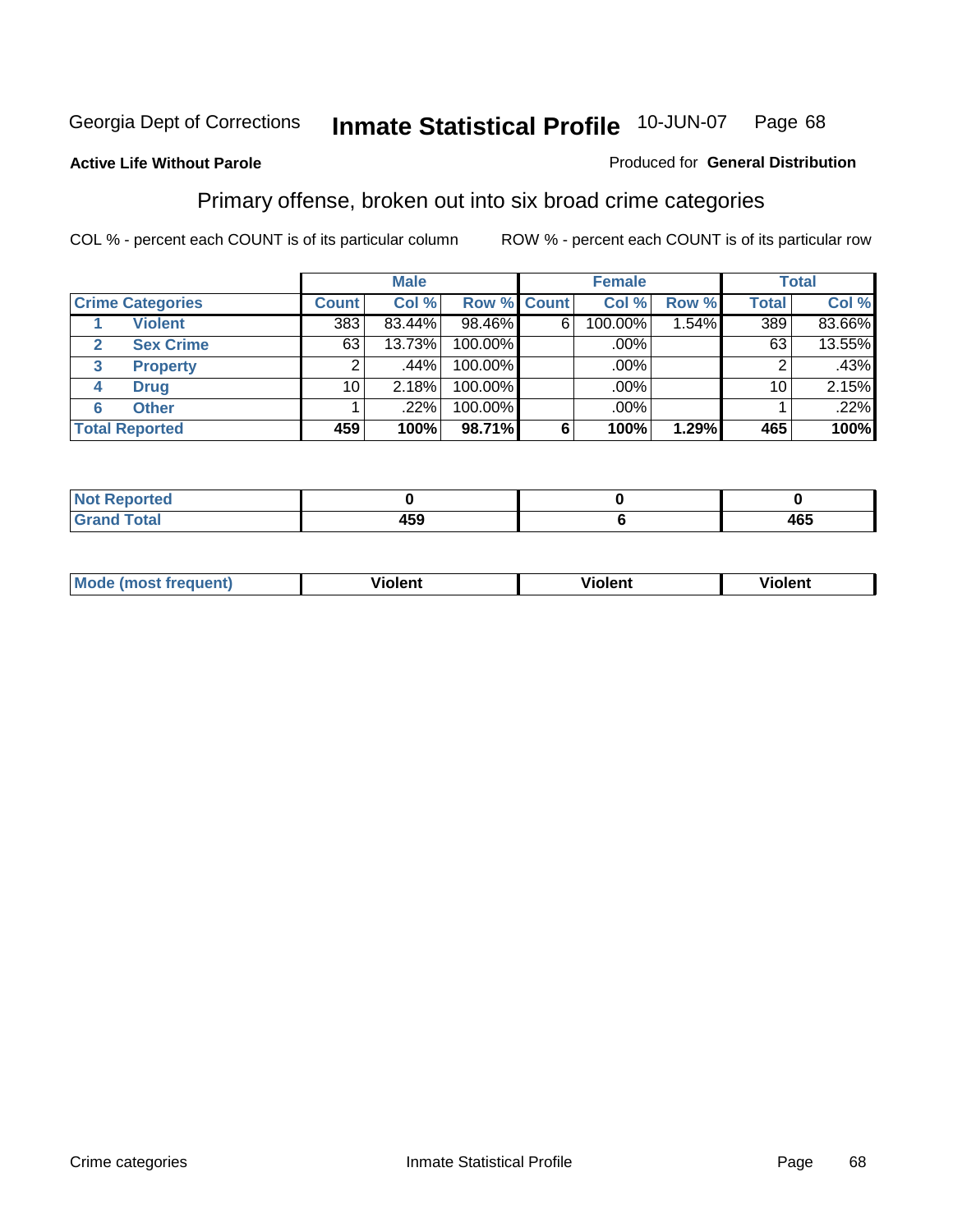Georgia Dept of Corrections **Inmate Statistical Profile** 10-JUN-07 Page 68

**Active Life Without Parole**

Produced for **General Distribution**

## Primary offense, broken out into six broad crime categories

COL % - percent each COUNT is of its particular column

ROW % - percent each COUNT is of its particular row

| | | Male | | | Female | | | Total | |
|---|---|---|---|---|---|---|---|---|---|
| **Crime Categories** | | **Count** | **Col %** | **Row %** | **Count** | **Col %** | **Row %** | **Total** | **Col %** |
| 1 | **Violent** | 383 | 83.44% | 98.46% | 6 | 100.00% | 1.54% | 389 | 83.66% |
| 2 | **Sex Crime** | 63 | 13.73% | 100.00% | | .00% | | 63 | 13.55% |
| 3 | **Property** | 2 | .44% | 100.00% | | .00% | | 2 | .43% |
| 4 | **Drug** | 10 | 2.18% | 100.00% | | .00% | | 10 | 2.15% |
| 6 | **Other** | 1 | .22% | 100.00% | | .00% | | 1 | .22% |
| **Total Reported** | | **459** | **100%** | **98.71%** | **6** | **100%** | **1.29%** | **465** | **100%** |

| | Male | Female | Total |
|---|---|---|---|
| **Not Reported** | **0** | **0** | **0** |
| **Grand Total** | **459** | **6** | **465** |

| | Male | Female | Total |
|---|---|---|---|
| **Mode (most frequent)** | **Violent** | **Violent** | **Violent** |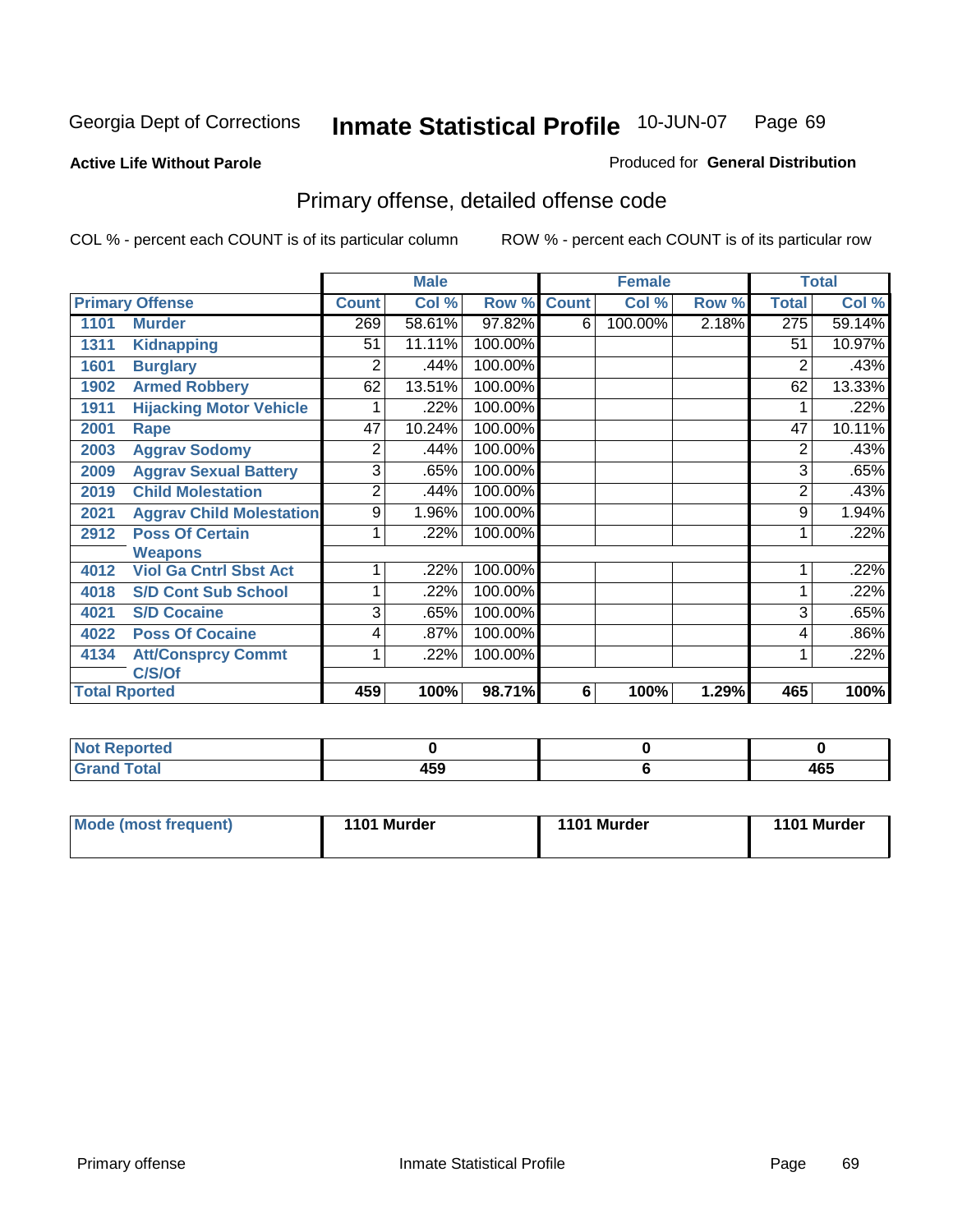Georgia Dept of Corrections **Inmate Statistical Profile** 10-JUN-07

**Active Life Without Parole**

Produced for **General Distribution**

## Primary offense, detailed offense code

COL % - percent each COUNT is of its particular column

ROW % - percent each COUNT is of its particular row

| Primary Offense | | Male | | | Female | | | Total | |
|---|---|---|---|---|---|---|---|---|---|
| | | Count | Col % | Row % | Count | Col % | Row % | Total | Col % |
| 1101 | Murder | 269 | 58.61% | 97.82% | 6 | 100.00% | 2.18% | 275 | 59.14% |
| 1311 | Kidnapping | 51 | 11.11% | 100.00% | | | | 51 | 10.97% |
| 1601 | Burglary | 2 | .44% | 100.00% | | | | 2 | .43% |
| 1902 | Armed Robbery | 62 | 13.51% | 100.00% | | | | 62 | 13.33% |
| 1911 | Hijacking Motor Vehicle | 1 | .22% | 100.00% | | | | 1 | .22% |
| 2001 | Rape | 47 | 10.24% | 100.00% | | | | 47 | 10.11% |
| 2003 | Aggrav Sodomy | 2 | .44% | 100.00% | | | | 2 | .43% |
| 2009 | Aggrav Sexual Battery | 3 | .65% | 100.00% | | | | 3 | .65% |
| 2019 | Child Molestation | 2 | .44% | 100.00% | | | | 2 | .43% |
| 2021 | Aggrav Child Molestation | 9 | 1.96% | 100.00% | | | | 9 | 1.94% |
| 2912 | Poss Of Certain Weapons | 1 | .22% | 100.00% | | | | 1 | .22% |
| 4012 | Viol Ga Cntrl Sbst Act | 1 | .22% | 100.00% | | | | 1 | .22% |
| 4018 | S/D Cont Sub School | 1 | .22% | 100.00% | | | | 1 | .22% |
| 4021 | S/D Cocaine | 3 | .65% | 100.00% | | | | 3 | .65% |
| 4022 | Poss Of Cocaine | 4 | .87% | 100.00% | | | | 4 | .86% |
| 4134 | Att/Consprcy Commt C/S/Of | 1 | .22% | 100.00% | | | | 1 | .22% |
| Total Rported | | 459 | 100% | 98.71% | 6 | 100% | 1.29% | 465 | 100% |

| | Male | Female | Total |
|---|---|---|---|
| Not Reported | 0 | 0 | 0 |
| Grand Total | 459 | 6 | 465 |

| | Male | Female | Total |
|---|---|---|---|
| Mode (most frequent) | 1101 Murder | 1101 Murder | 1101 Murder |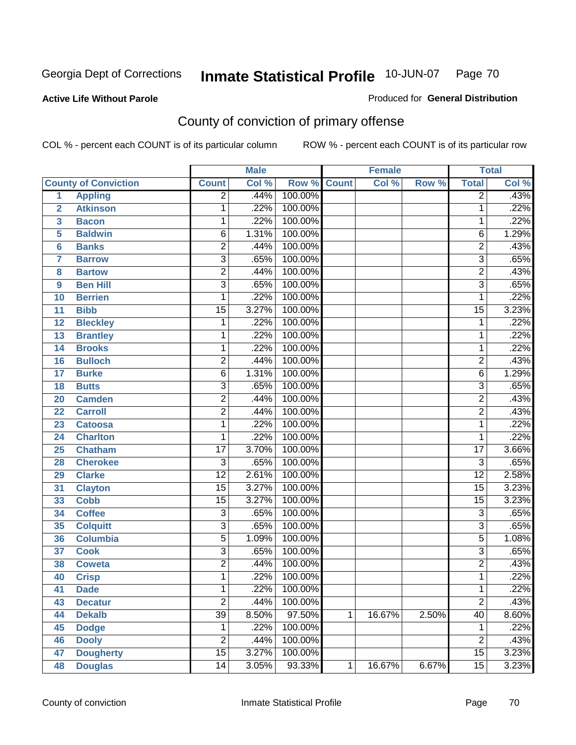Georgia Dept of Corrections **Inmate Statistical Profile** 10-JUN-07 Page 70

**Active Life Without Parole**

Produced for **General Distribution**

## County of conviction of primary offense

COL % - percent each COUNT is of its particular column    ROW % - percent each COUNT is of its particular row

| County of Conviction | | Male | | | Female | | | Total | |
|---|---|---|---|---|---|---|---|---|---|
| | | Count | Col % | Row % | Count | Col % | Row % | Total | Col % |
| 1 | Appling | 2 | .44% | 100.00% | | | | 2 | .43% |
| 2 | Atkinson | 1 | .22% | 100.00% | | | | 1 | .22% |
| 3 | Bacon | 1 | .22% | 100.00% | | | | 1 | .22% |
| 5 | Baldwin | 6 | 1.31% | 100.00% | | | | 6 | 1.29% |
| 6 | Banks | 2 | .44% | 100.00% | | | | 2 | .43% |
| 7 | Barrow | 3 | .65% | 100.00% | | | | 3 | .65% |
| 8 | Bartow | 2 | .44% | 100.00% | | | | 2 | .43% |
| 9 | Ben Hill | 3 | .65% | 100.00% | | | | 3 | .65% |
| 10 | Berrien | 1 | .22% | 100.00% | | | | 1 | .22% |
| 11 | Bibb | 15 | 3.27% | 100.00% | | | | 15 | 3.23% |
| 12 | Bleckley | 1 | .22% | 100.00% | | | | 1 | .22% |
| 13 | Brantley | 1 | .22% | 100.00% | | | | 1 | .22% |
| 14 | Brooks | 1 | .22% | 100.00% | | | | 1 | .22% |
| 16 | Bulloch | 2 | .44% | 100.00% | | | | 2 | .43% |
| 17 | Burke | 6 | 1.31% | 100.00% | | | | 6 | 1.29% |
| 18 | Butts | 3 | .65% | 100.00% | | | | 3 | .65% |
| 20 | Camden | 2 | .44% | 100.00% | | | | 2 | .43% |
| 22 | Carroll | 2 | .44% | 100.00% | | | | 2 | .43% |
| 23 | Catoosa | 1 | .22% | 100.00% | | | | 1 | .22% |
| 24 | Charlton | 1 | .22% | 100.00% | | | | 1 | .22% |
| 25 | Chatham | 17 | 3.70% | 100.00% | | | | 17 | 3.66% |
| 28 | Cherokee | 3 | .65% | 100.00% | | | | 3 | .65% |
| 29 | Clarke | 12 | 2.61% | 100.00% | | | | 12 | 2.58% |
| 31 | Clayton | 15 | 3.27% | 100.00% | | | | 15 | 3.23% |
| 33 | Cobb | 15 | 3.27% | 100.00% | | | | 15 | 3.23% |
| 34 | Coffee | 3 | .65% | 100.00% | | | | 3 | .65% |
| 35 | Colquitt | 3 | .65% | 100.00% | | | | 3 | .65% |
| 36 | Columbia | 5 | 1.09% | 100.00% | | | | 5 | 1.08% |
| 37 | Cook | 3 | .65% | 100.00% | | | | 3 | .65% |
| 38 | Coweta | 2 | .44% | 100.00% | | | | 2 | .43% |
| 40 | Crisp | 1 | .22% | 100.00% | | | | 1 | .22% |
| 41 | Dade | 1 | .22% | 100.00% | | | | 1 | .22% |
| 43 | Decatur | 2 | .44% | 100.00% | | | | 2 | .43% |
| 44 | Dekalb | 39 | 8.50% | 97.50% | 1 | 16.67% | 2.50% | 40 | 8.60% |
| 45 | Dodge | 1 | .22% | 100.00% | | | | 1 | .22% |
| 46 | Dooly | 2 | .44% | 100.00% | | | | 2 | .43% |
| 47 | Dougherty | 15 | 3.27% | 100.00% | | | | 15 | 3.23% |
| 48 | Douglas | 14 | 3.05% | 93.33% | 1 | 16.67% | 6.67% | 15 | 3.23% |

County of conviction    Inmate Statistical Profile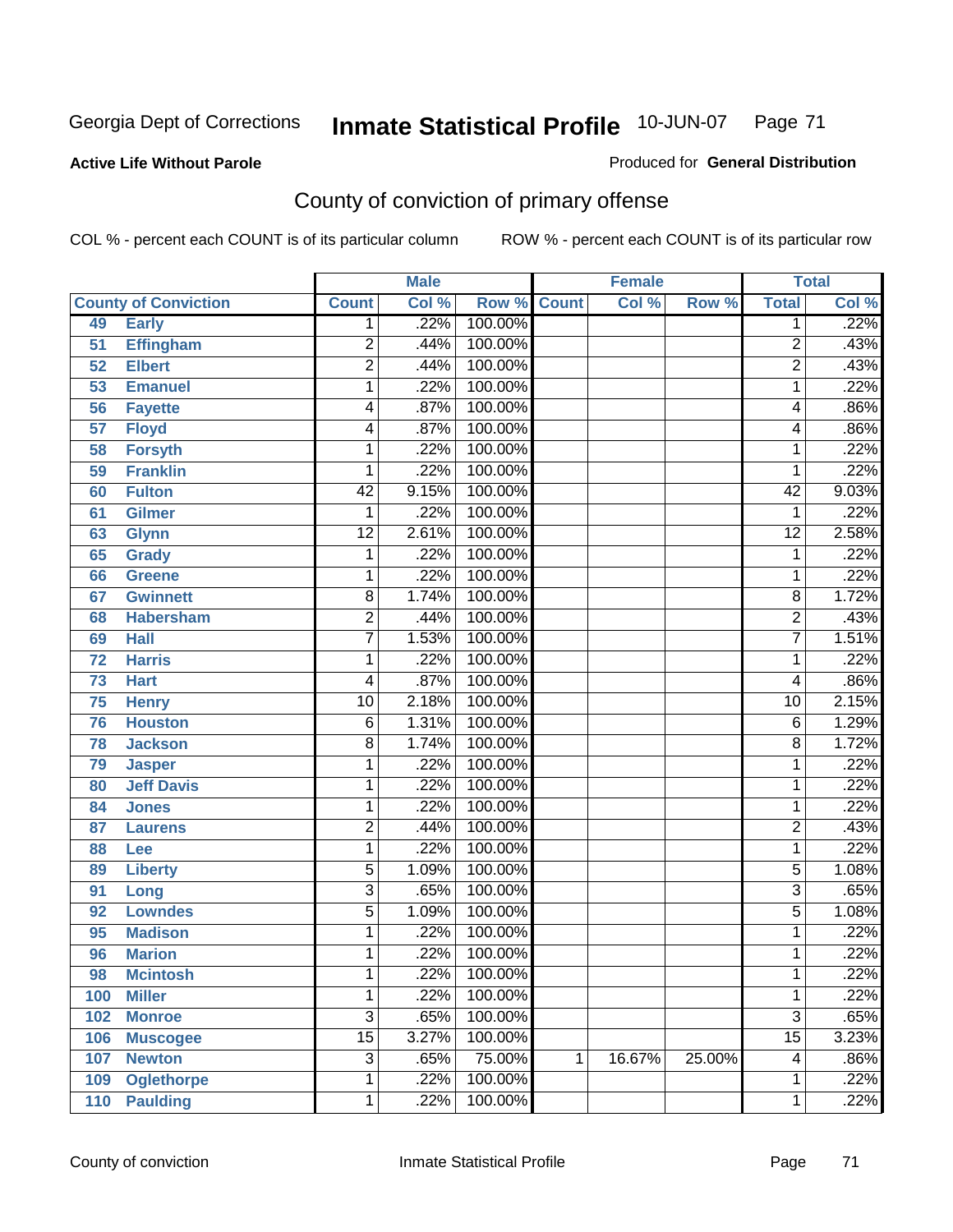Georgia Dept of Corrections **Inmate Statistical Profile** 10-JUN-07

**Active Life Without Parole**

Produced for **General Distribution**

## County of conviction of primary offense

COL % - percent each COUNT is of its particular column ROW % - percent each COUNT is of its particular row

| County of Conviction | | Male | | | Female | | | Total | |
|---|---|---|---|---|---|---|---|---|---|
| | | Count | Col % | Row % | Count | Col % | Row % | Total | Col % |
| 49 | Early | 1 | .22% | 100.00% | | | | 1 | .22% |
| 51 | Effingham | 2 | .44% | 100.00% | | | | 2 | .43% |
| 52 | Elbert | 2 | .44% | 100.00% | | | | 2 | .43% |
| 53 | Emanuel | 1 | .22% | 100.00% | | | | 1 | .22% |
| 56 | Fayette | 4 | .87% | 100.00% | | | | 4 | .86% |
| 57 | Floyd | 4 | .87% | 100.00% | | | | 4 | .86% |
| 58 | Forsyth | 1 | .22% | 100.00% | | | | 1 | .22% |
| 59 | Franklin | 1 | .22% | 100.00% | | | | 1 | .22% |
| 60 | Fulton | 42 | 9.15% | 100.00% | | | | 42 | 9.03% |
| 61 | Gilmer | 1 | .22% | 100.00% | | | | 1 | .22% |
| 63 | Glynn | 12 | 2.61% | 100.00% | | | | 12 | 2.58% |
| 65 | Grady | 1 | .22% | 100.00% | | | | 1 | .22% |
| 66 | Greene | 1 | .22% | 100.00% | | | | 1 | .22% |
| 67 | Gwinnett | 8 | 1.74% | 100.00% | | | | 8 | 1.72% |
| 68 | Habersham | 2 | .44% | 100.00% | | | | 2 | .43% |
| 69 | Hall | 7 | 1.53% | 100.00% | | | | 7 | 1.51% |
| 72 | Harris | 1 | .22% | 100.00% | | | | 1 | .22% |
| 73 | Hart | 4 | .87% | 100.00% | | | | 4 | .86% |
| 75 | Henry | 10 | 2.18% | 100.00% | | | | 10 | 2.15% |
| 76 | Houston | 6 | 1.31% | 100.00% | | | | 6 | 1.29% |
| 78 | Jackson | 8 | 1.74% | 100.00% | | | | 8 | 1.72% |
| 79 | Jasper | 1 | .22% | 100.00% | | | | 1 | .22% |
| 80 | Jeff Davis | 1 | .22% | 100.00% | | | | 1 | .22% |
| 84 | Jones | 1 | .22% | 100.00% | | | | 1 | .22% |
| 87 | Laurens | 2 | .44% | 100.00% | | | | 2 | .43% |
| 88 | Lee | 1 | .22% | 100.00% | | | | 1 | .22% |
| 89 | Liberty | 5 | 1.09% | 100.00% | | | | 5 | 1.08% |
| 91 | Long | 3 | .65% | 100.00% | | | | 3 | .65% |
| 92 | Lowndes | 5 | 1.09% | 100.00% | | | | 5 | 1.08% |
| 95 | Madison | 1 | .22% | 100.00% | | | | 1 | .22% |
| 96 | Marion | 1 | .22% | 100.00% | | | | 1 | .22% |
| 98 | Mcintosh | 1 | .22% | 100.00% | | | | 1 | .22% |
| 100 | Miller | 1 | .22% | 100.00% | | | | 1 | .22% |
| 102 | Monroe | 3 | .65% | 100.00% | | | | 3 | .65% |
| 106 | Muscogee | 15 | 3.27% | 100.00% | | | | 15 | 3.23% |
| 107 | Newton | 3 | .65% | 75.00% | 1 | 16.67% | 25.00% | 4 | .86% |
| 109 | Oglethorpe | 1 | .22% | 100.00% | | | | 1 | .22% |
| 110 | Paulding | 1 | .22% | 100.00% | | | | 1 | .22% |

County of conviction Inmate Statistical Profile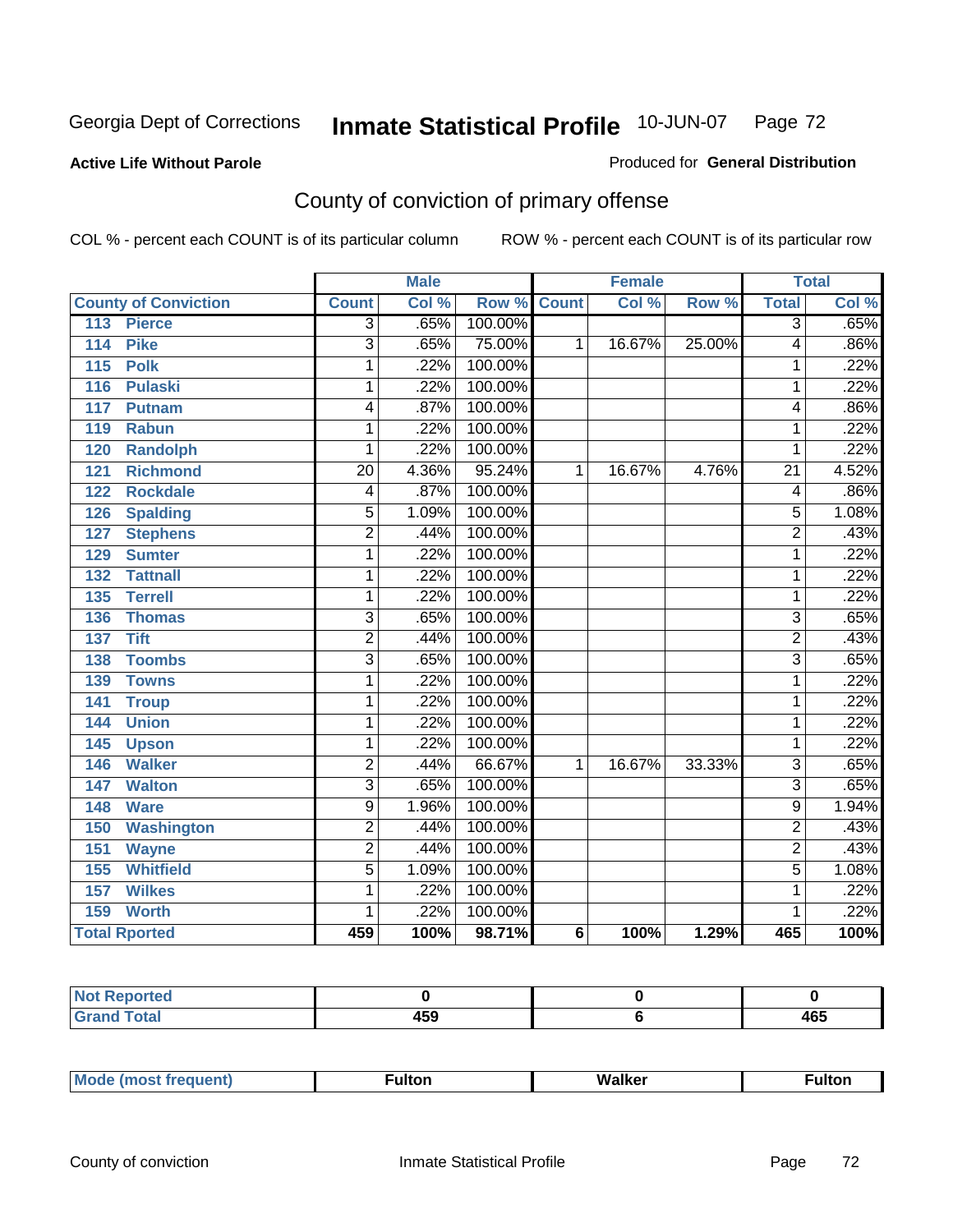Georgia Dept of Corrections **Inmate Statistical Profile** 10-JUN-07

**Active Life Without Parole**

Produced for **General Distribution**

## County of conviction of primary offense

COL % - percent each COUNT is of its particular column ROW % - percent each COUNT is of its particular row

| | Male | | | Female | | | Total | |
|---|---|---|---|---|---|---|---|---|
| County of Conviction | Count | Col % | Row % | Count | Col % | Row % | Total | Col % |
| 113 Pierce | 3 | .65% | 100.00% | | | | 3 | .65% |
| 114 Pike | 3 | .65% | 75.00% | 1 | 16.67% | 25.00% | 4 | .86% |
| 115 Polk | 1 | .22% | 100.00% | | | | 1 | .22% |
| 116 Pulaski | 1 | .22% | 100.00% | | | | 1 | .22% |
| 117 Putnam | 4 | .87% | 100.00% | | | | 4 | .86% |
| 119 Rabun | 1 | .22% | 100.00% | | | | 1 | .22% |
| 120 Randolph | 1 | .22% | 100.00% | | | | 1 | .22% |
| 121 Richmond | 20 | 4.36% | 95.24% | 1 | 16.67% | 4.76% | 21 | 4.52% |
| 122 Rockdale | 4 | .87% | 100.00% | | | | 4 | .86% |
| 126 Spalding | 5 | 1.09% | 100.00% | | | | 5 | 1.08% |
| 127 Stephens | 2 | .44% | 100.00% | | | | 2 | .43% |
| 129 Sumter | 1 | .22% | 100.00% | | | | 1 | .22% |
| 132 Tattnall | 1 | .22% | 100.00% | | | | 1 | .22% |
| 135 Terrell | 1 | .22% | 100.00% | | | | 1 | .22% |
| 136 Thomas | 3 | .65% | 100.00% | | | | 3 | .65% |
| 137 Tift | 2 | .44% | 100.00% | | | | 2 | .43% |
| 138 Toombs | 3 | .65% | 100.00% | | | | 3 | .65% |
| 139 Towns | 1 | .22% | 100.00% | | | | 1 | .22% |
| 141 Troup | 1 | .22% | 100.00% | | | | 1 | .22% |
| 144 Union | 1 | .22% | 100.00% | | | | 1 | .22% |
| 145 Upson | 1 | .22% | 100.00% | | | | 1 | .22% |
| 146 Walker | 2 | .44% | 66.67% | 1 | 16.67% | 33.33% | 3 | .65% |
| 147 Walton | 3 | .65% | 100.00% | | | | 3 | .65% |
| 148 Ware | 9 | 1.96% | 100.00% | | | | 9 | 1.94% |
| 150 Washington | 2 | .44% | 100.00% | | | | 2 | .43% |
| 151 Wayne | 2 | .44% | 100.00% | | | | 2 | .43% |
| 155 Whitfield | 5 | 1.09% | 100.00% | | | | 5 | 1.08% |
| 157 Wilkes | 1 | .22% | 100.00% | | | | 1 | .22% |
| 159 Worth | 1 | .22% | 100.00% | | | | 1 | .22% |
| **Total Rported** | **459** | **100%** | **98.71%** | **6** | **100%** | **1.29%** | **465** | **100%** |

| | Male | Female | Total |
|---|---|---|---|
| Not Reported | 0 | 0 | 0 |
| Grand Total | 459 | 6 | 465 |

| | Male | Female | Total |
|---|---|---|---|
| Mode (most frequent) | Fulton | Walker | Fulton |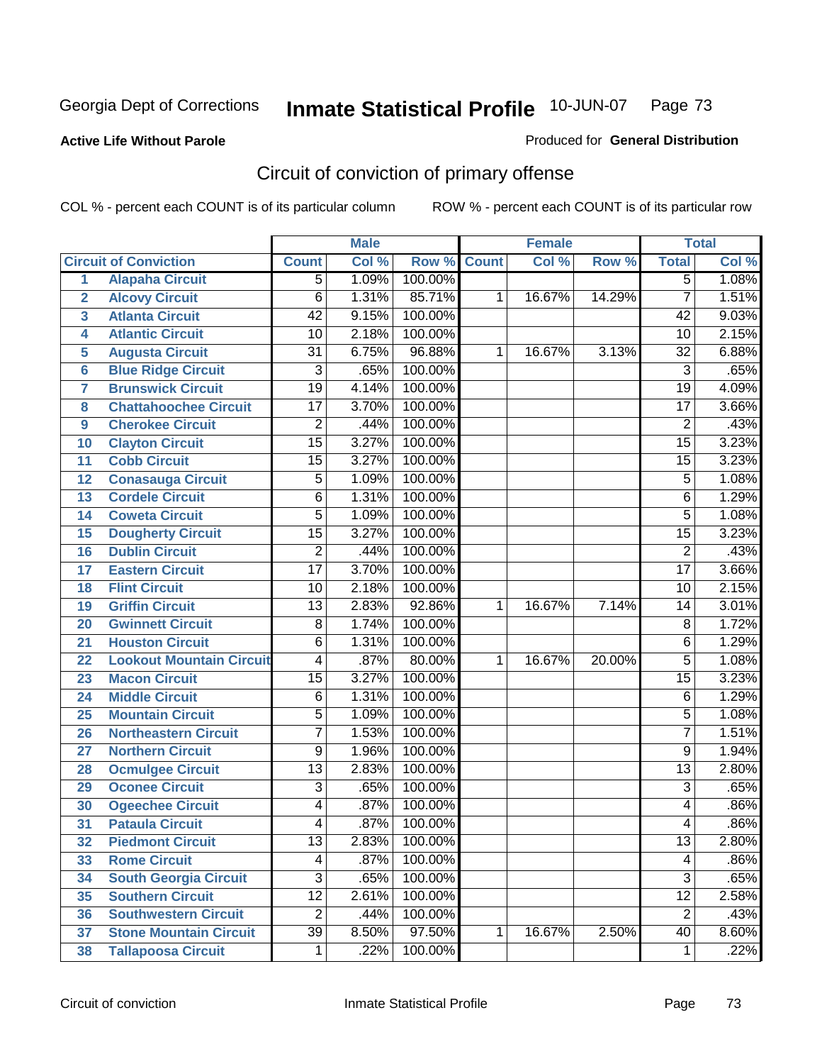**Active Life Without Parole**

Produced for **General Distribution**

## Circuit of conviction of primary offense

COL % - percent each COUNT is of its particular column

ROW % - percent each COUNT is of its particular row

| | | Male | | | Female | | | Total | |
|---|---|---|---|---|---|---|---|---|---|
| **Circuit of Conviction** | | **Count** | **Col %** | **Row %** | **Count** | **Col %** | **Row %** | **Total** | **Col %** |
| 1 | Alapaha Circuit | 5 | 1.09% | 100.00% | | | | 5 | 1.08% |
| 2 | Alcovy Circuit | 6 | 1.31% | 85.71% | 1 | 16.67% | 14.29% | 7 | 1.51% |
| 3 | Atlanta Circuit | 42 | 9.15% | 100.00% | | | | 42 | 9.03% |
| 4 | Atlantic Circuit | 10 | 2.18% | 100.00% | | | | 10 | 2.15% |
| 5 | Augusta Circuit | 31 | 6.75% | 96.88% | 1 | 16.67% | 3.13% | 32 | 6.88% |
| 6 | Blue Ridge Circuit | 3 | .65% | 100.00% | | | | 3 | .65% |
| 7 | Brunswick Circuit | 19 | 4.14% | 100.00% | | | | 19 | 4.09% |
| 8 | Chattahoochee Circuit | 17 | 3.70% | 100.00% | | | | 17 | 3.66% |
| 9 | Cherokee Circuit | 2 | .44% | 100.00% | | | | 2 | .43% |
| 10 | Clayton Circuit | 15 | 3.27% | 100.00% | | | | 15 | 3.23% |
| 11 | Cobb Circuit | 15 | 3.27% | 100.00% | | | | 15 | 3.23% |
| 12 | Conasauga Circuit | 5 | 1.09% | 100.00% | | | | 5 | 1.08% |
| 13 | Cordele Circuit | 6 | 1.31% | 100.00% | | | | 6 | 1.29% |
| 14 | Coweta Circuit | 5 | 1.09% | 100.00% | | | | 5 | 1.08% |
| 15 | Dougherty Circuit | 15 | 3.27% | 100.00% | | | | 15 | 3.23% |
| 16 | Dublin Circuit | 2 | .44% | 100.00% | | | | 2 | .43% |
| 17 | Eastern Circuit | 17 | 3.70% | 100.00% | | | | 17 | 3.66% |
| 18 | Flint Circuit | 10 | 2.18% | 100.00% | | | | 10 | 2.15% |
| 19 | Griffin Circuit | 13 | 2.83% | 92.86% | 1 | 16.67% | 7.14% | 14 | 3.01% |
| 20 | Gwinnett Circuit | 8 | 1.74% | 100.00% | | | | 8 | 1.72% |
| 21 | Houston Circuit | 6 | 1.31% | 100.00% | | | | 6 | 1.29% |
| 22 | Lookout Mountain Circuit | 4 | .87% | 80.00% | 1 | 16.67% | 20.00% | 5 | 1.08% |
| 23 | Macon Circuit | 15 | 3.27% | 100.00% | | | | 15 | 3.23% |
| 24 | Middle Circuit | 6 | 1.31% | 100.00% | | | | 6 | 1.29% |
| 25 | Mountain Circuit | 5 | 1.09% | 100.00% | | | | 5 | 1.08% |
| 26 | Northeastern Circuit | 7 | 1.53% | 100.00% | | | | 7 | 1.51% |
| 27 | Northern Circuit | 9 | 1.96% | 100.00% | | | | 9 | 1.94% |
| 28 | Ocmulgee Circuit | 13 | 2.83% | 100.00% | | | | 13 | 2.80% |
| 29 | Oconee Circuit | 3 | .65% | 100.00% | | | | 3 | .65% |
| 30 | Ogeechee Circuit | 4 | .87% | 100.00% | | | | 4 | .86% |
| 31 | Pataula Circuit | 4 | .87% | 100.00% | | | | 4 | .86% |
| 32 | Piedmont Circuit | 13 | 2.83% | 100.00% | | | | 13 | 2.80% |
| 33 | Rome Circuit | 4 | .87% | 100.00% | | | | 4 | .86% |
| 34 | South Georgia Circuit | 3 | .65% | 100.00% | | | | 3 | .65% |
| 35 | Southern Circuit | 12 | 2.61% | 100.00% | | | | 12 | 2.58% |
| 36 | Southwestern Circuit | 2 | .44% | 100.00% | | | | 2 | .43% |
| 37 | Stone Mountain Circuit | 39 | 8.50% | 97.50% | 1 | 16.67% | 2.50% | 40 | 8.60% |
| 38 | Tallapoosa Circuit | 1 | .22% | 100.00% | | | | 1 | .22% |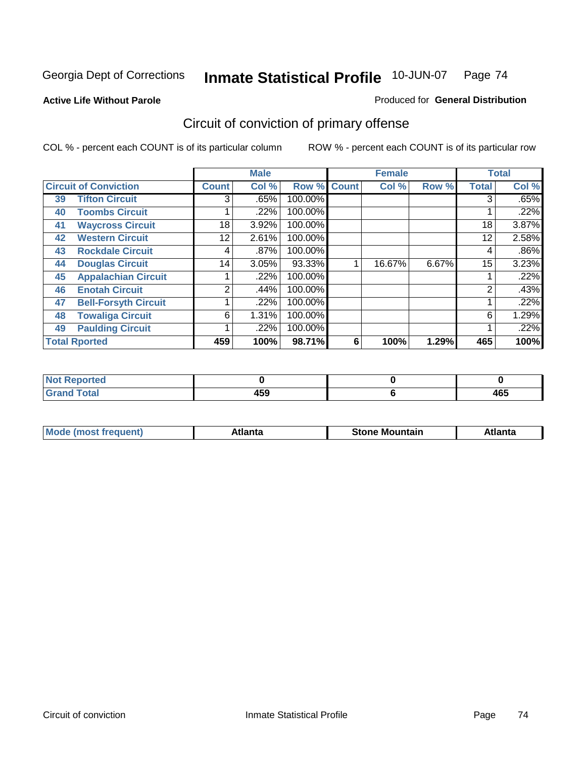Georgia Dept of Corrections

# Inmate Statistical Profile 10-JUN-07

**Active Life Without Parole**

Produced for **General Distribution**

## Circuit of conviction of primary offense

COL % - percent each COUNT is of its particular column

ROW % - percent each COUNT is of its particular row

| Circuit of Conviction | | Male | | | Female | | | Total | |
|---|---|---|---|---|---|---|---|---|---|
| | | Count | Col % | Row % | Count | Col % | Row % | Total | Col % |
| 39 | Tifton Circuit | 3 | .65% | 100.00% | | | | 3 | .65% |
| 40 | Toombs Circuit | 1 | .22% | 100.00% | | | | 1 | .22% |
| 41 | Waycross Circuit | 18 | 3.92% | 100.00% | | | | 18 | 3.87% |
| 42 | Western Circuit | 12 | 2.61% | 100.00% | | | | 12 | 2.58% |
| 43 | Rockdale Circuit | 4 | .87% | 100.00% | | | | 4 | .86% |
| 44 | Douglas Circuit | 14 | 3.05% | 93.33% | 1 | 16.67% | 6.67% | 15 | 3.23% |
| 45 | Appalachian Circuit | 1 | .22% | 100.00% | | | | 1 | .22% |
| 46 | Enotah Circuit | 2 | .44% | 100.00% | | | | 2 | .43% |
| 47 | Bell-Forsyth Circuit | 1 | .22% | 100.00% | | | | 1 | .22% |
| 48 | Towaliga Circuit | 6 | 1.31% | 100.00% | | | | 6 | 1.29% |
| 49 | Paulding Circuit | 1 | .22% | 100.00% | | | | 1 | .22% |
| **Total Rported** | | **459** | **100%** | **98.71%** | **6** | **100%** | **1.29%** | **465** | **100%** |

| | Male | Female | Total |
|---|---|---|---|
| **Not Reported** | **0** | **0** | **0** |
| **Grand Total** | **459** | **6** | **465** |

| | Male | Female | Total |
|---|---|---|---|
| **Mode (most frequent)** | **Atlanta** | **Stone Mountain** | **Atlanta** |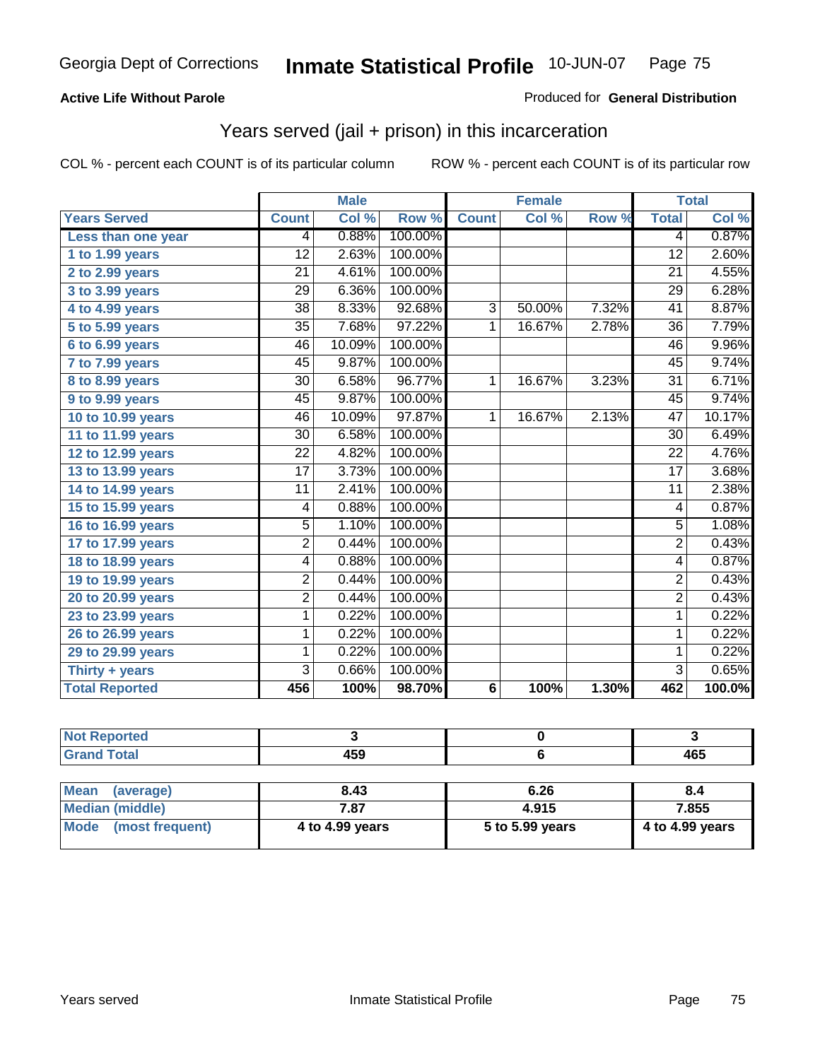# Georgia Dept of Corrections — Inmate Statistical Profile — 10-JUN-07

**Active Life Without Parole**

Produced for **General Distribution**

## Years served (jail + prison) in this incarceration

COL % - percent each COUNT is of its particular column

ROW % - percent each COUNT is of its particular row

| | Male | | | Female | | | Total | |
|---|---|---|---|---|---|---|---|---|
| **Years Served** | **Count** | **Col %** | **Row %** | **Count** | **Col %** | **Row %** | **Total** | **Col %** |
| Less than one year | 4 | 0.88% | 100.00% | | | | 4 | 0.87% |
| 1 to 1.99 years | 12 | 2.63% | 100.00% | | | | 12 | 2.60% |
| 2 to 2.99 years | 21 | 4.61% | 100.00% | | | | 21 | 4.55% |
| 3 to 3.99 years | 29 | 6.36% | 100.00% | | | | 29 | 6.28% |
| 4 to 4.99 years | 38 | 8.33% | 92.68% | 3 | 50.00% | 7.32% | 41 | 8.87% |
| 5 to 5.99 years | 35 | 7.68% | 97.22% | 1 | 16.67% | 2.78% | 36 | 7.79% |
| 6 to 6.99 years | 46 | 10.09% | 100.00% | | | | 46 | 9.96% |
| 7 to 7.99 years | 45 | 9.87% | 100.00% | | | | 45 | 9.74% |
| 8 to 8.99 years | 30 | 6.58% | 96.77% | 1 | 16.67% | 3.23% | 31 | 6.71% |
| 9 to 9.99 years | 45 | 9.87% | 100.00% | | | | 45 | 9.74% |
| 10 to 10.99 years | 46 | 10.09% | 97.87% | 1 | 16.67% | 2.13% | 47 | 10.17% |
| 11 to 11.99 years | 30 | 6.58% | 100.00% | | | | 30 | 6.49% |
| 12 to 12.99 years | 22 | 4.82% | 100.00% | | | | 22 | 4.76% |
| 13 to 13.99 years | 17 | 3.73% | 100.00% | | | | 17 | 3.68% |
| 14 to 14.99 years | 11 | 2.41% | 100.00% | | | | 11 | 2.38% |
| 15 to 15.99 years | 4 | 0.88% | 100.00% | | | | 4 | 0.87% |
| 16 to 16.99 years | 5 | 1.10% | 100.00% | | | | 5 | 1.08% |
| 17 to 17.99 years | 2 | 0.44% | 100.00% | | | | 2 | 0.43% |
| 18 to 18.99 years | 4 | 0.88% | 100.00% | | | | 4 | 0.87% |
| 19 to 19.99 years | 2 | 0.44% | 100.00% | | | | 2 | 0.43% |
| 20 to 20.99 years | 2 | 0.44% | 100.00% | | | | 2 | 0.43% |
| 23 to 23.99 years | 1 | 0.22% | 100.00% | | | | 1 | 0.22% |
| 26 to 26.99 years | 1 | 0.22% | 100.00% | | | | 1 | 0.22% |
| 29 to 29.99 years | 1 | 0.22% | 100.00% | | | | 1 | 0.22% |
| Thirty + years | 3 | 0.66% | 100.00% | | | | 3 | 0.65% |
| **Total Reported** | **456** | **100%** | **98.70%** | **6** | **100%** | **1.30%** | **462** | **100.0%** |

| | Male | Female | Total |
|---|---|---|---|
| Not Reported | 3 | 0 | 3 |
| Grand Total | 459 | 6 | 465 |

| | Male | Female | Total |
|---|---|---|---|
| Mean (average) | 8.43 | 6.26 | 8.4 |
| Median (middle) | 7.87 | 4.915 | 7.855 |
| Mode (most frequent) | 4 to 4.99 years | 5 to 5.99 years | 4 to 4.99 years |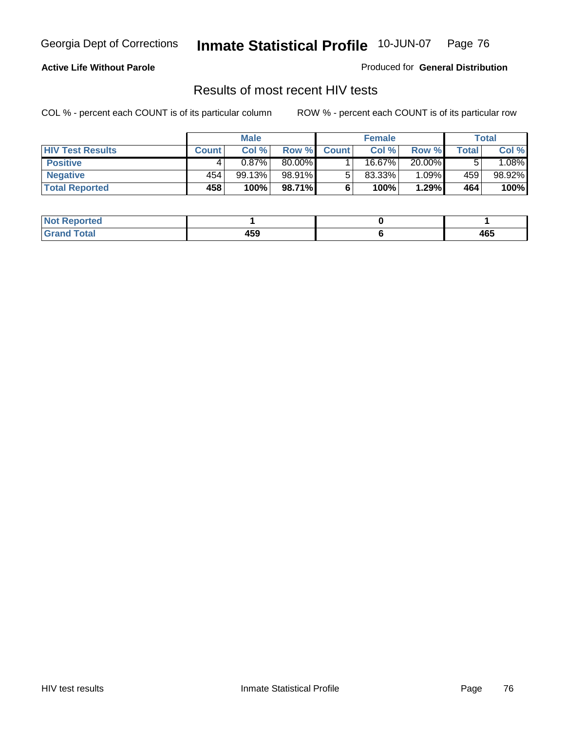**Active Life Without Parole**

Produced for **General Distribution**

## Results of most recent HIV tests

COL % - percent each COUNT is of its particular column

ROW % - percent each COUNT is of its particular row

| | Male | | | Female | | | Total | |
|---|---|---|---|---|---|---|---|---|
| **HIV Test Results** | **Count** | **Col %** | **Row %** | **Count** | **Col %** | **Row %** | **Total** | **Col %** |
| **Positive** | 4 | 0.87% | 80.00% | 1 | 16.67% | 20.00% | 5 | 1.08% |
| **Negative** | 454 | 99.13% | 98.91% | 5 | 83.33% | 1.09% | 459 | 98.92% |
| **Total Reported** | **458** | **100%** | **98.71%** | **6** | **100%** | **1.29%** | **464** | **100%** |

| | Male | Female | Total |
|---|---|---|---|
| **Not Reported** | **1** | **0** | **1** |
| **Grand Total** | **459** | **6** | **465** |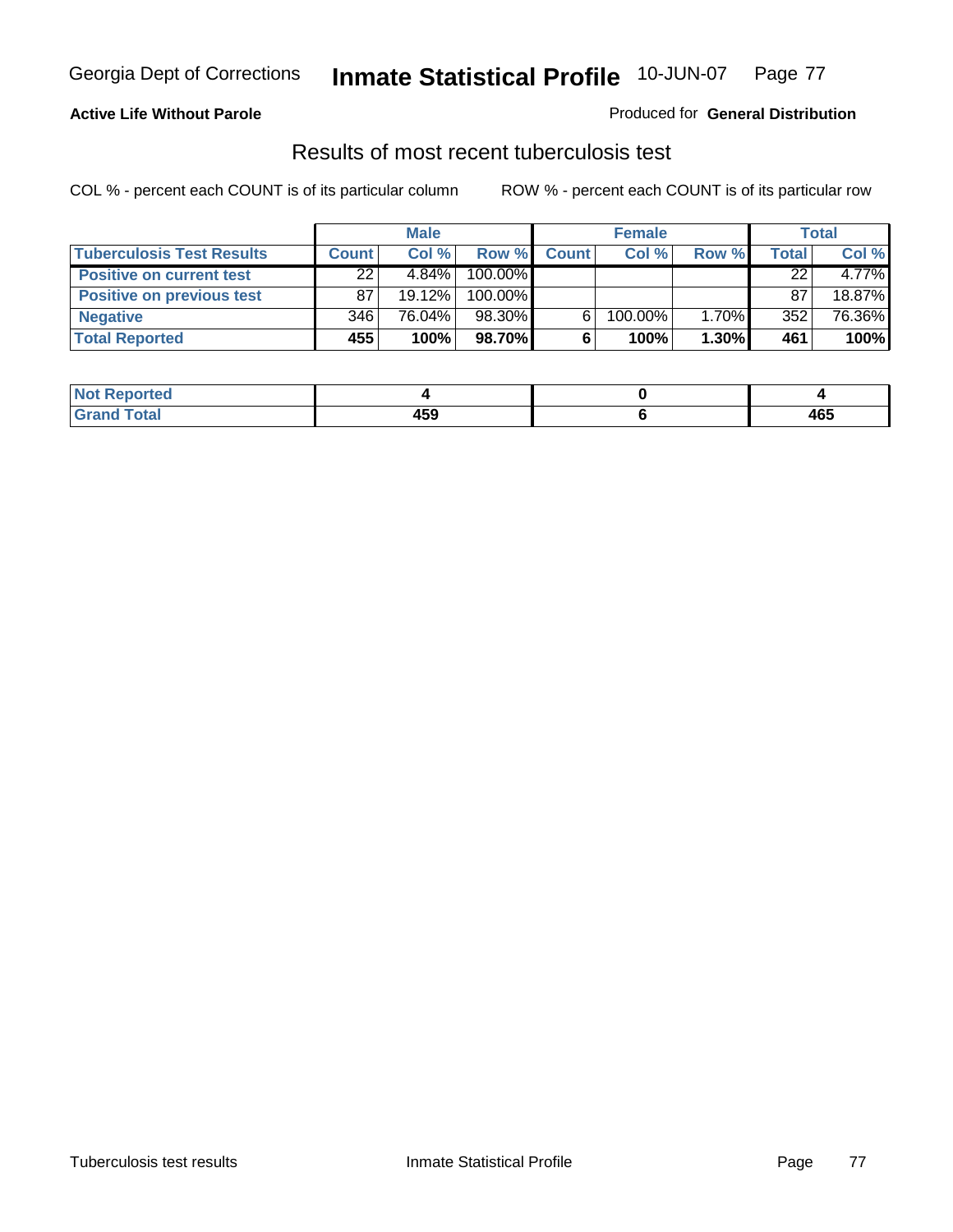**Active Life Without Parole**

Produced for **General Distribution**

## Results of most recent tuberculosis test

COL % - percent each COUNT is of its particular column

ROW % - percent each COUNT is of its particular row

| | Male | | | Female | | | Total | |
|---|---|---|---|---|---|---|---|---|
| **Tuberculosis Test Results** | **Count** | **Col %** | **Row %** | **Count** | **Col %** | **Row %** | **Total** | **Col %** |
| **Positive on current test** | 22 | 4.84% | 100.00% | | | | 22 | 4.77% |
| **Positive on previous test** | 87 | 19.12% | 100.00% | | | | 87 | 18.87% |
| **Negative** | 346 | 76.04% | 98.30% | 6 | 100.00% | 1.70% | 352 | 76.36% |
| **Total Reported** | **455** | **100%** | **98.70%** | **6** | **100%** | **1.30%** | **461** | **100%** |

| | Male | Female | Total |
|---|---|---|---|
| **Not Reported** | **4** | **0** | **4** |
| **Grand Total** | **459** | **6** | **465** |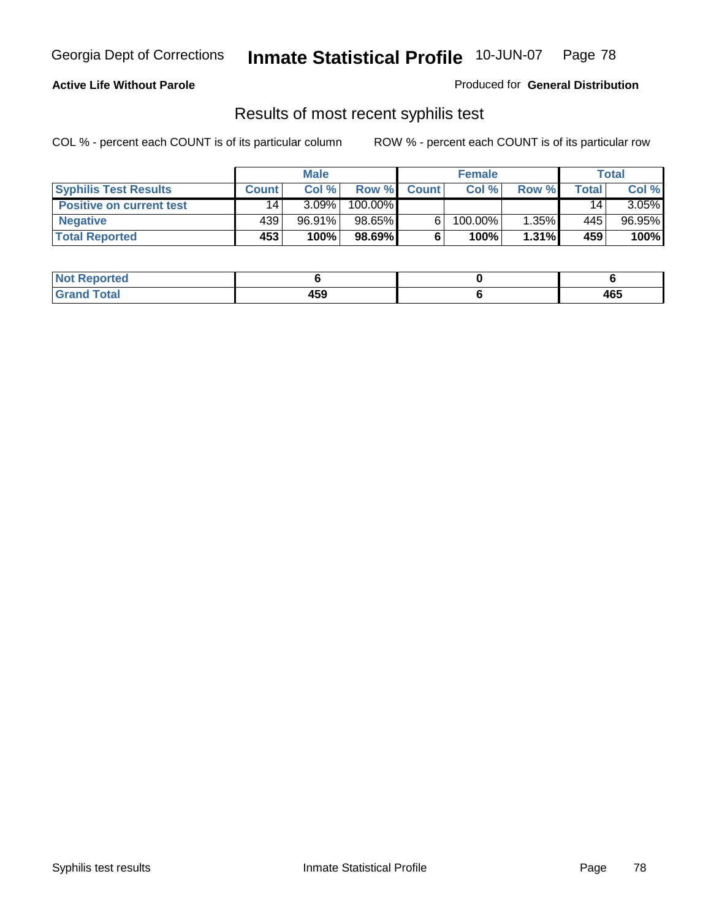**Active Life Without Parole**

Produced for **General Distribution**

## Results of most recent syphilis test

COL % - percent each COUNT is of its particular column

ROW % - percent each COUNT is of its particular row

| | Male | | | Female | | | Total | |
|---|---|---|---|---|---|---|---|---|
| **Syphilis Test Results** | **Count** | **Col %** | **Row %** | **Count** | **Col %** | **Row %** | **Total** | **Col %** |
| **Positive on current test** | 14 | 3.09% | 100.00% | | | | 14 | 3.05% |
| **Negative** | 439 | 96.91% | 98.65% | 6 | 100.00% | 1.35% | 445 | 96.95% |
| **Total Reported** | **453** | **100%** | **98.69%** | **6** | **100%** | **1.31%** | **459** | **100%** |

| | Male | Female | Total |
|---|---|---|---|
| **Not Reported** | **6** | **0** | **6** |
| **Grand Total** | **459** | **6** | **465** |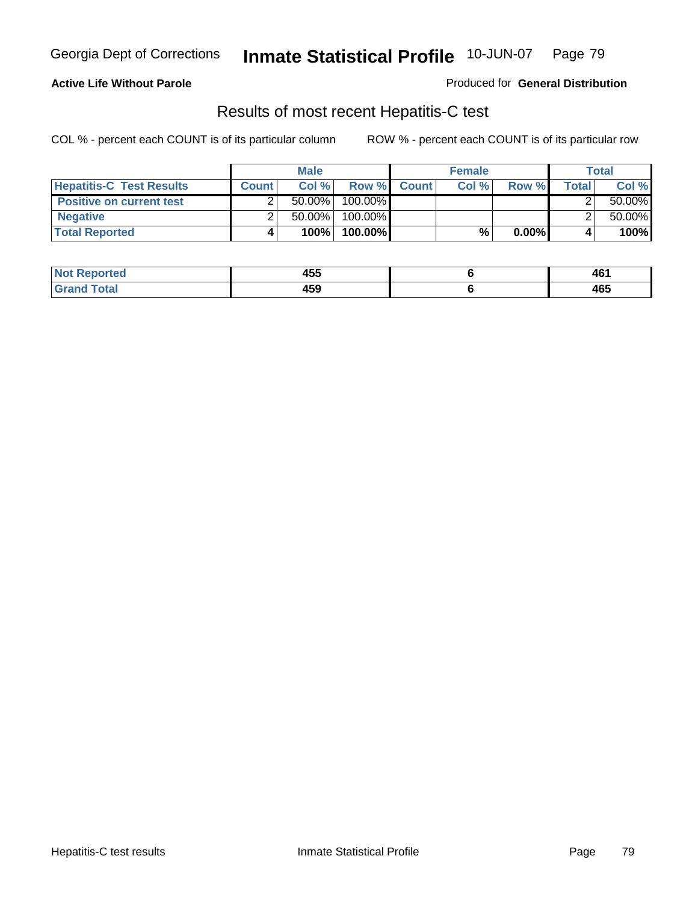**Active Life Without Parole**

Produced for **General Distribution**

## Results of most recent Hepatitis-C test

COL % - percent each COUNT is of its particular column

ROW % - percent each COUNT is of its particular row

| | Male | | | Female | | | Total | |
|---|---|---|---|---|---|---|---|---|
| **Hepatitis-C Test Results** | **Count** | **Col %** | **Row %** | **Count** | **Col %** | **Row %** | **Total** | **Col %** |
| **Positive on current test** | 2 | 50.00% | 100.00% | | | | 2 | 50.00% |
| **Negative** | 2 | 50.00% | 100.00% | | | | 2 | 50.00% |
| **Total Reported** | **4** | **100%** | **100.00%** | | **%** | **0.00%** | **4** | **100%** |

| | Male | Female | Total |
|---|---|---|---|
| **Not Reported** | **455** | **6** | **461** |
| **Grand Total** | **459** | **6** | **465** |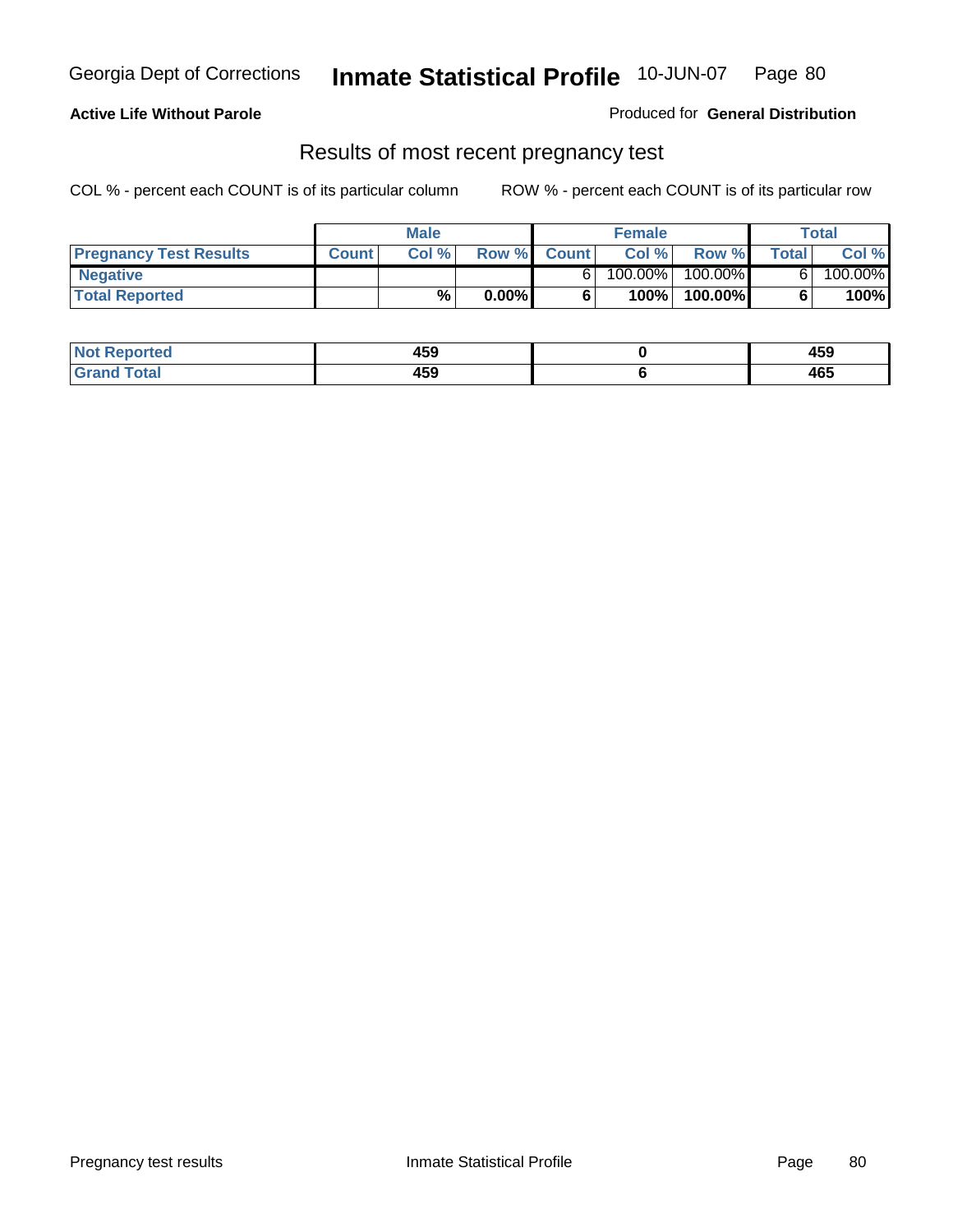**Active Life Without Parole** Produced for **General Distribution**

## Results of most recent pregnancy test

COL % - percent each COUNT is of its particular column ROW % - percent each COUNT is of its particular row

| | Male | | | Female | | | Total | |
|---|---|---|---|---|---|---|---|---|
| **Pregnancy Test Results** | **Count** | **Col %** | **Row %** | **Count** | **Col %** | **Row %** | **Total** | **Col %** |
| **Negative** | | | | 6 | 100.00% | 100.00% | 6 | 100.00% |
| **Total Reported** | | **%** | **0.00%** | **6** | **100%** | **100.00%** | **6** | **100%** |

| | Male | Female | Total |
|---|---|---|---|
| **Not Reported** | **459** | **0** | **459** |
| **Grand Total** | **459** | **6** | **465** |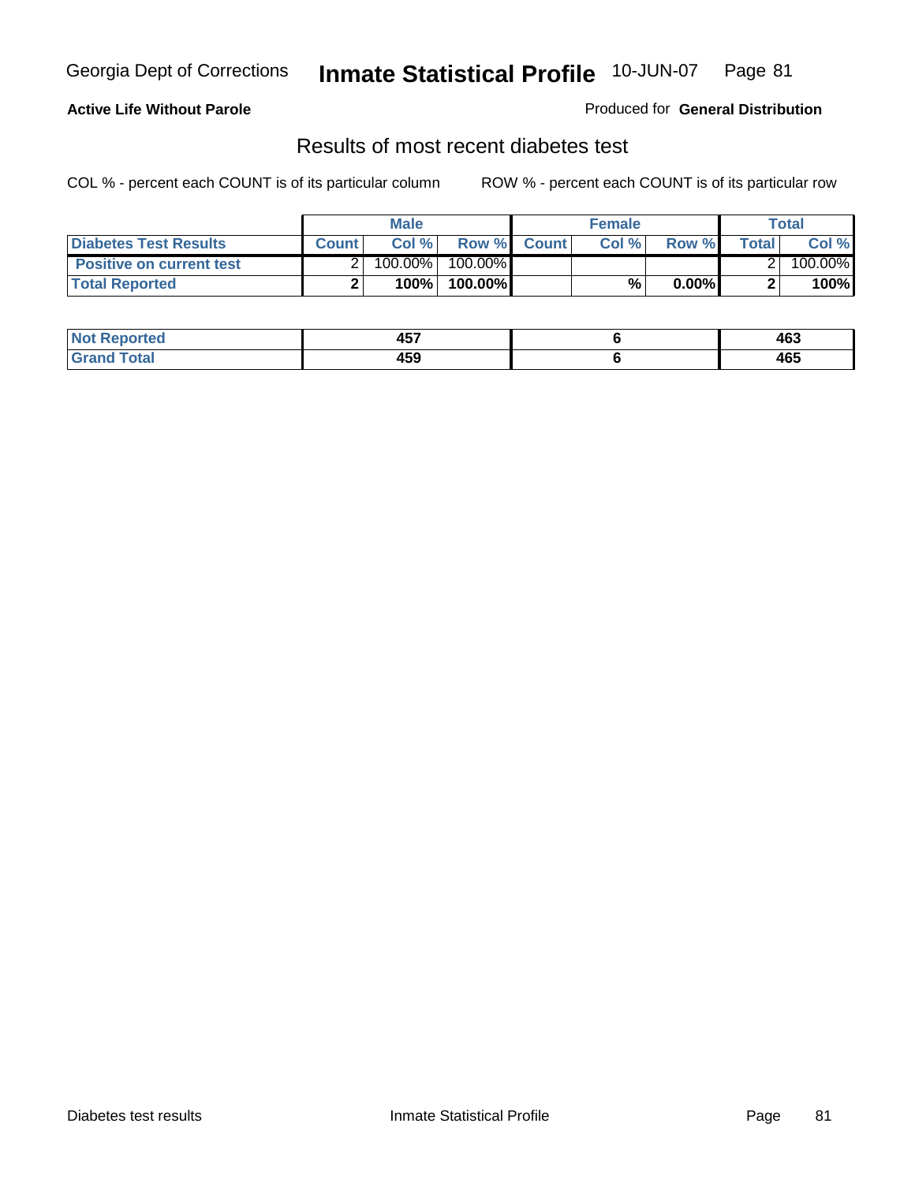**Active Life Without Parole**

Produced for **General Distribution**

## Results of most recent diabetes test

COL % - percent each COUNT is of its particular column ROW % - percent each COUNT is of its particular row

| | Male | | | Female | | | Total | |
|---|---|---|---|---|---|---|---|---|
| **Diabetes Test Results** | **Count** | **Col %** | **Row %** | **Count** | **Col %** | **Row %** | **Total** | **Col %** |
| **Positive on current test** | 2 | 100.00% | 100.00% | | | | 2 | 100.00% |
| **Total Reported** | **2** | **100%** | **100.00%** | | **%** | **0.00%** | **2** | **100%** |

| | Male | Female | Total |
|---|---|---|---|
| **Not Reported** | **457** | **6** | **463** |
| **Grand Total** | **459** | **6** | **465** |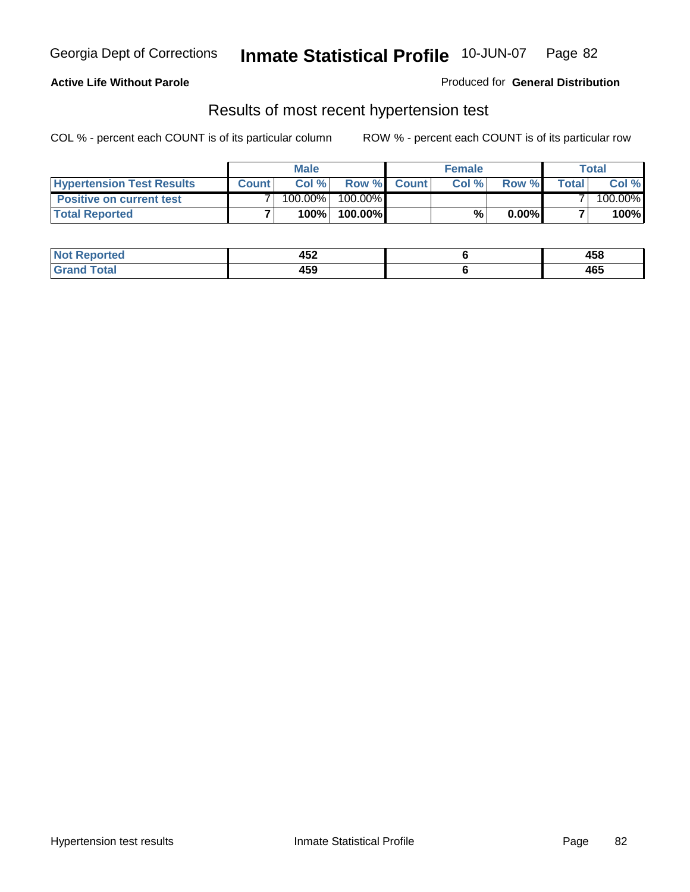**Active Life Without Parole**

Produced for **General Distribution**

## Results of most recent hypertension test

COL % - percent each COUNT is of its particular column

ROW % - percent each COUNT is of its particular row

| | Male | | | Female | | | Total | |
|---|---|---|---|---|---|---|---|---|
| **Hypertension Test Results** | **Count** | **Col %** | **Row %** | **Count** | **Col %** | **Row %** | **Total** | **Col %** |
| **Positive on current test** | 7 | 100.00% | 100.00% | | | | 7 | 100.00% |
| **Total Reported** | **7** | **100%** | **100.00%** | | **%** | **0.00%** | **7** | **100%** |

| | Male | Female | Total |
|---|---|---|---|
| **Not Reported** | **452** | **6** | **458** |
| **Grand Total** | **459** | **6** | **465** |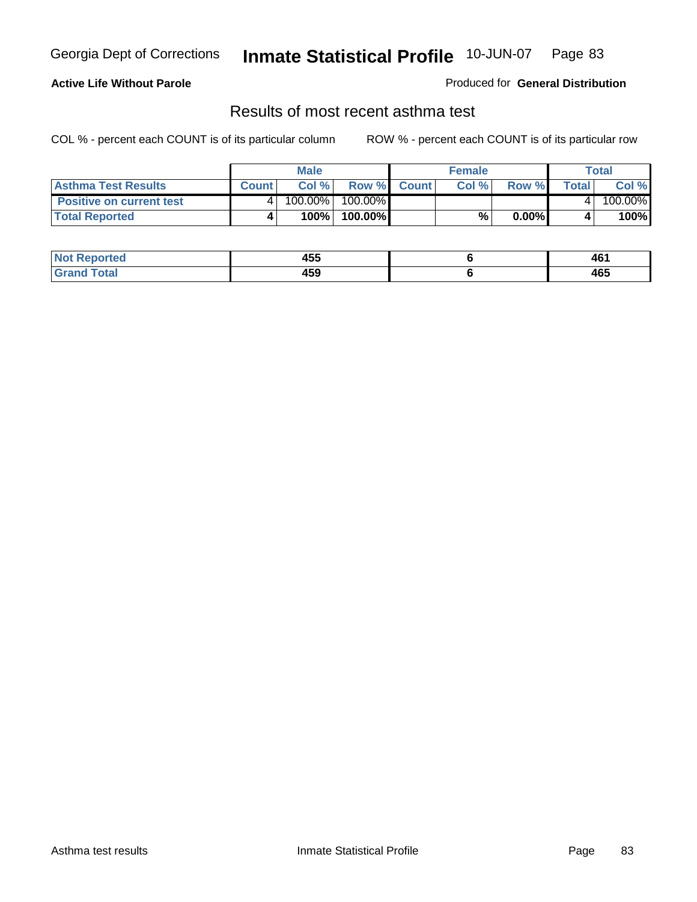Georgia Dept of Corrections **Inmate Statistical Profile** 10-JUN-07

**Active Life Without Parole**

Produced for **General Distribution**

## Results of most recent asthma test

COL % - percent each COUNT is of its particular column

ROW % - percent each COUNT is of its particular row

| | Male | | | Female | | | Total | |
|---|---|---|---|---|---|---|---|---|
| **Asthma Test Results** | **Count** | **Col %** | **Row %** | **Count** | **Col %** | **Row %** | **Total** | **Col %** |
| **Positive on current test** | 4 | 100.00% | 100.00% | | | | 4 | 100.00% |
| **Total Reported** | **4** | **100%** | **100.00%** | | **%** | **0.00%** | **4** | **100%** |

| | Male | Female | Total |
|---|---|---|---|
| **Not Reported** | **455** | **6** | **461** |
| **Grand Total** | **459** | **6** | **465** |

Asthma test results Inmate Statistical Profile